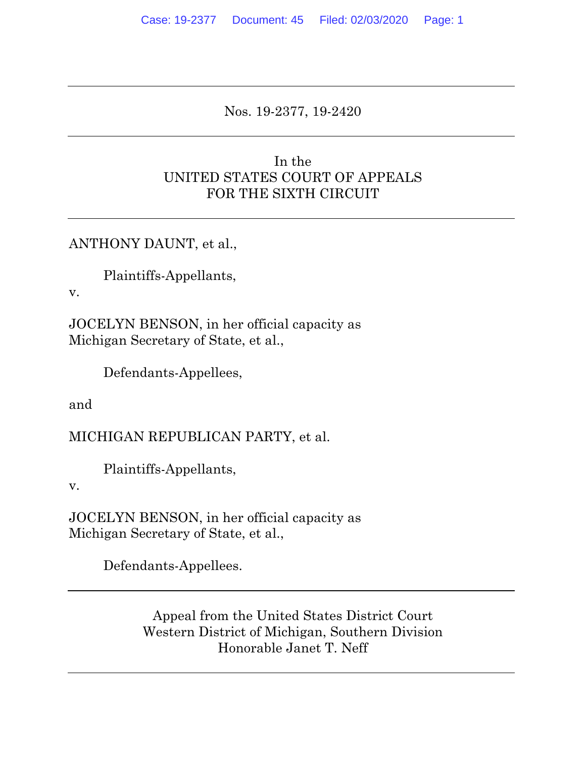Nos. 19-2377, 19-2420

---

In the
UNITED STATES COURT OF APPEALS
FOR THE SIXTH CIRCUIT

---

ANTHONY DAUNT, et al.,

Plaintiffs-Appellants,

v.

JOCELYN BENSON, in her official capacity as
Michigan Secretary of State, et al.,

Defendants-Appellees,

and

MICHIGAN REPUBLICAN PARTY, et al.

Plaintiffs-Appellants,

v.

JOCELYN BENSON, in her official capacity as
Michigan Secretary of State, et al.,

Defendants-Appellees.

---

Appeal from the United States District Court
Western District of Michigan, Southern Division
Honorable Janet T. Neff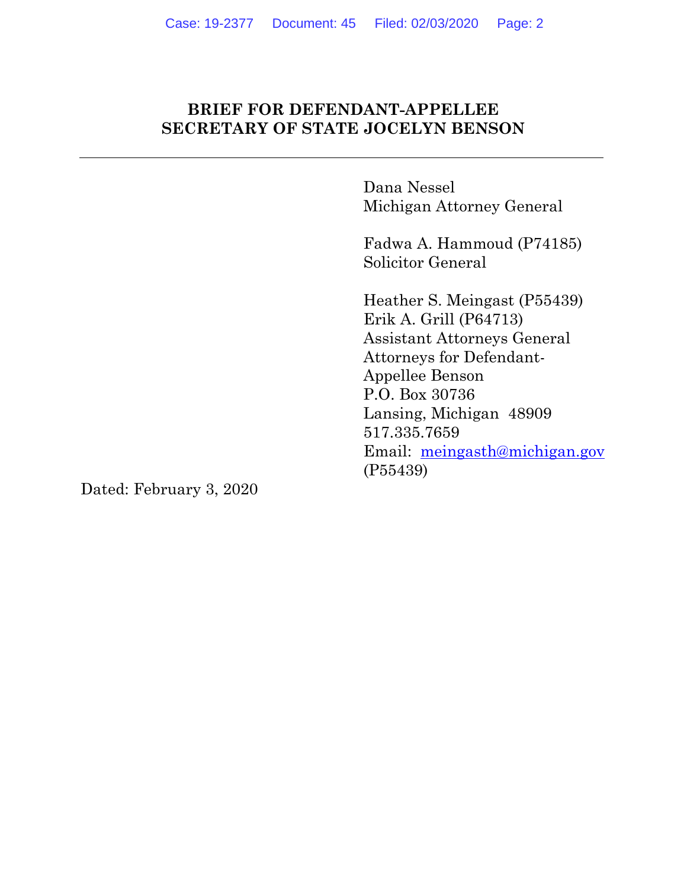**BRIEF FOR DEFENDANT-APPELLEE**
**SECRETARY OF STATE JOCELYN BENSON**

---

Dana Nessel
Michigan Attorney General

Fadwa A. Hammoud (P74185)
Solicitor General

Heather S. Meingast (P55439)
Erik A. Grill (P64713)
Assistant Attorneys General
Attorneys for Defendant-
Appellee Benson
P.O. Box 30736
Lansing, Michigan 48909
517.335.7659
Email: meingasth@michigan.gov
(P55439)

Dated: February 3, 2020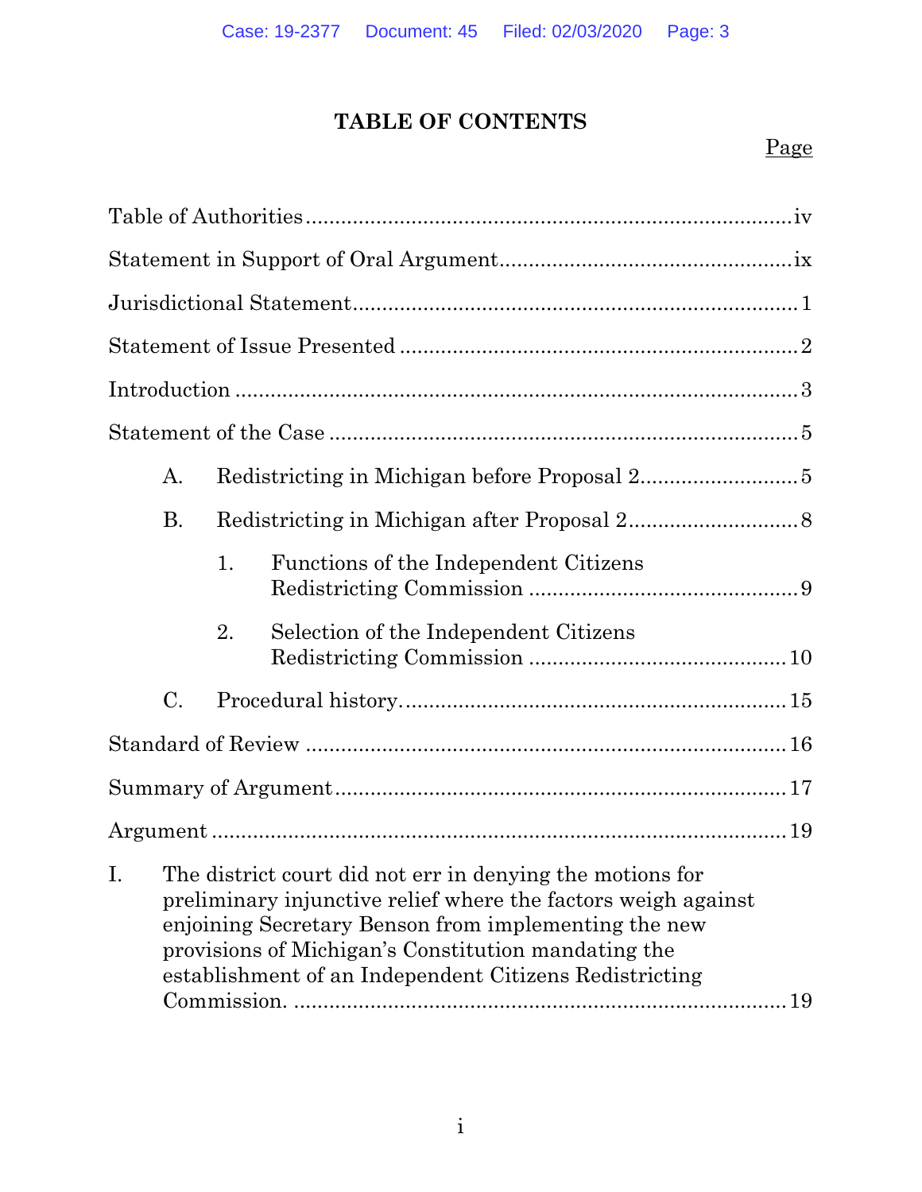# TABLE OF CONTENTS

Page

Table of Authorities ..... iv

Statement in Support of Oral Argument ..... ix

Jurisdictional Statement ..... 1

Statement of Issue Presented ..... 2

Introduction ..... 3

Statement of the Case ..... 5

- A. Redistricting in Michigan before Proposal 2 ..... 5
- B. Redistricting in Michigan after Proposal 2 ..... 8
  - 1. Functions of the Independent Citizens Redistricting Commission ..... 9
  - 2. Selection of the Independent Citizens Redistricting Commission ..... 10
- C. Procedural history. ..... 15

Standard of Review ..... 16

Summary of Argument ..... 17

Argument ..... 19

I. The district court did not err in denying the motions for preliminary injunctive relief where the factors weigh against enjoining Secretary Benson from implementing the new provisions of Michigan's Constitution mandating the establishment of an Independent Citizens Redistricting Commission. ..... 19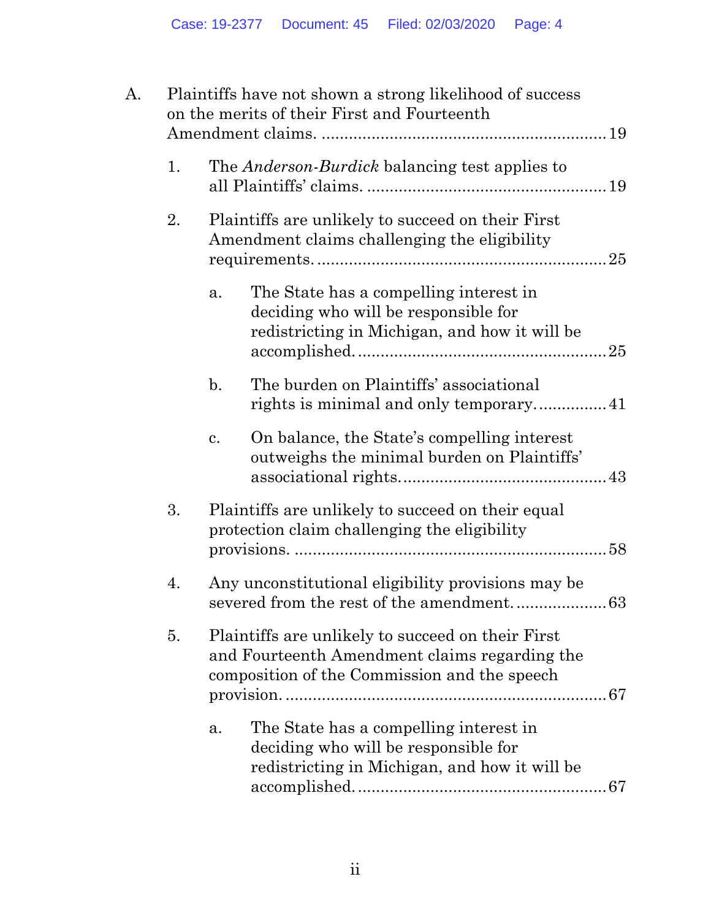A. Plaintiffs have not shown a strong likelihood of success on the merits of their First and Fourteenth Amendment claims. ............................................................ 19

1. The *Anderson-Burdick* balancing test applies to all Plaintiffs' claims. .................................................... 19

2. Plaintiffs are unlikely to succeed on their First Amendment claims challenging the eligibility requirements. ............................................................ 25

a. The State has a compelling interest in deciding who will be responsible for redistricting in Michigan, and how it will be accomplished. ...................................................... 25

b. The burden on Plaintiffs' associational rights is minimal and only temporary. ............... 41

c. On balance, the State's compelling interest outweighs the minimal burden on Plaintiffs' associational rights. ............................................ 43

3. Plaintiffs are unlikely to succeed on their equal protection claim challenging the eligibility provisions. ................................................................... 58

4. Any unconstitutional eligibility provisions may be severed from the rest of the amendment. .................... 63

5. Plaintiffs are unlikely to succeed on their First and Fourteenth Amendment claims regarding the composition of the Commission and the speech provision. .................................................................... 67

a. The State has a compelling interest in deciding who will be responsible for redistricting in Michigan, and how it will be accomplished. ...................................................... 67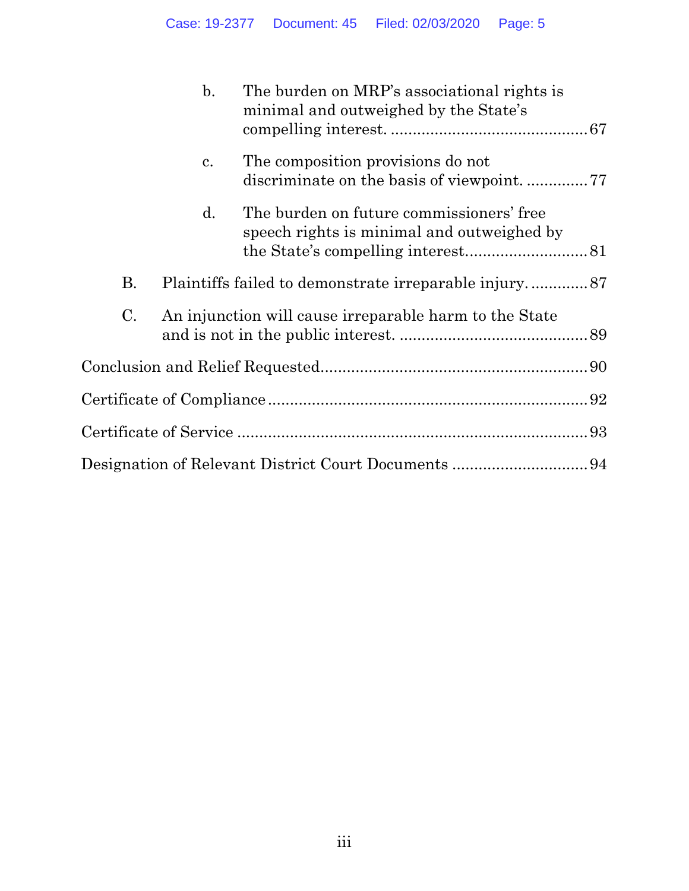- b. The burden on MRP's associational rights is minimal and outweighed by the State's compelling interest. .......... 67
- c. The composition provisions do not discriminate on the basis of viewpoint. .......... 77
- d. The burden on future commissioners' free speech rights is minimal and outweighed by the State's compelling interest.......... 81

B. Plaintiffs failed to demonstrate irreparable injury. .......... 87

C. An injunction will cause irreparable harm to the State and is not in the public interest. .......... 89

Conclusion and Relief Requested.......... 90

Certificate of Compliance.......... 92

Certificate of Service .......... 93

Designation of Relevant District Court Documents .......... 94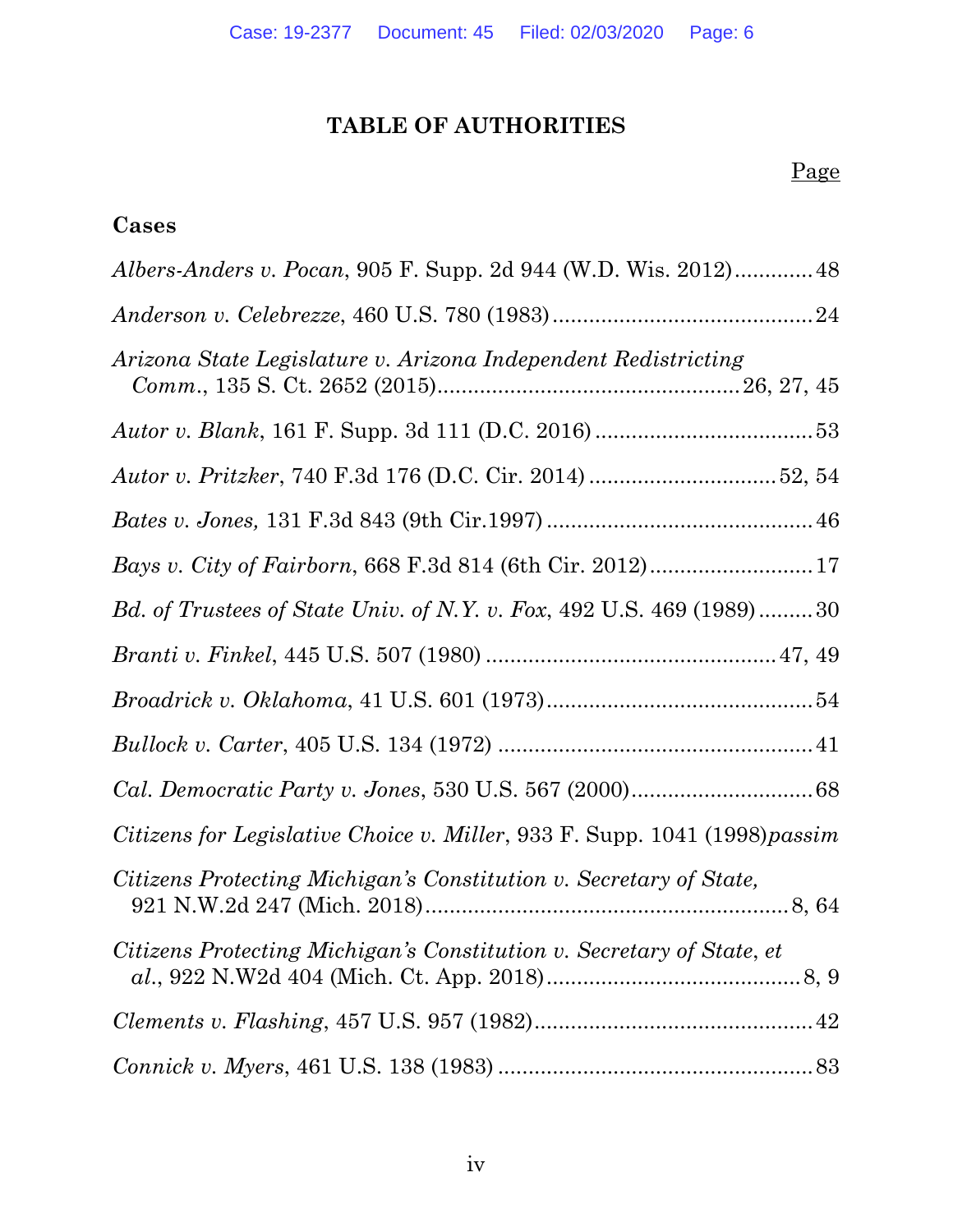# TABLE OF AUTHORITIES

Page

**Cases**

*Albers-Anders v. Pocan*, 905 F. Supp. 2d 944 (W.D. Wis. 2012) .............48

*Anderson v. Celebrezze*, 460 U.S. 780 (1983) ..........................................24

*Arizona State Legislature v. Arizona Independent Redistricting Comm.*, 135 S. Ct. 2652 (2015) ................................................26, 27, 45

*Autor v. Blank*, 161 F. Supp. 3d 111 (D.C. 2016) ...................................53

*Autor v. Pritzker*, 740 F.3d 176 (D.C. Cir. 2014) ..............................52, 54

*Bates v. Jones,* 131 F.3d 843 (9th Cir.1997) ...........................................46

*Bays v. City of Fairborn*, 668 F.3d 814 (6th Cir. 2012) ..........................17

*Bd. of Trustees of State Univ. of N.Y. v. Fox*, 492 U.S. 469 (1989) .........30

*Branti v. Finkel*, 445 U.S. 507 (1980) ..............................................47, 49

*Broadrick v. Oklahoma*, 41 U.S. 601 (1973)...........................................54

*Bullock v. Carter*, 405 U.S. 134 (1972) ...................................................41

*Cal. Democratic Party v. Jones*, 530 U.S. 567 (2000).............................68

*Citizens for Legislative Choice v. Miller*, 933 F. Supp. 1041 (1998)*passim*

*Citizens Protecting Michigan's Constitution v. Secretary of State,* 921 N.W.2d 247 (Mich. 2018)..........................................................8, 64

*Citizens Protecting Michigan's Constitution v. Secretary of State, et al.*, 922 N.W2d 404 (Mich. Ct. App. 2018).........................................8, 9

*Clements v. Flashing*, 457 U.S. 957 (1982).............................................42

*Connick v. Myers*, 461 U.S. 138 (1983) ...................................................83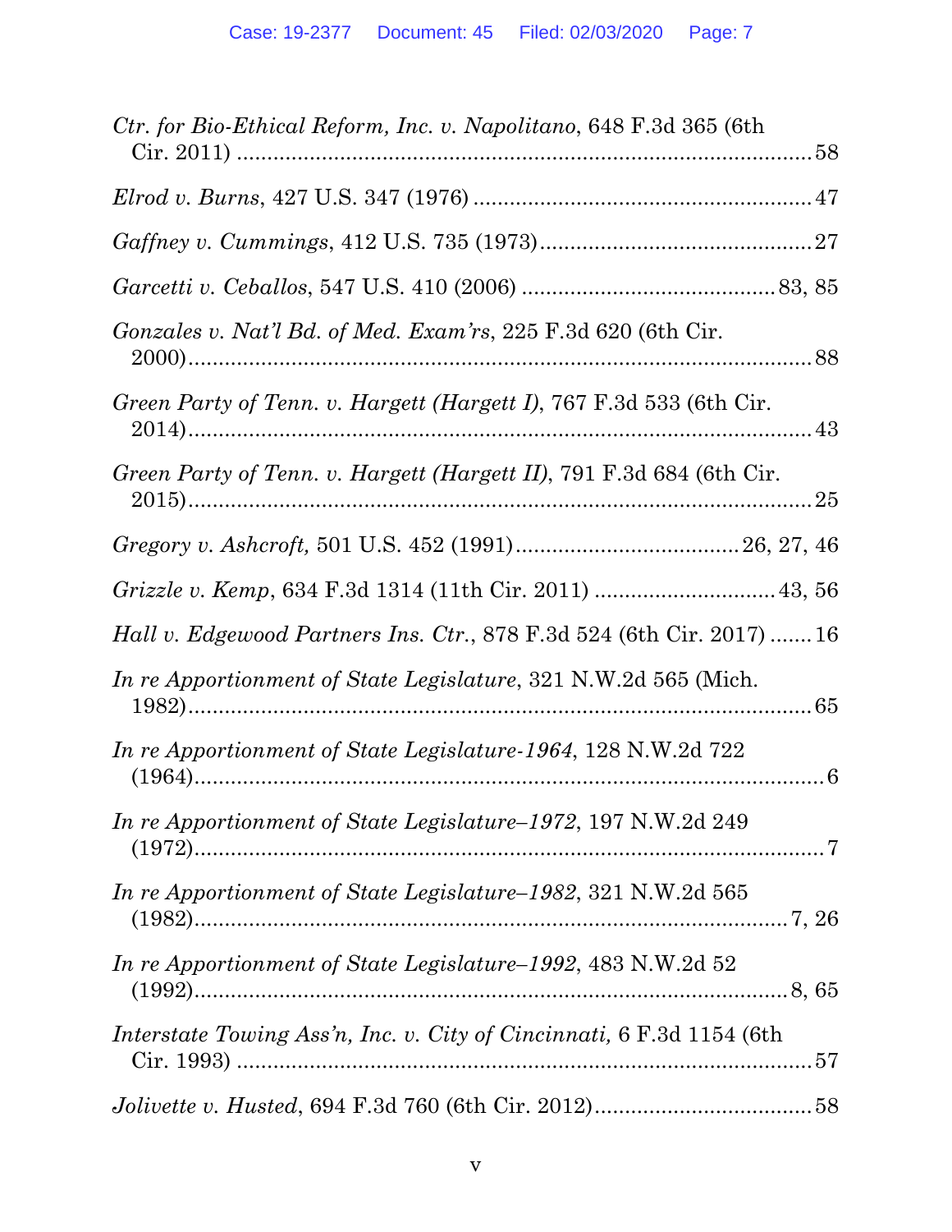*Ctr. for Bio-Ethical Reform, Inc. v. Napolitano*, 648 F.3d 365 (6th Cir. 2011) ........................................................................................ 58

*Elrod v. Burns*, 427 U.S. 347 (1976) ..................................................... 47

*Gaffney v. Cummings*, 412 U.S. 735 (1973)........................................... 27

*Garcetti v. Ceballos*, 547 U.S. 410 (2006) ........................................ 83, 85

*Gonzales v. Nat'l Bd. of Med. Exam'rs*, 225 F.3d 620 (6th Cir. 2000)........................................................................................................ 88

*Green Party of Tenn. v. Hargett (Hargett I)*, 767 F.3d 533 (6th Cir. 2014)........................................................................................................ 43

*Green Party of Tenn. v. Hargett (Hargett II)*, 791 F.3d 684 (6th Cir. 2015)........................................................................................................ 25

*Gregory v. Ashcroft,* 501 U.S. 452 (1991).................................... 26, 27, 46

*Grizzle v. Kemp*, 634 F.3d 1314 (11th Cir. 2011) ............................. 43, 56

*Hall v. Edgewood Partners Ins. Ctr.*, 878 F.3d 524 (6th Cir. 2017) ....... 16

*In re Apportionment of State Legislature*, 321 N.W.2d 565 (Mich. 1982)........................................................................................................ 65

*In re Apportionment of State Legislature-1964*, 128 N.W.2d 722 (1964)........................................................................................................ 6

*In re Apportionment of State Legislature–1972*, 197 N.W.2d 249 (1972)........................................................................................................ 7

*In re Apportionment of State Legislature–1982*, 321 N.W.2d 565 (1982)................................................................................................. 7, 26

*In re Apportionment of State Legislature–1992*, 483 N.W.2d 52 (1992)................................................................................................. 8, 65

*Interstate Towing Ass'n, Inc. v. City of Cincinnati,* 6 F.3d 1154 (6th Cir. 1993) ........................................................................................ 57

*Jolivette v. Husted*, 694 F.3d 760 (6th Cir. 2012).................................... 58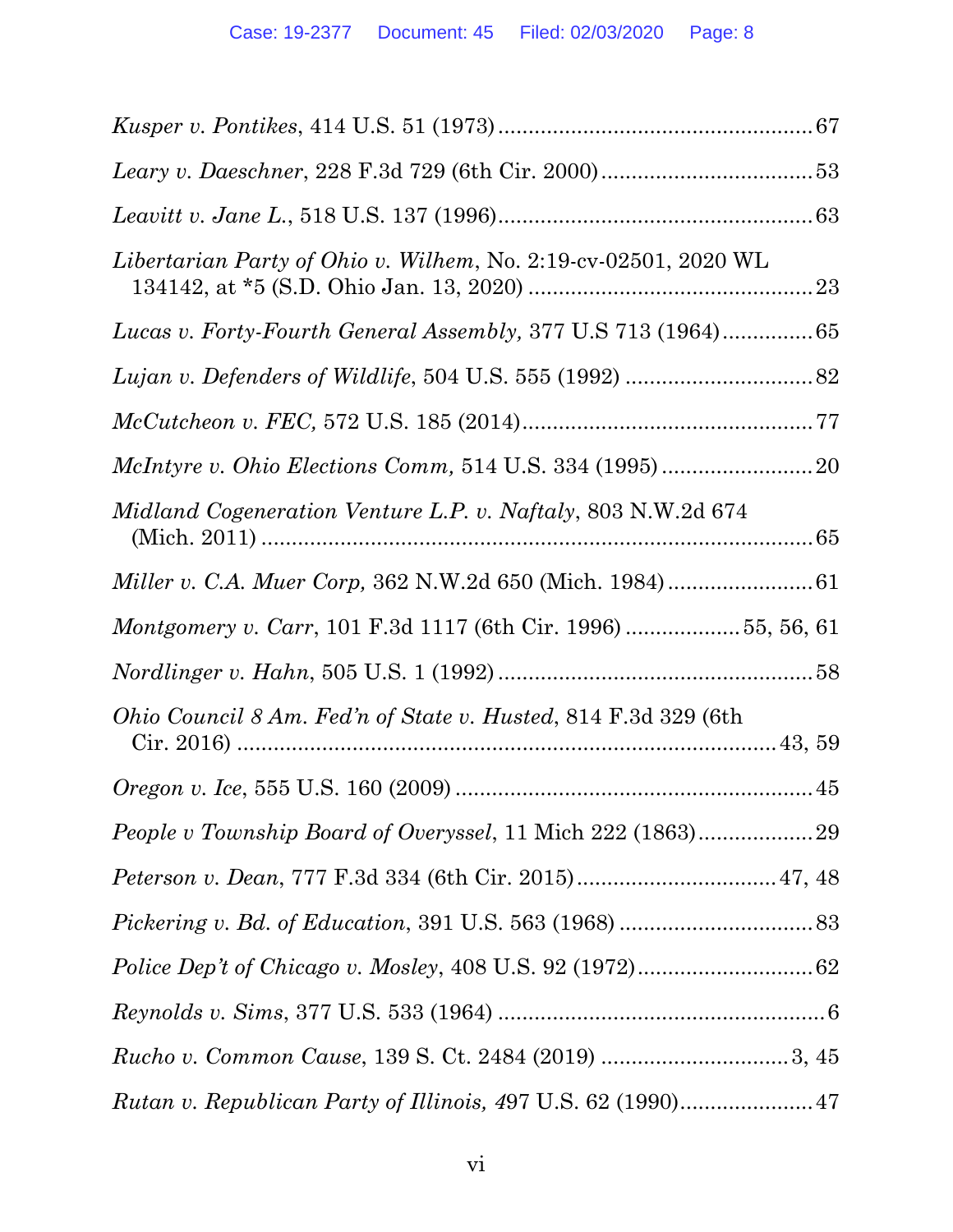*Kusper v. Pontikes*, 414 U.S. 51 (1973) .................................................... 67

*Leary v. Daeschner*, 228 F.3d 729 (6th Cir. 2000) .................................. 53

*Leavitt v. Jane L.*, 518 U.S. 137 (1996) .................................................. 63

*Libertarian Party of Ohio v. Wilhem*, No. 2:19-cv-02501, 2020 WL 134142, at *5 (S.D. Ohio Jan. 13, 2020) .............................................. 23

*Lucas v. Forty-Fourth General Assembly,* 377 U.S 713 (1964) ............... 65

*Lujan v. Defenders of Wildlife*, 504 U.S. 555 (1992) ............................... 82

*McCutcheon v. FEC,* 572 U.S. 185 (2014) ................................................ 77

*McIntyre v. Ohio Elections Comm,* 514 U.S. 334 (1995) ......................... 20

*Midland Cogeneration Venture L.P. v. Naftaly*, 803 N.W.2d 674 (Mich. 2011) .......................................................................................... 65

*Miller v. C.A. Muer Corp,* 362 N.W.2d 650 (Mich. 1984) ........................ 61

*Montgomery v. Carr*, 101 F.3d 1117 (6th Cir. 1996) ................... 55, 56, 61

*Nordlinger v. Hahn*, 505 U.S. 1 (1992) .................................................... 58

*Ohio Council 8 Am. Fed'n of State v. Husted*, 814 F.3d 329 (6th Cir. 2016) ....................................................................................... 43, 59

*Oregon v. Ice*, 555 U.S. 160 (2009) ........................................................... 45

*People v Township Board of Overyssel*, 11 Mich 222 (1863) ................... 29

*Peterson v. Dean*, 777 F.3d 334 (6th Cir. 2015) ................................ 47, 48

*Pickering v. Bd. of Education*, 391 U.S. 563 (1968) ................................ 83

*Police Dep't of Chicago v. Mosley*, 408 U.S. 92 (1972) ............................. 62

*Reynolds v. Sims*, 377 U.S. 533 (1964) ....................................................... 6

*Rucho v. Common Cause*, 139 S. Ct. 2484 (2019) ............................... 3, 45

*Rutan v. Republican Party of Illinois, 4*97 U.S. 62 (1990) ...................... 47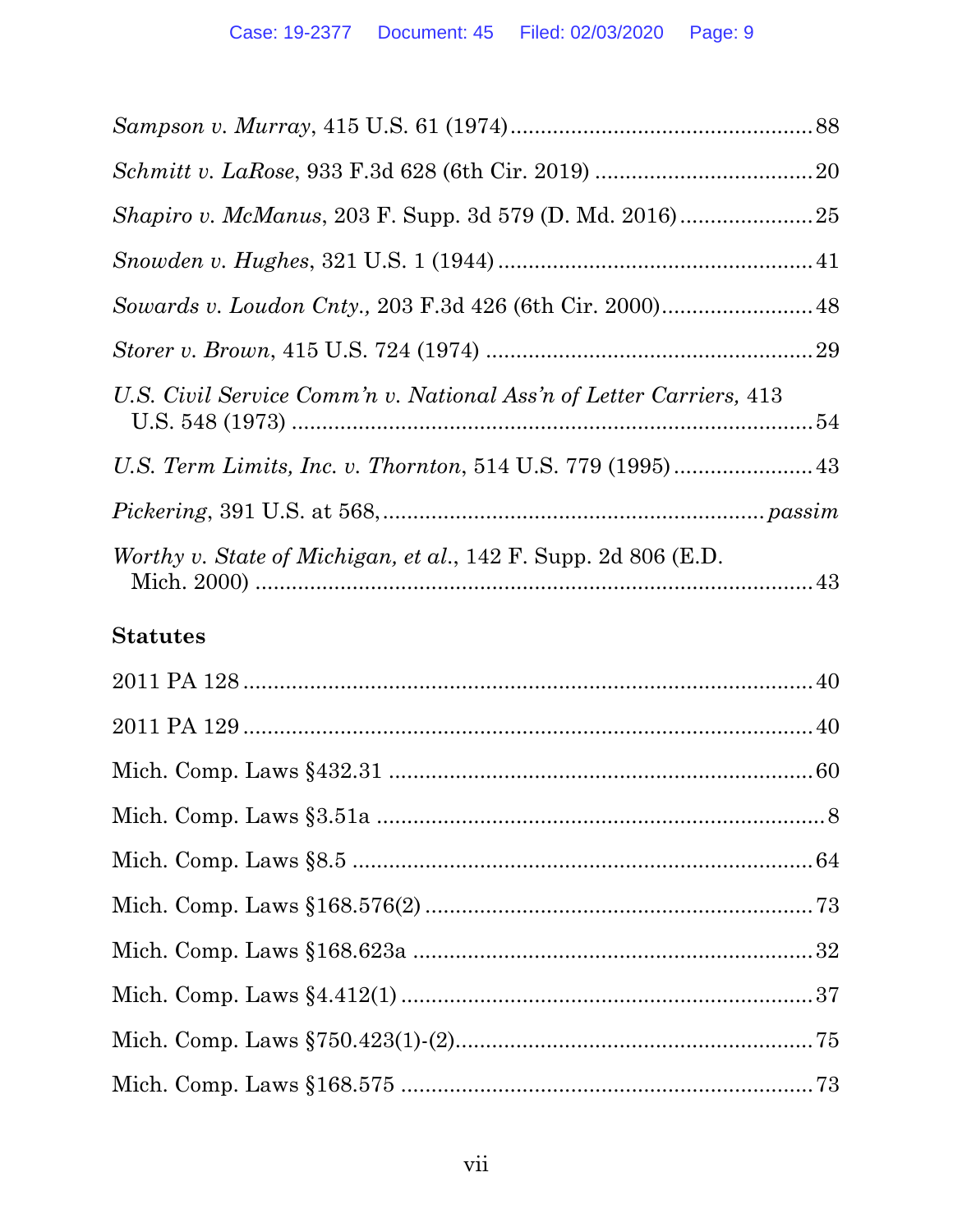*Sampson v. Murray*, 415 U.S. 61 (1974)................................................88

*Schmitt v. LaRose*, 933 F.3d 628 (6th Cir. 2019) ....................................20

*Shapiro v. McManus*, 203 F. Supp. 3d 579 (D. Md. 2016)......................25

*Snowden v. Hughes*, 321 U.S. 1 (1944) ....................................................41

*Sowards v. Loudon Cnty.*, 203 F.3d 426 (6th Cir. 2000).........................48

*Storer v. Brown*, 415 U.S. 724 (1974) ......................................................29

*U.S. Civil Service Comm'n v. National Ass'n of Letter Carriers*, 413 U.S. 548 (1973) ......................................................................................54

*U.S. Term Limits, Inc. v. Thornton*, 514 U.S. 779 (1995).......................43

*Pickering*, 391 U.S. at 568,..............................................................*passim*

*Worthy v. State of Michigan, et al.*, 142 F. Supp. 2d 806 (E.D. Mich. 2000) ...........................................................................................43

**Statutes**

2011 PA 128 ...............................................................................................40

2011 PA 129 ...............................................................................................40

Mich. Comp. Laws §432.31 .....................................................................60

Mich. Comp. Laws §3.51a ...........................................................................8

Mich. Comp. Laws §8.5 ............................................................................64

Mich. Comp. Laws §168.576(2) ................................................................73

Mich. Comp. Laws §168.623a ...................................................................32

Mich. Comp. Laws §4.412(1) .....................................................................37

Mich. Comp. Laws §750.423(1)-(2)...........................................................75

Mich. Comp. Laws §168.575 .....................................................................73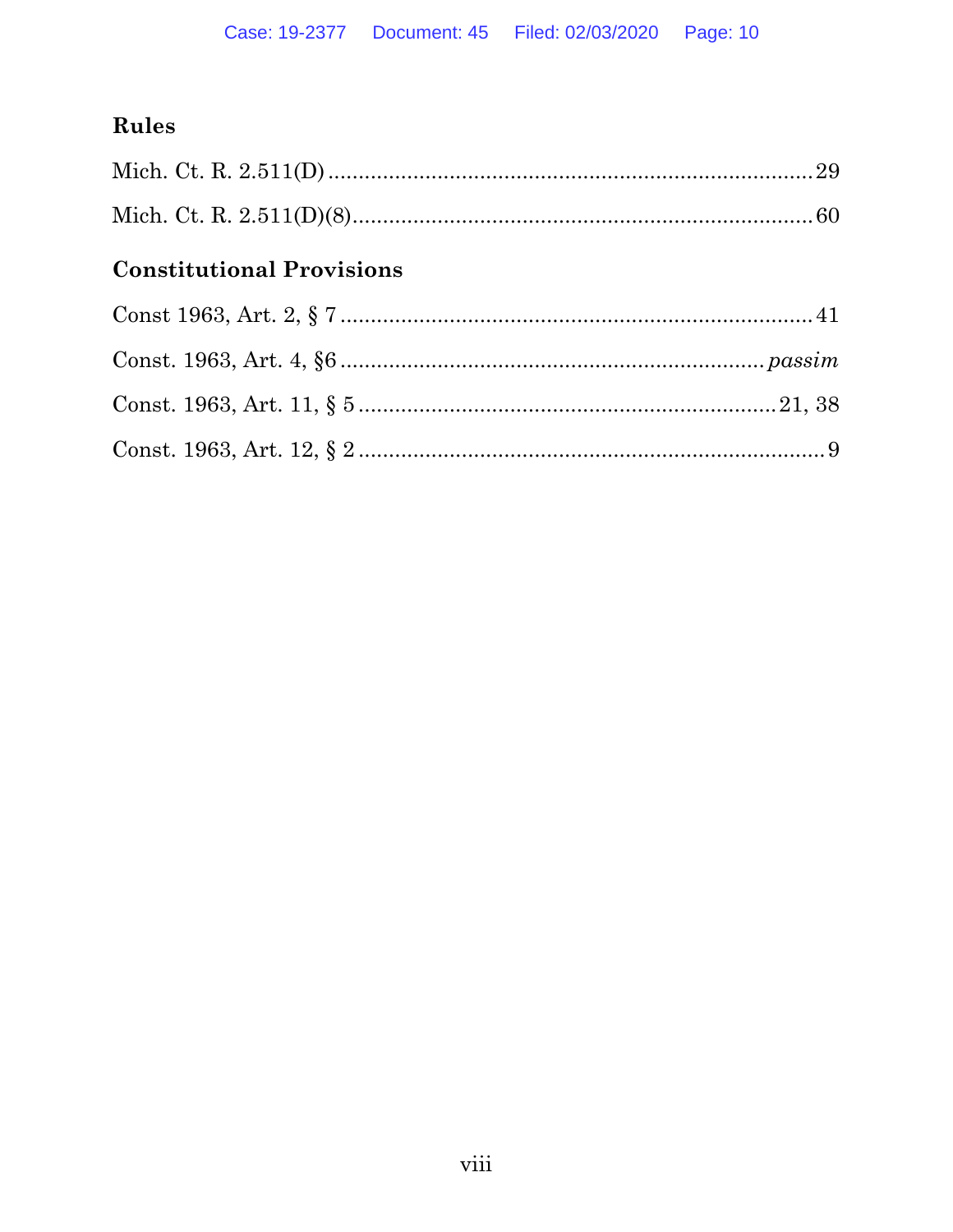### Rules

Mich. Ct. R. 2.511(D) .......... 29

Mich. Ct. R. 2.511(D)(8) .......... 60

### Constitutional Provisions

Const 1963, Art. 2, § 7 .......... 41

Const. 1963, Art. 4, §6 .......... *passim*

Const. 1963, Art. 11, § 5 .......... 21, 38

Const. 1963, Art. 12, § 2 .......... 9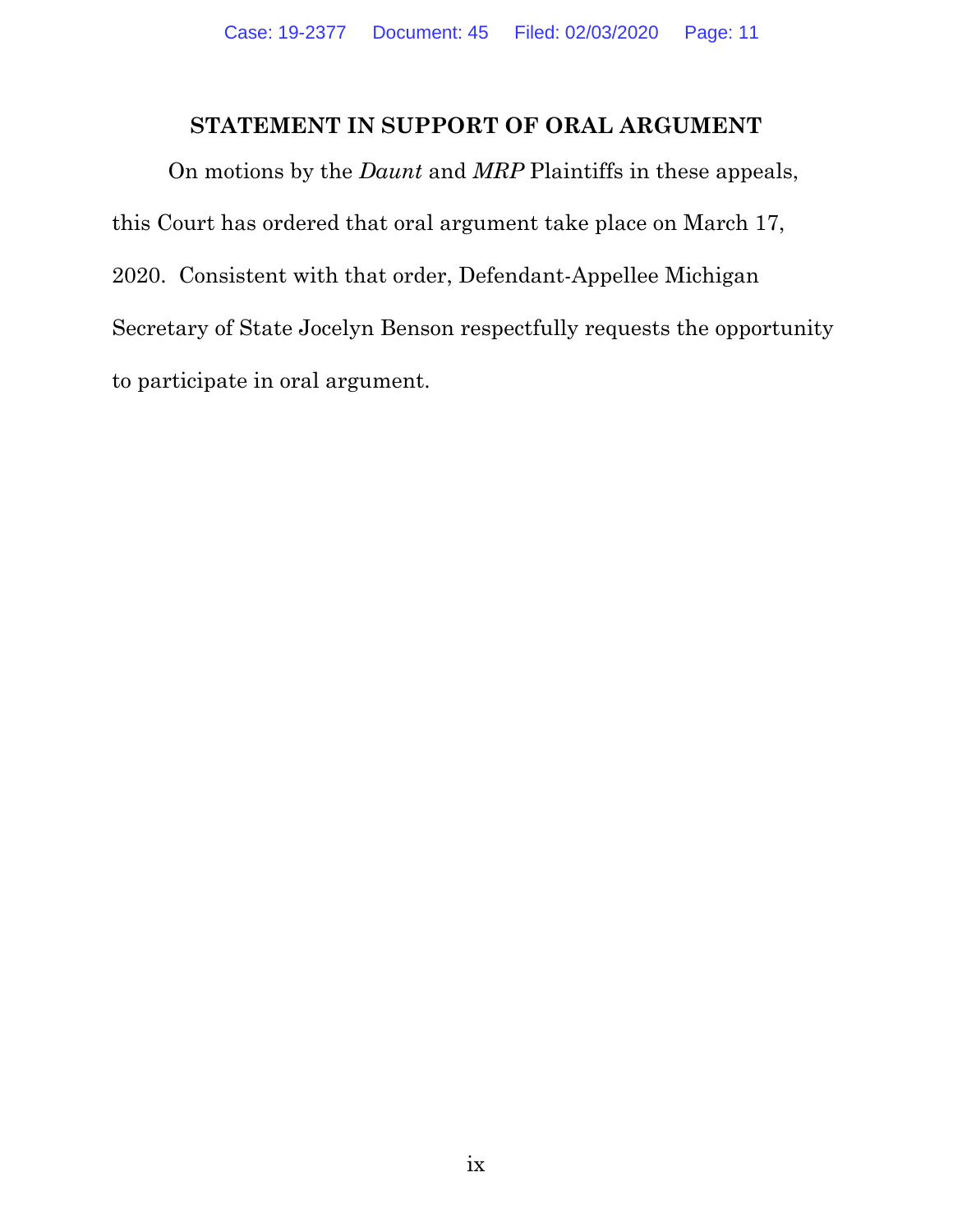## STATEMENT IN SUPPORT OF ORAL ARGUMENT

On motions by the *Daunt* and *MRP* Plaintiffs in these appeals, this Court has ordered that oral argument take place on March 17, 2020. Consistent with that order, Defendant-Appellee Michigan Secretary of State Jocelyn Benson respectfully requests the opportunity to participate in oral argument.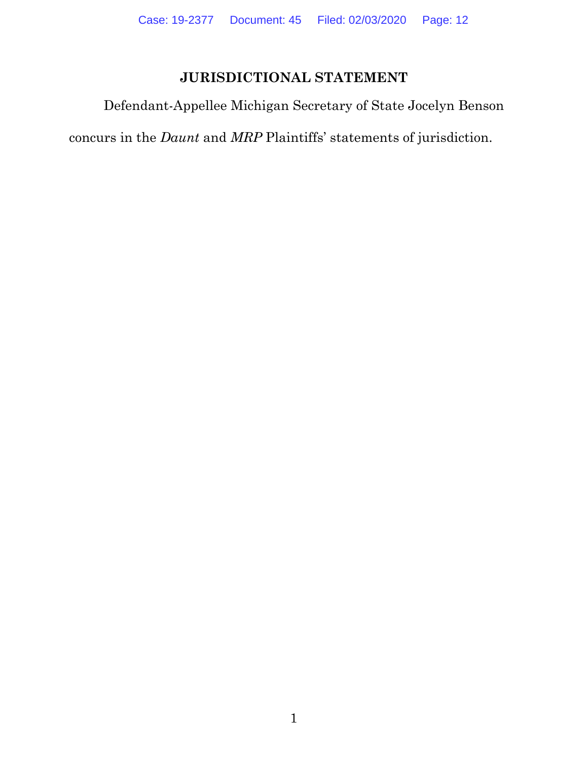# JURISDICTIONAL STATEMENT

Defendant-Appellee Michigan Secretary of State Jocelyn Benson concurs in the *Daunt* and *MRP* Plaintiffs' statements of jurisdiction.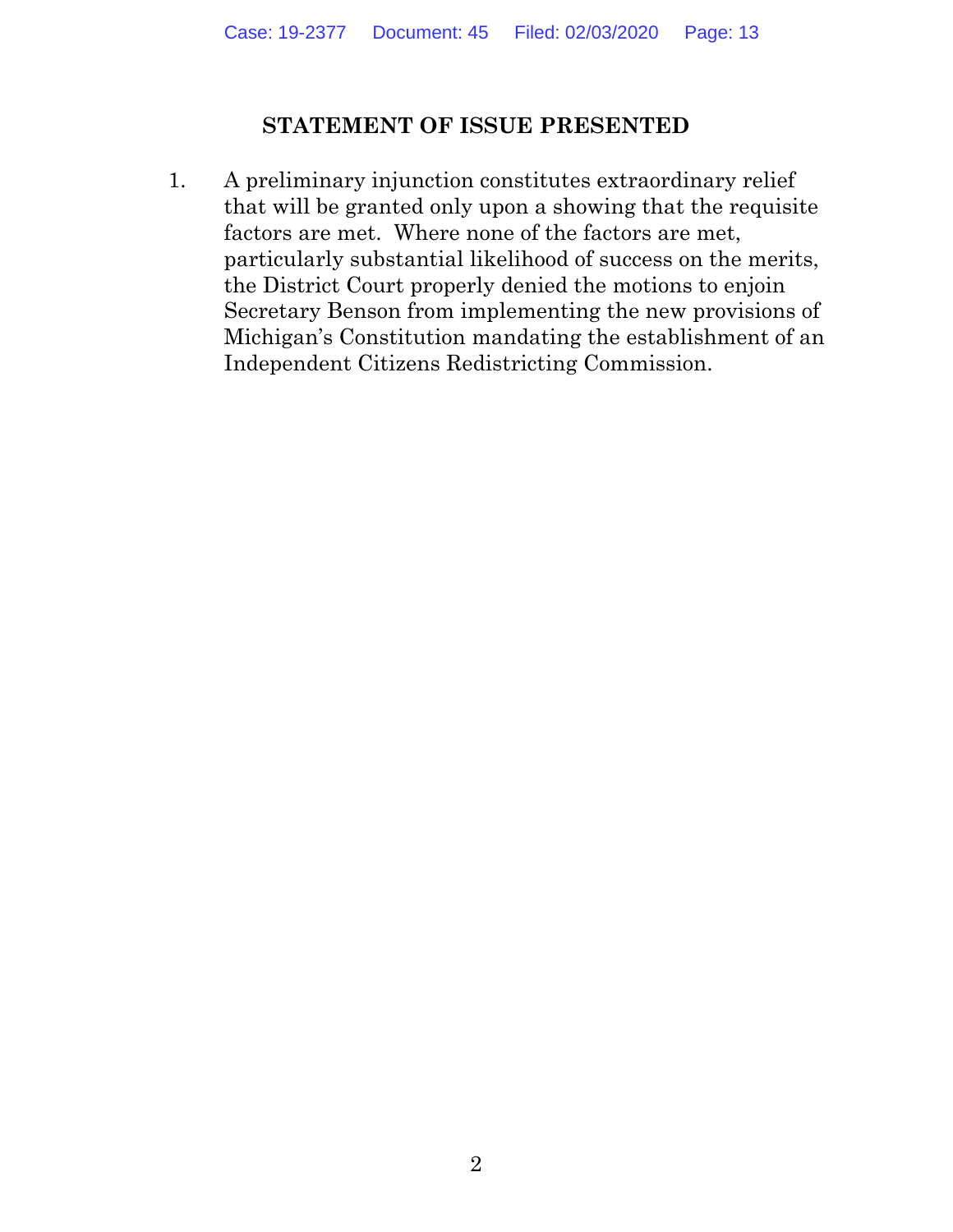## STATEMENT OF ISSUE PRESENTED

1. A preliminary injunction constitutes extraordinary relief that will be granted only upon a showing that the requisite factors are met. Where none of the factors are met, particularly substantial likelihood of success on the merits, the District Court properly denied the motions to enjoin Secretary Benson from implementing the new provisions of Michigan's Constitution mandating the establishment of an Independent Citizens Redistricting Commission.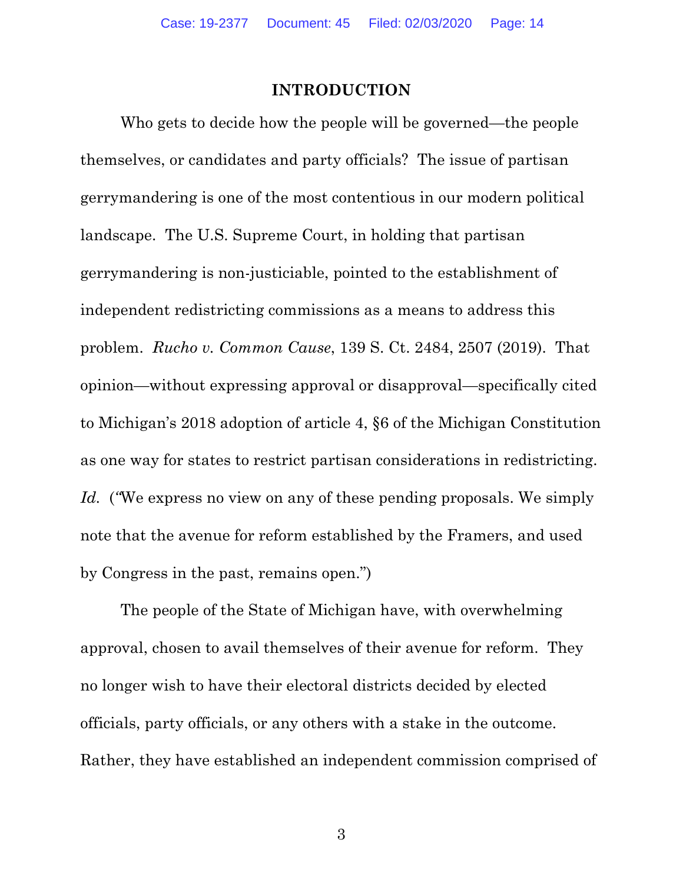## INTRODUCTION

Who gets to decide how the people will be governed—the people themselves, or candidates and party officials? The issue of partisan gerrymandering is one of the most contentious in our modern political landscape. The U.S. Supreme Court, in holding that partisan gerrymandering is non-justiciable, pointed to the establishment of independent redistricting commissions as a means to address this problem. *Rucho v. Common Cause*, 139 S. Ct. 2484, 2507 (2019). That opinion—without expressing approval or disapproval—specifically cited to Michigan's 2018 adoption of article 4, §6 of the Michigan Constitution as one way for states to restrict partisan considerations in redistricting. *Id.* ("We express no view on any of these pending proposals. We simply note that the avenue for reform established by the Framers, and used by Congress in the past, remains open.")

The people of the State of Michigan have, with overwhelming approval, chosen to avail themselves of their avenue for reform. They no longer wish to have their electoral districts decided by elected officials, party officials, or any others with a stake in the outcome. Rather, they have established an independent commission comprised of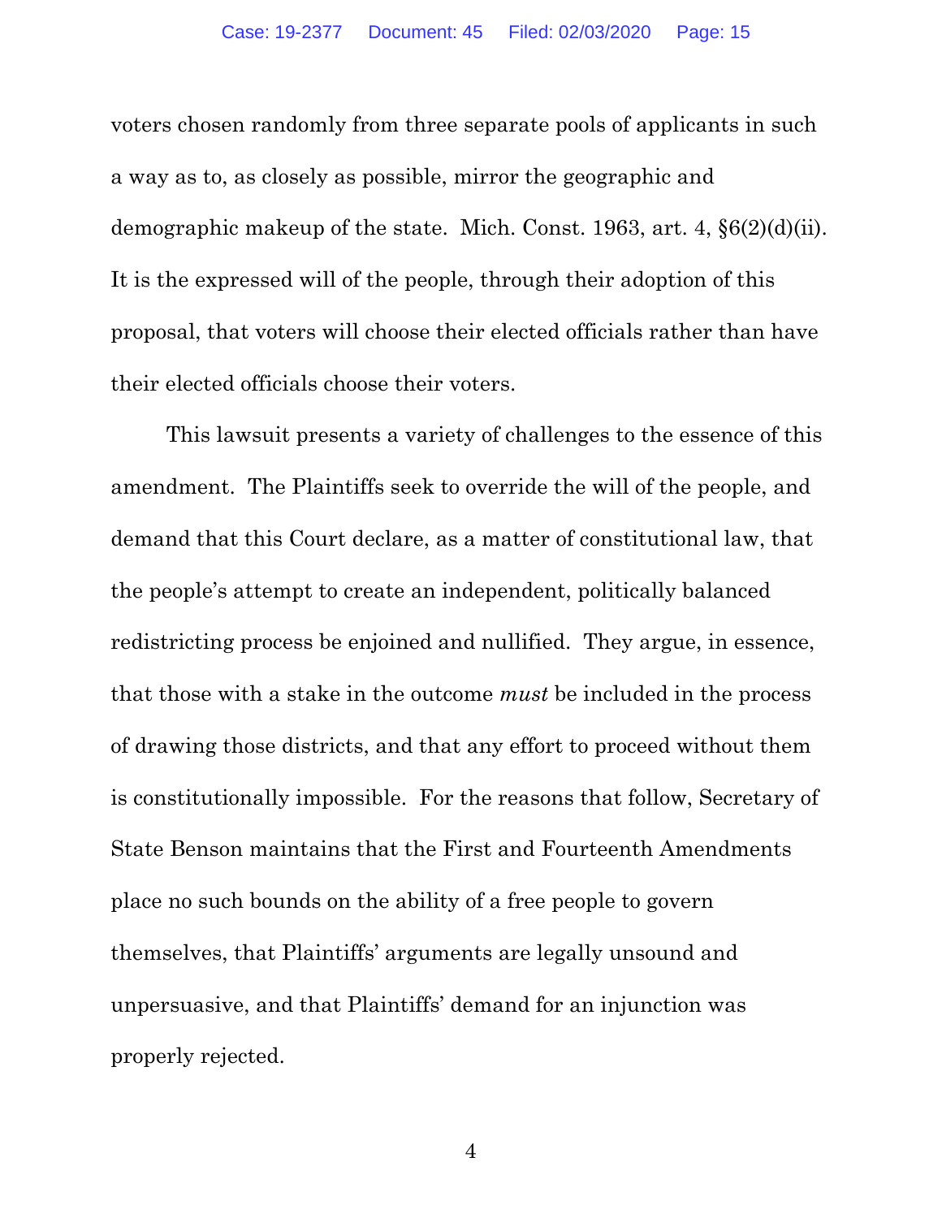voters chosen randomly from three separate pools of applicants in such a way as to, as closely as possible, mirror the geographic and demographic makeup of the state. Mich. Const. 1963, art. 4, §6(2)(d)(ii). It is the expressed will of the people, through their adoption of this proposal, that voters will choose their elected officials rather than have their elected officials choose their voters.

This lawsuit presents a variety of challenges to the essence of this amendment. The Plaintiffs seek to override the will of the people, and demand that this Court declare, as a matter of constitutional law, that the people's attempt to create an independent, politically balanced redistricting process be enjoined and nullified. They argue, in essence, that those with a stake in the outcome *must* be included in the process of drawing those districts, and that any effort to proceed without them is constitutionally impossible. For the reasons that follow, Secretary of State Benson maintains that the First and Fourteenth Amendments place no such bounds on the ability of a free people to govern themselves, that Plaintiffs' arguments are legally unsound and unpersuasive, and that Plaintiffs' demand for an injunction was properly rejected.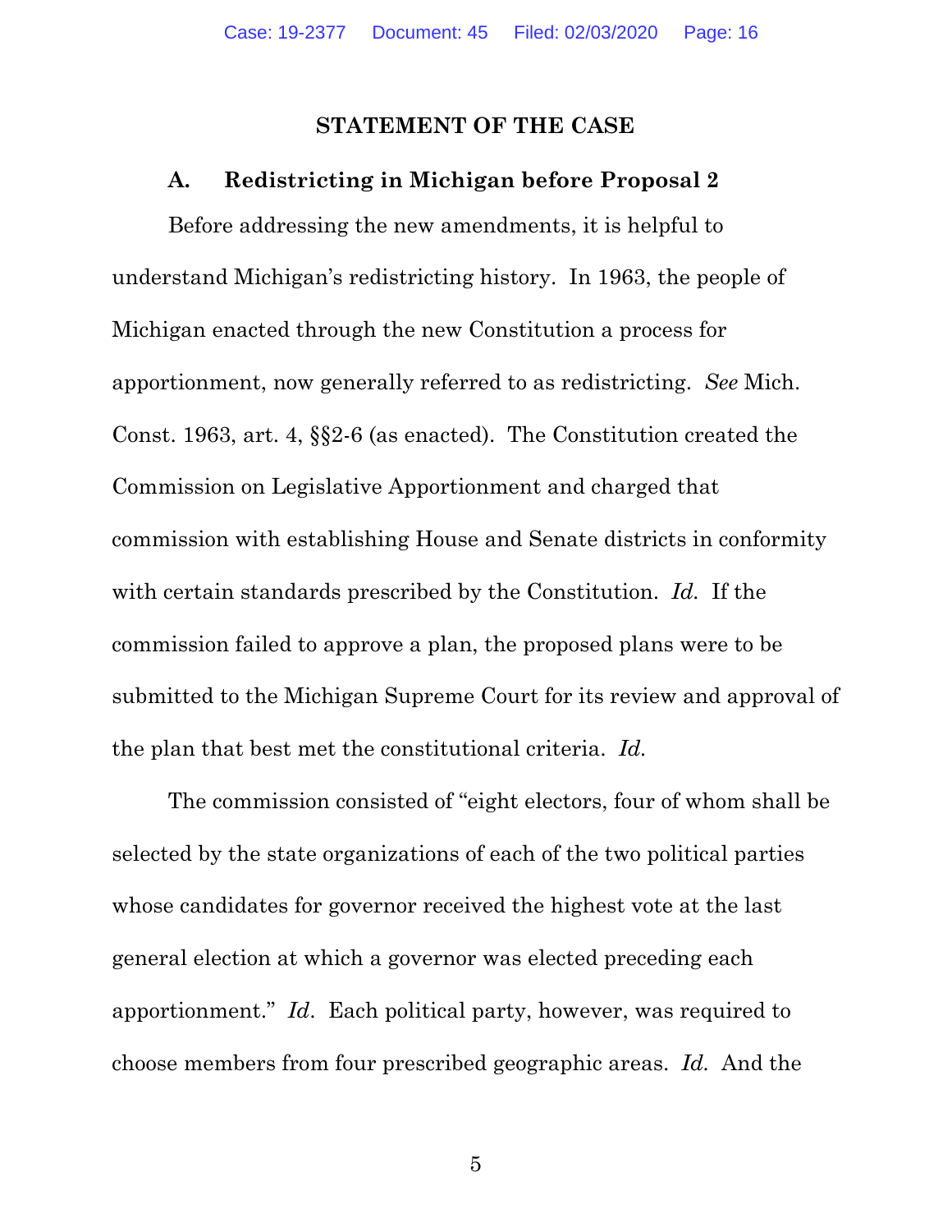## STATEMENT OF THE CASE

### A. Redistricting in Michigan before Proposal 2

Before addressing the new amendments, it is helpful to understand Michigan's redistricting history. In 1963, the people of Michigan enacted through the new Constitution a process for apportionment, now generally referred to as redistricting. *See* Mich. Const. 1963, art. 4, §§2-6 (as enacted). The Constitution created the Commission on Legislative Apportionment and charged that commission with establishing House and Senate districts in conformity with certain standards prescribed by the Constitution. *Id.* If the commission failed to approve a plan, the proposed plans were to be submitted to the Michigan Supreme Court for its review and approval of the plan that best met the constitutional criteria. *Id.*

The commission consisted of "eight electors, four of whom shall be selected by the state organizations of each of the two political parties whose candidates for governor received the highest vote at the last general election at which a governor was elected preceding each apportionment." *Id*. Each political party, however, was required to choose members from four prescribed geographic areas. *Id.* And the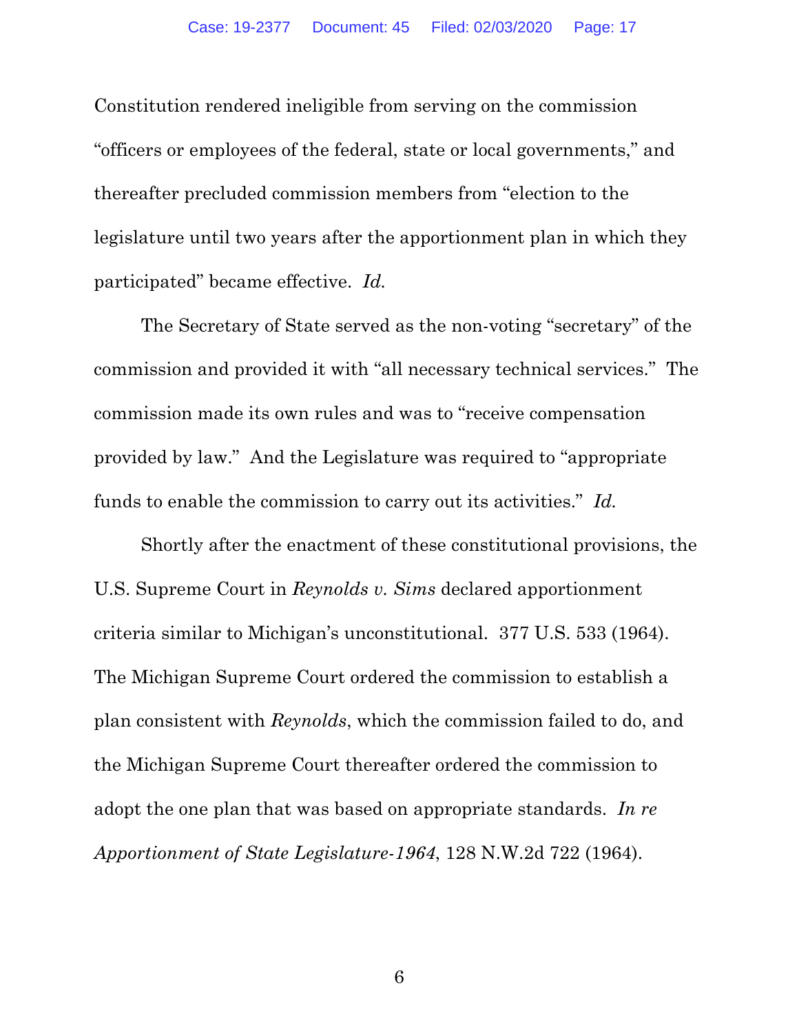Constitution rendered ineligible from serving on the commission "officers or employees of the federal, state or local governments," and thereafter precluded commission members from "election to the legislature until two years after the apportionment plan in which they participated" became effective. *Id.*

The Secretary of State served as the non-voting "secretary" of the commission and provided it with "all necessary technical services." The commission made its own rules and was to "receive compensation provided by law." And the Legislature was required to "appropriate funds to enable the commission to carry out its activities." *Id.*

Shortly after the enactment of these constitutional provisions, the U.S. Supreme Court in *Reynolds v. Sims* declared apportionment criteria similar to Michigan's unconstitutional. 377 U.S. 533 (1964). The Michigan Supreme Court ordered the commission to establish a plan consistent with *Reynolds*, which the commission failed to do, and the Michigan Supreme Court thereafter ordered the commission to adopt the one plan that was based on appropriate standards. *In re Apportionment of State Legislature-1964*, 128 N.W.2d 722 (1964).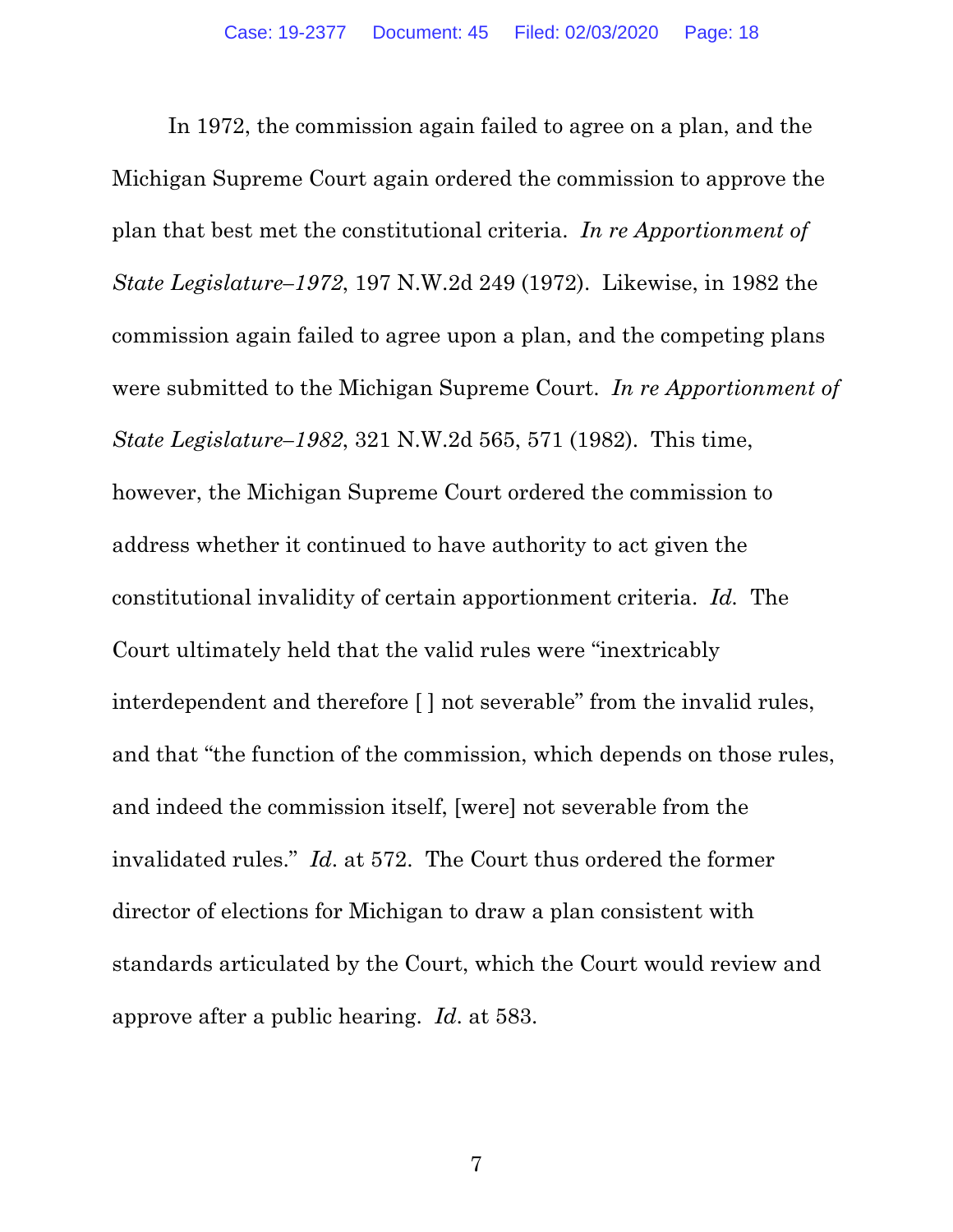In 1972, the commission again failed to agree on a plan, and the Michigan Supreme Court again ordered the commission to approve the plan that best met the constitutional criteria. *In re Apportionment of State Legislature–1972*, 197 N.W.2d 249 (1972). Likewise, in 1982 the commission again failed to agree upon a plan, and the competing plans were submitted to the Michigan Supreme Court. *In re Apportionment of State Legislature–1982*, 321 N.W.2d 565, 571 (1982). This time, however, the Michigan Supreme Court ordered the commission to address whether it continued to have authority to act given the constitutional invalidity of certain apportionment criteria. *Id.* The Court ultimately held that the valid rules were "inextricably interdependent and therefore [ ] not severable" from the invalid rules, and that "the function of the commission, which depends on those rules, and indeed the commission itself, [were] not severable from the invalidated rules." *Id.* at 572. The Court thus ordered the former director of elections for Michigan to draw a plan consistent with standards articulated by the Court, which the Court would review and approve after a public hearing. *Id.* at 583.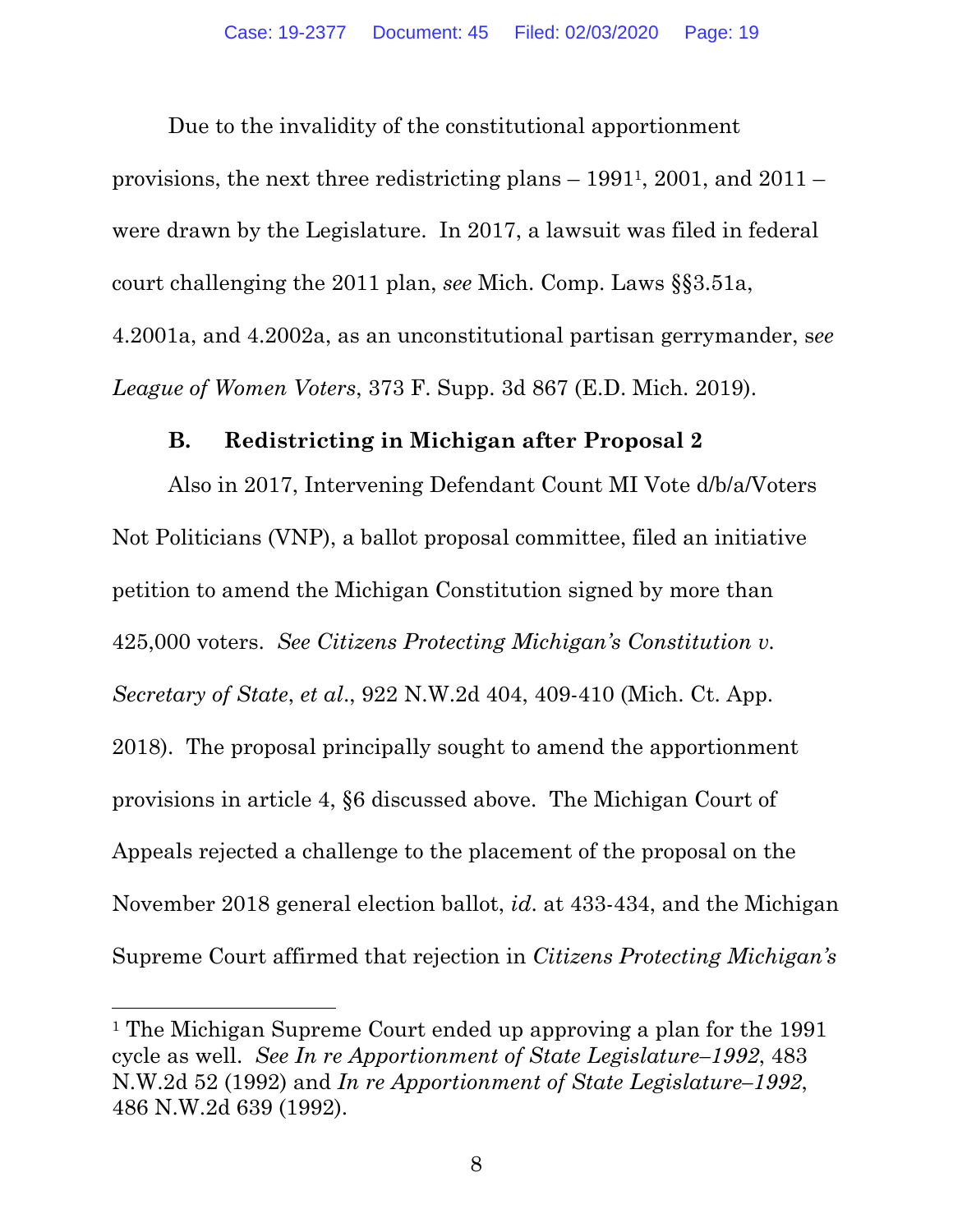Due to the invalidity of the constitutional apportionment provisions, the next three redistricting plans – 1991[1], 2001, and 2011 – were drawn by the Legislature. In 2017, a lawsuit was filed in federal court challenging the 2011 plan, *see* Mich. Comp. Laws §§3.51a, 4.2001a, and 4.2002a, as an unconstitutional partisan gerrymander, s*ee League of Women Voters*, 373 F. Supp. 3d 867 (E.D. Mich. 2019).

**B. Redistricting in Michigan after Proposal 2**

Also in 2017, Intervening Defendant Count MI Vote d/b/a/Voters Not Politicians (VNP), a ballot proposal committee, filed an initiative petition to amend the Michigan Constitution signed by more than 425,000 voters. *See Citizens Protecting Michigan's Constitution v. Secretary of State*, *et al*., 922 N.W.2d 404, 409-410 (Mich. Ct. App. 2018). The proposal principally sought to amend the apportionment provisions in article 4, §6 discussed above. The Michigan Court of Appeals rejected a challenge to the placement of the proposal on the November 2018 general election ballot, *id*. at 433-434, and the Michigan Supreme Court affirmed that rejection in *Citizens Protecting Michigan's*

[1] The Michigan Supreme Court ended up approving a plan for the 1991 cycle as well. *See In re Apportionment of State Legislature–1992*, 483 N.W.2d 52 (1992) and *In re Apportionment of State Legislature–1992*, 486 N.W.2d 639 (1992).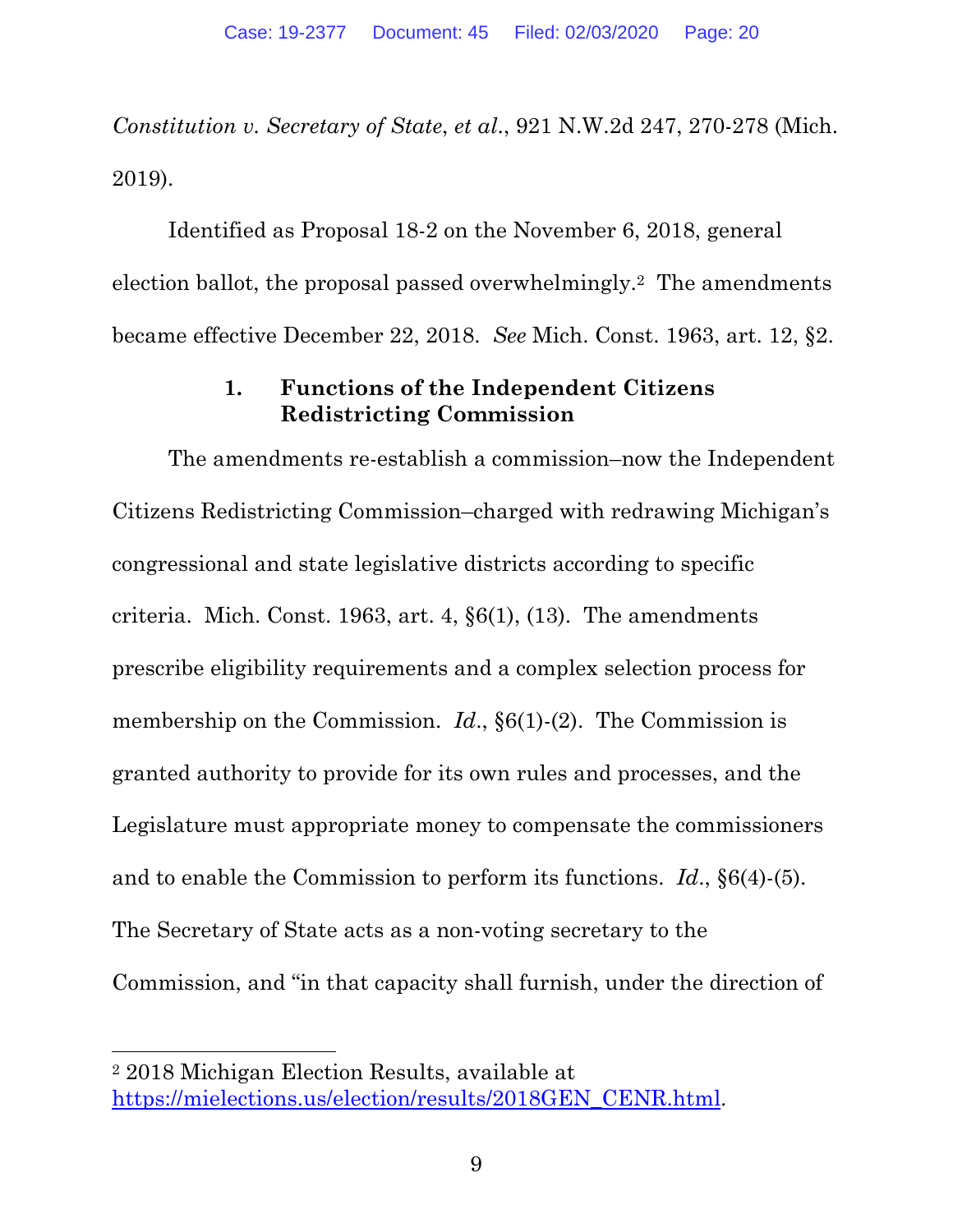*Constitution v. Secretary of State*, *et al*., 921 N.W.2d 247, 270-278 (Mich. 2019).

Identified as Proposal 18-2 on the November 6, 2018, general election ballot, the proposal passed overwhelmingly.[2] The amendments became effective December 22, 2018. *See* Mich. Const. 1963, art. 12, §2.

### 1. Functions of the Independent Citizens Redistricting Commission

The amendments re-establish a commission–now the Independent Citizens Redistricting Commission–charged with redrawing Michigan's congressional and state legislative districts according to specific criteria. Mich. Const. 1963, art. 4, §6(1), (13). The amendments prescribe eligibility requirements and a complex selection process for membership on the Commission. *Id*., §6(1)-(2). The Commission is granted authority to provide for its own rules and processes, and the Legislature must appropriate money to compensate the commissioners and to enable the Commission to perform its functions. *Id*., §6(4)-(5). The Secretary of State acts as a non-voting secretary to the Commission, and "in that capacity shall furnish, under the direction of

---

[2] 2018 Michigan Election Results, available at https://mielections.us/election/results/2018GEN_CENR.html.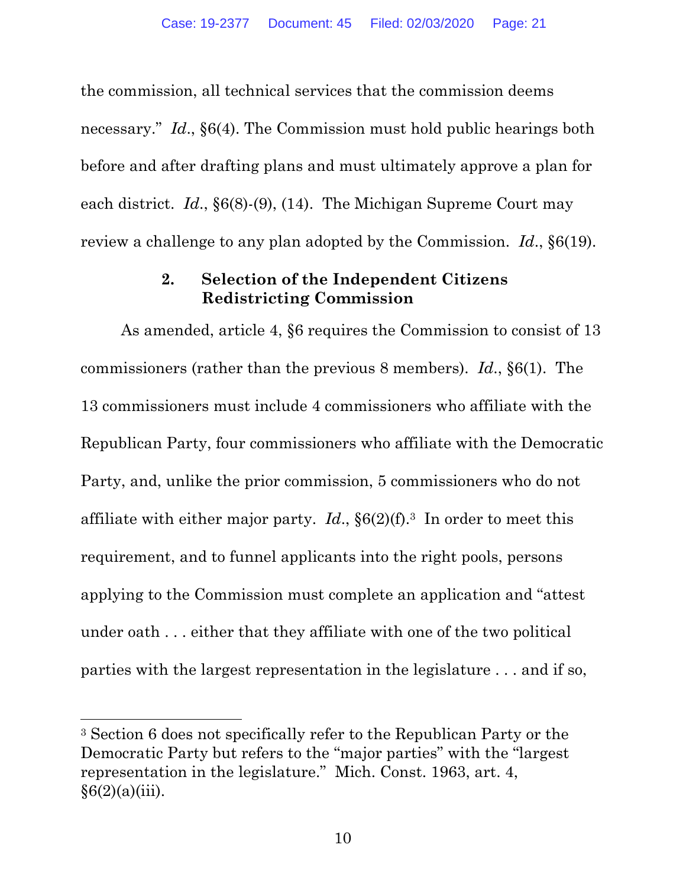the commission, all technical services that the commission deems necessary." *Id*., §6(4). The Commission must hold public hearings both before and after drafting plans and must ultimately approve a plan for each district. *Id*., §6(8)-(9), (14). The Michigan Supreme Court may review a challenge to any plan adopted by the Commission. *Id*., §6(19).

### 2. Selection of the Independent Citizens Redistricting Commission

As amended, article 4, §6 requires the Commission to consist of 13 commissioners (rather than the previous 8 members). *Id*., §6(1). The 13 commissioners must include 4 commissioners who affiliate with the Republican Party, four commissioners who affiliate with the Democratic Party, and, unlike the prior commission, 5 commissioners who do not affiliate with either major party. *Id*., §6(2)(f).[3] In order to meet this requirement, and to funnel applicants into the right pools, persons applying to the Commission must complete an application and "attest under oath . . . either that they affiliate with one of the two political parties with the largest representation in the legislature . . . and if so,

[3] Section 6 does not specifically refer to the Republican Party or the Democratic Party but refers to the "major parties" with the "largest representation in the legislature." Mich. Const. 1963, art. 4, §6(2)(a)(iii).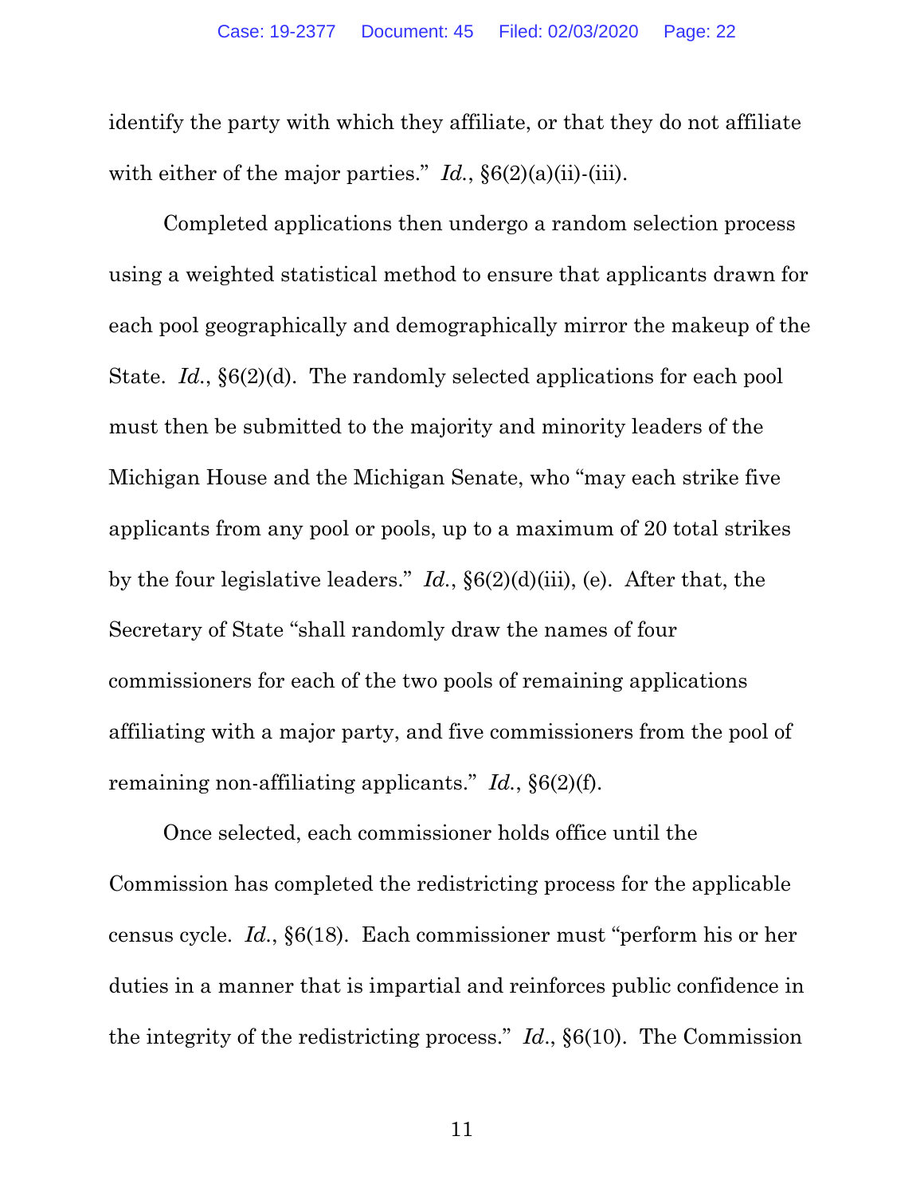identify the party with which they affiliate, or that they do not affiliate with either of the major parties." *Id.*, §6(2)(a)(ii)-(iii).

Completed applications then undergo a random selection process using a weighted statistical method to ensure that applicants drawn for each pool geographically and demographically mirror the makeup of the State. *Id.*, §6(2)(d). The randomly selected applications for each pool must then be submitted to the majority and minority leaders of the Michigan House and the Michigan Senate, who "may each strike five applicants from any pool or pools, up to a maximum of 20 total strikes by the four legislative leaders." *Id.*, §6(2)(d)(iii), (e). After that, the Secretary of State "shall randomly draw the names of four commissioners for each of the two pools of remaining applications affiliating with a major party, and five commissioners from the pool of remaining non-affiliating applicants." *Id.*, §6(2)(f).

Once selected, each commissioner holds office until the Commission has completed the redistricting process for the applicable census cycle. *Id.*, §6(18). Each commissioner must "perform his or her duties in a manner that is impartial and reinforces public confidence in the integrity of the redistricting process." *Id.*, §6(10). The Commission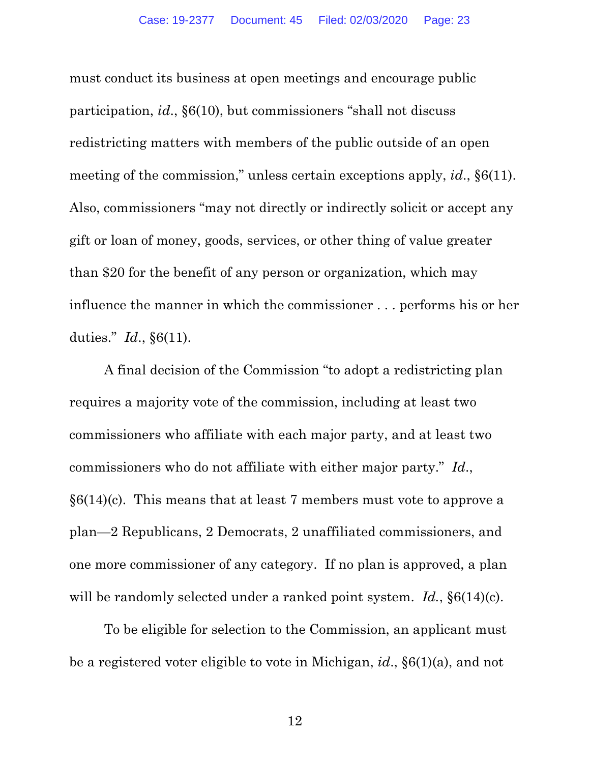must conduct its business at open meetings and encourage public participation, *id.*, §6(10), but commissioners "shall not discuss redistricting matters with members of the public outside of an open meeting of the commission," unless certain exceptions apply, *id.*, §6(11). Also, commissioners "may not directly or indirectly solicit or accept any gift or loan of money, goods, services, or other thing of value greater than $20 for the benefit of any person or organization, which may influence the manner in which the commissioner . . . performs his or her duties." *Id.*, §6(11).

A final decision of the Commission "to adopt a redistricting plan requires a majority vote of the commission, including at least two commissioners who affiliate with each major party, and at least two commissioners who do not affiliate with either major party." *Id.*, §6(14)(c). This means that at least 7 members must vote to approve a plan—2 Republicans, 2 Democrats, 2 unaffiliated commissioners, and one more commissioner of any category. If no plan is approved, a plan will be randomly selected under a ranked point system. *Id.*, §6(14)(c).

To be eligible for selection to the Commission, an applicant must be a registered voter eligible to vote in Michigan, *id.*, §6(1)(a), and not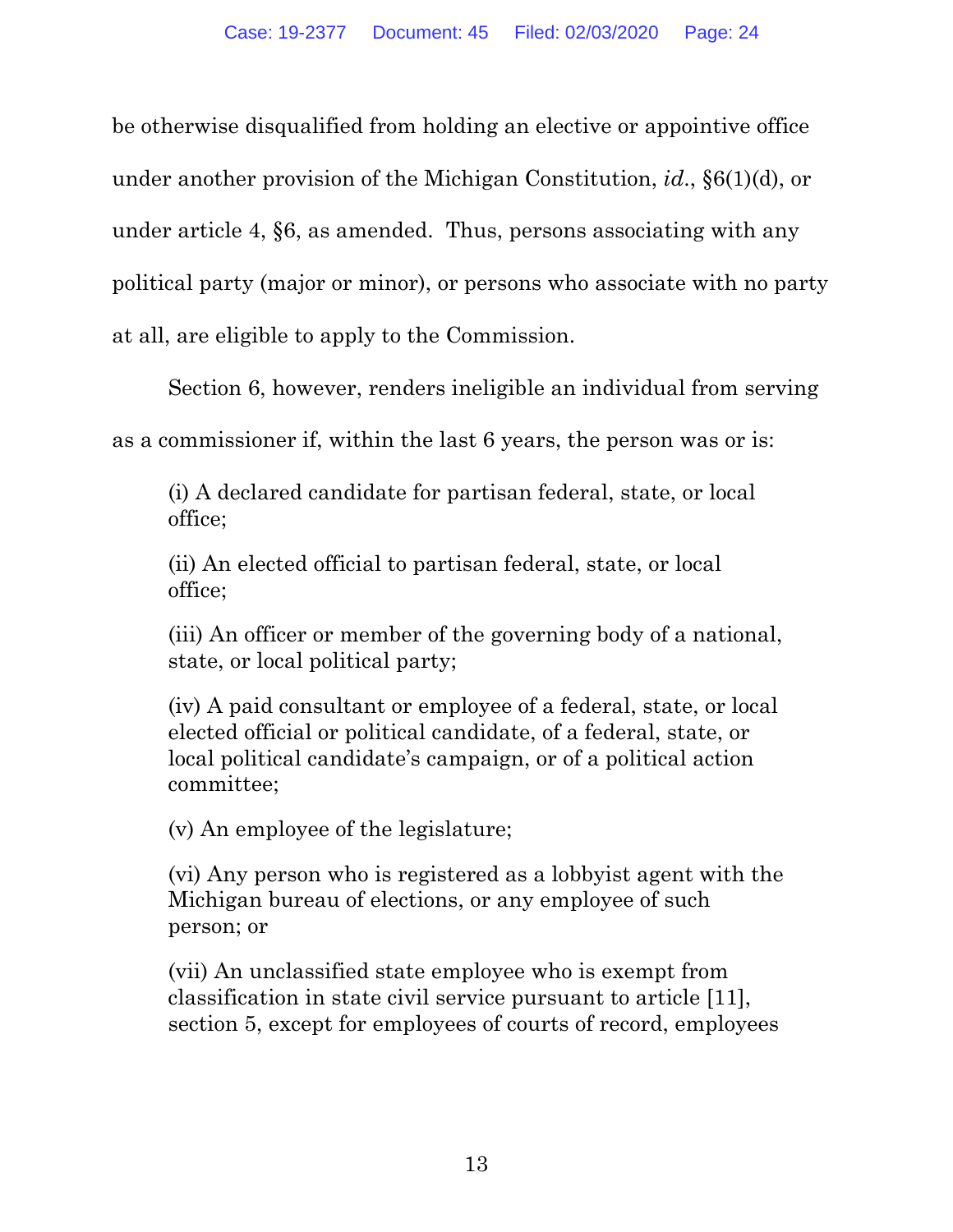be otherwise disqualified from holding an elective or appointive office under another provision of the Michigan Constitution, *id.*, §6(1)(d), or under article 4, §6, as amended. Thus, persons associating with any political party (major or minor), or persons who associate with no party at all, are eligible to apply to the Commission.

Section 6, however, renders ineligible an individual from serving as a commissioner if, within the last 6 years, the person was or is:

> (i) A declared candidate for partisan federal, state, or local office;
>
> (ii) An elected official to partisan federal, state, or local office;
>
> (iii) An officer or member of the governing body of a national, state, or local political party;
>
> (iv) A paid consultant or employee of a federal, state, or local elected official or political candidate, of a federal, state, or local political candidate's campaign, or of a political action committee;
>
> (v) An employee of the legislature;
>
> (vi) Any person who is registered as a lobbyist agent with the Michigan bureau of elections, or any employee of such person; or
>
> (vii) An unclassified state employee who is exempt from classification in state civil service pursuant to article [11], section 5, except for employees of courts of record, employees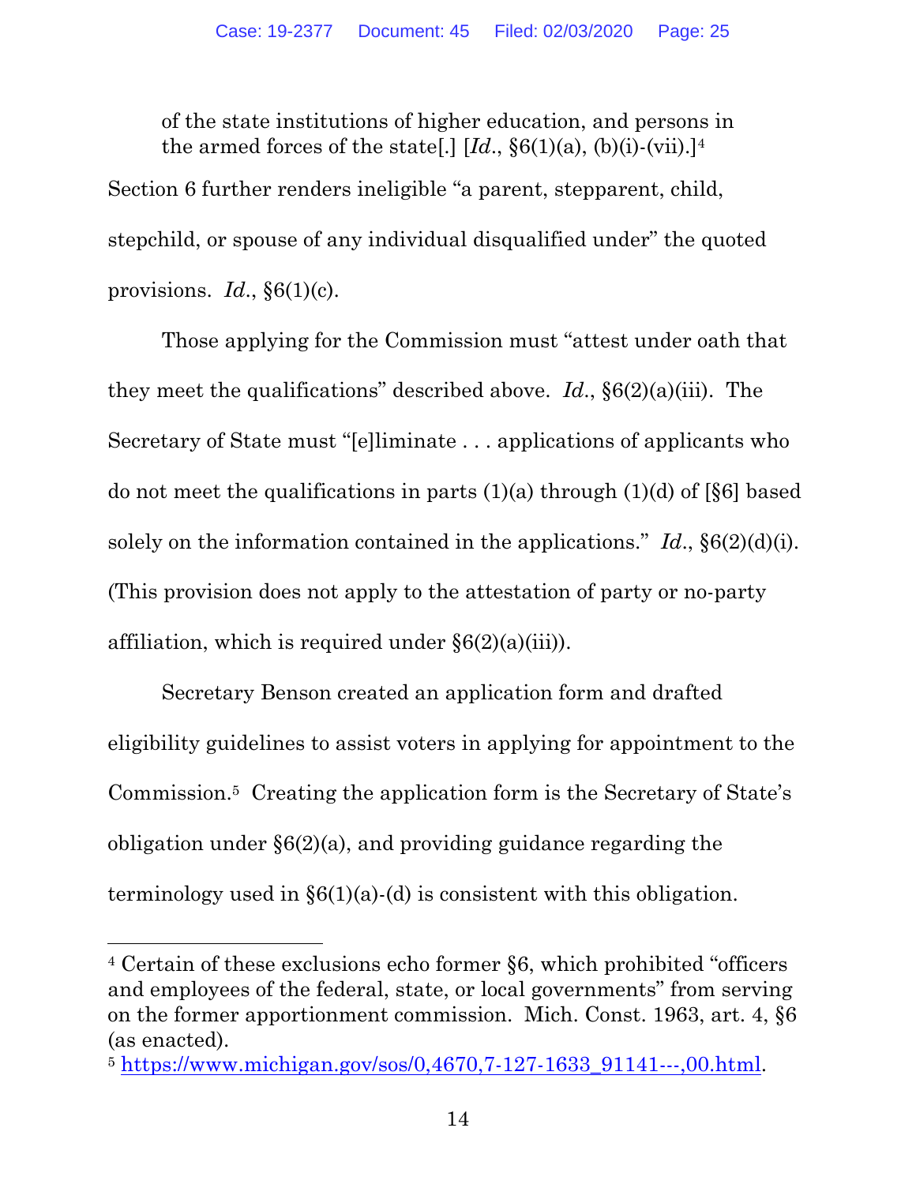> of the state institutions of higher education, and persons in the armed forces of the state[.] [*Id.*, §6(1)(a), (b)(i)-(vii).][4]

Section 6 further renders ineligible "a parent, stepparent, child, stepchild, or spouse of any individual disqualified under" the quoted provisions. *Id.*, §6(1)(c).

Those applying for the Commission must "attest under oath that they meet the qualifications" described above. *Id.*, §6(2)(a)(iii). The Secretary of State must "[e]liminate . . . applications of applicants who do not meet the qualifications in parts (1)(a) through (1)(d) of [§6] based solely on the information contained in the applications." *Id.*, §6(2)(d)(i). (This provision does not apply to the attestation of party or no-party affiliation, which is required under §6(2)(a)(iii)).

Secretary Benson created an application form and drafted eligibility guidelines to assist voters in applying for appointment to the Commission.[5] Creating the application form is the Secretary of State's obligation under §6(2)(a), and providing guidance regarding the terminology used in §6(1)(a)-(d) is consistent with this obligation.

---

[4] Certain of these exclusions echo former §6, which prohibited "officers and employees of the federal, state, or local governments" from serving on the former apportionment commission. Mich. Const. 1963, art. 4, §6 (as enacted).

[5] https://www.michigan.gov/sos/0,4670,7-127-1633_91141---,00.html.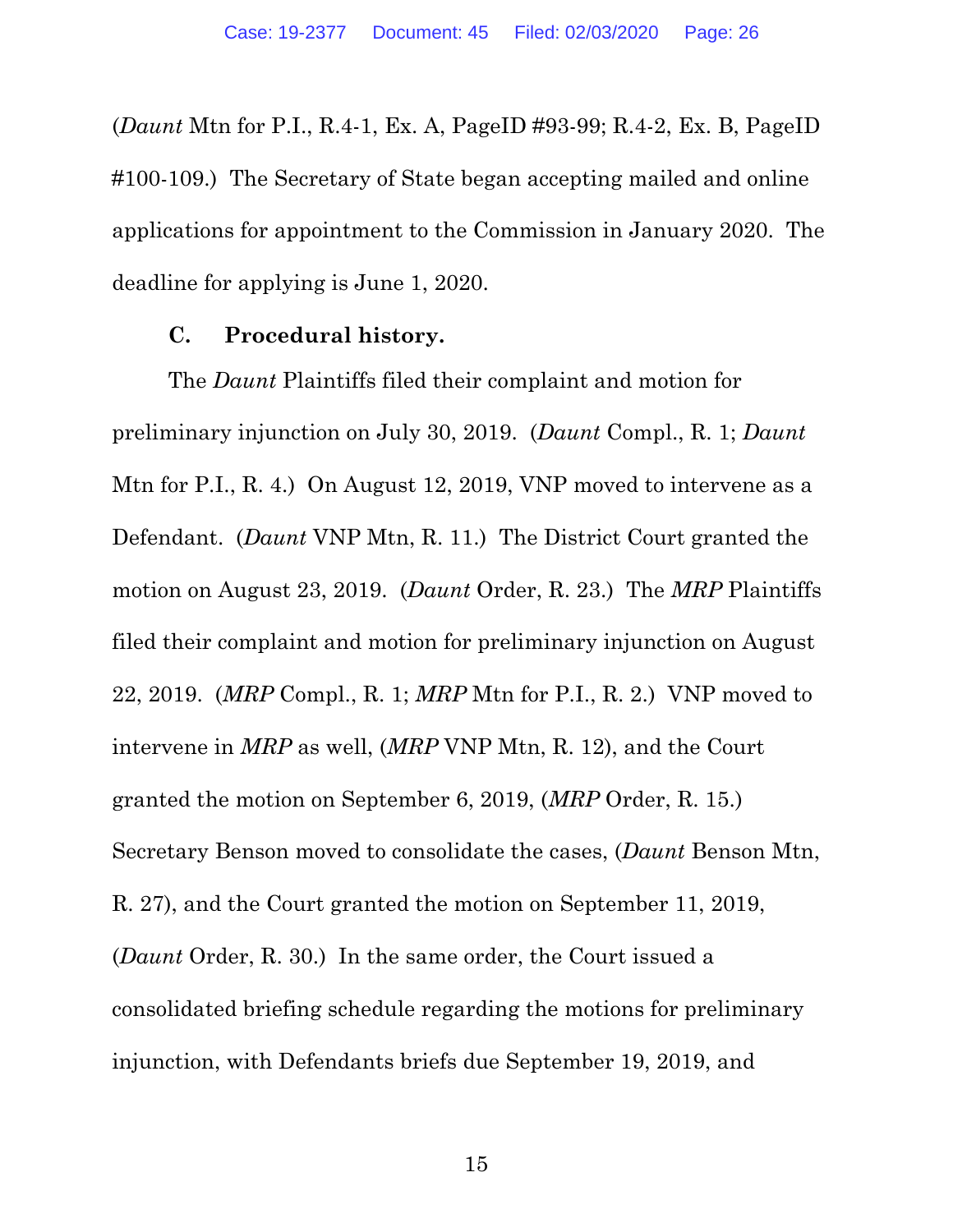(*Daunt* Mtn for P.I., R.4-1, Ex. A, PageID #93-99; R.4-2, Ex. B, PageID #100-109.) The Secretary of State began accepting mailed and online applications for appointment to the Commission in January 2020. The deadline for applying is June 1, 2020.

### C. Procedural history.

The *Daunt* Plaintiffs filed their complaint and motion for preliminary injunction on July 30, 2019. (*Daunt* Compl., R. 1; *Daunt* Mtn for P.I., R. 4.) On August 12, 2019, VNP moved to intervene as a Defendant. (*Daunt* VNP Mtn, R. 11.) The District Court granted the motion on August 23, 2019. (*Daunt* Order, R. 23.) The *MRP* Plaintiffs filed their complaint and motion for preliminary injunction on August 22, 2019. (*MRP* Compl., R. 1; *MRP* Mtn for P.I., R. 2.) VNP moved to intervene in *MRP* as well, (*MRP* VNP Mtn, R. 12), and the Court granted the motion on September 6, 2019, (*MRP* Order, R. 15.) Secretary Benson moved to consolidate the cases, (*Daunt* Benson Mtn, R. 27), and the Court granted the motion on September 11, 2019, (*Daunt* Order, R. 30.) In the same order, the Court issued a consolidated briefing schedule regarding the motions for preliminary injunction, with Defendants briefs due September 19, 2019, and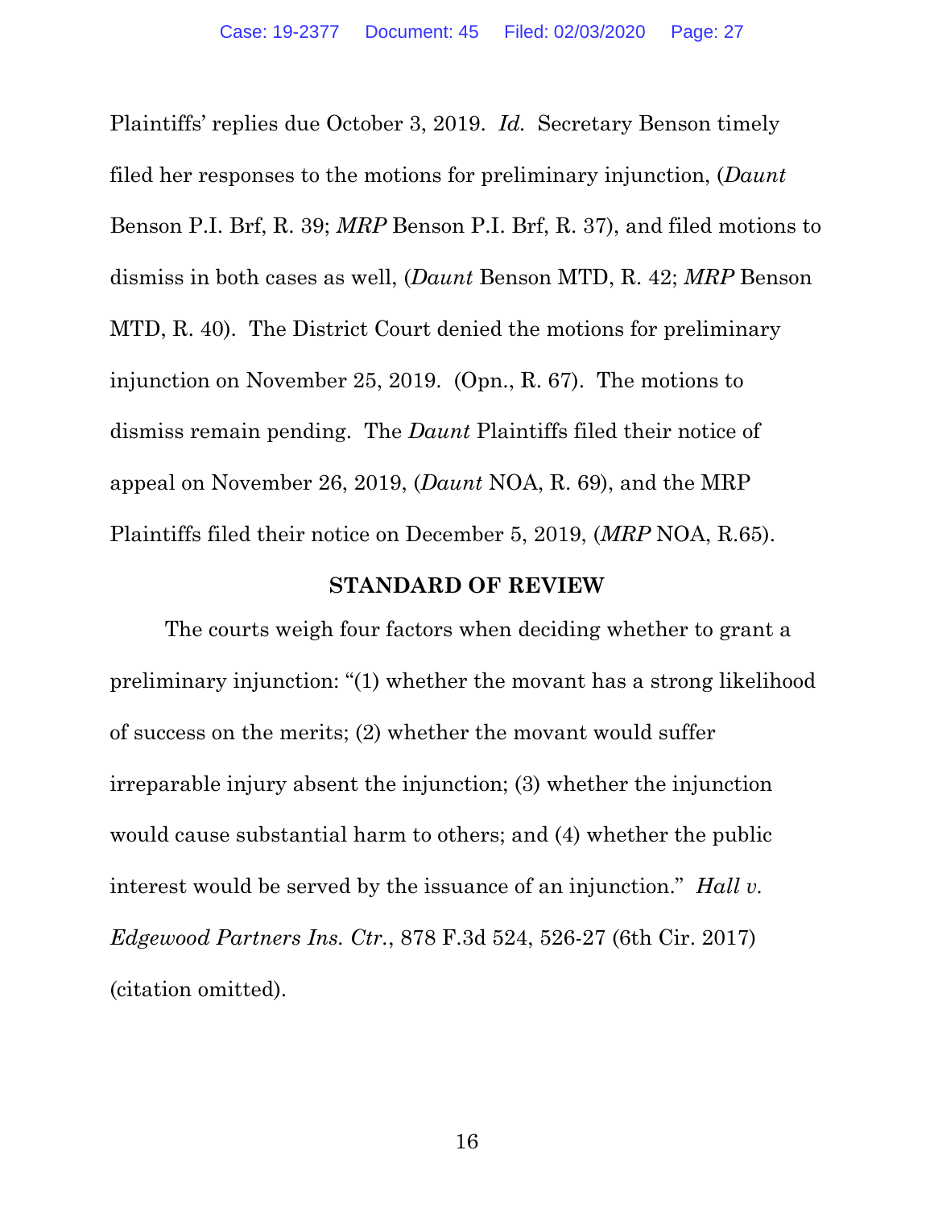Plaintiffs' replies due October 3, 2019. *Id.* Secretary Benson timely filed her responses to the motions for preliminary injunction, (*Daunt* Benson P.I. Brf, R. 39; *MRP* Benson P.I. Brf, R. 37), and filed motions to dismiss in both cases as well, (*Daunt* Benson MTD, R. 42; *MRP* Benson MTD, R. 40). The District Court denied the motions for preliminary injunction on November 25, 2019. (Opn., R. 67). The motions to dismiss remain pending. The *Daunt* Plaintiffs filed their notice of appeal on November 26, 2019, (*Daunt* NOA, R. 69), and the MRP Plaintiffs filed their notice on December 5, 2019, (*MRP* NOA, R.65).

## STANDARD OF REVIEW

The courts weigh four factors when deciding whether to grant a preliminary injunction: "(1) whether the movant has a strong likelihood of success on the merits; (2) whether the movant would suffer irreparable injury absent the injunction; (3) whether the injunction would cause substantial harm to others; and (4) whether the public interest would be served by the issuance of an injunction." *Hall v. Edgewood Partners Ins. Ctr.*, 878 F.3d 524, 526-27 (6th Cir. 2017) (citation omitted).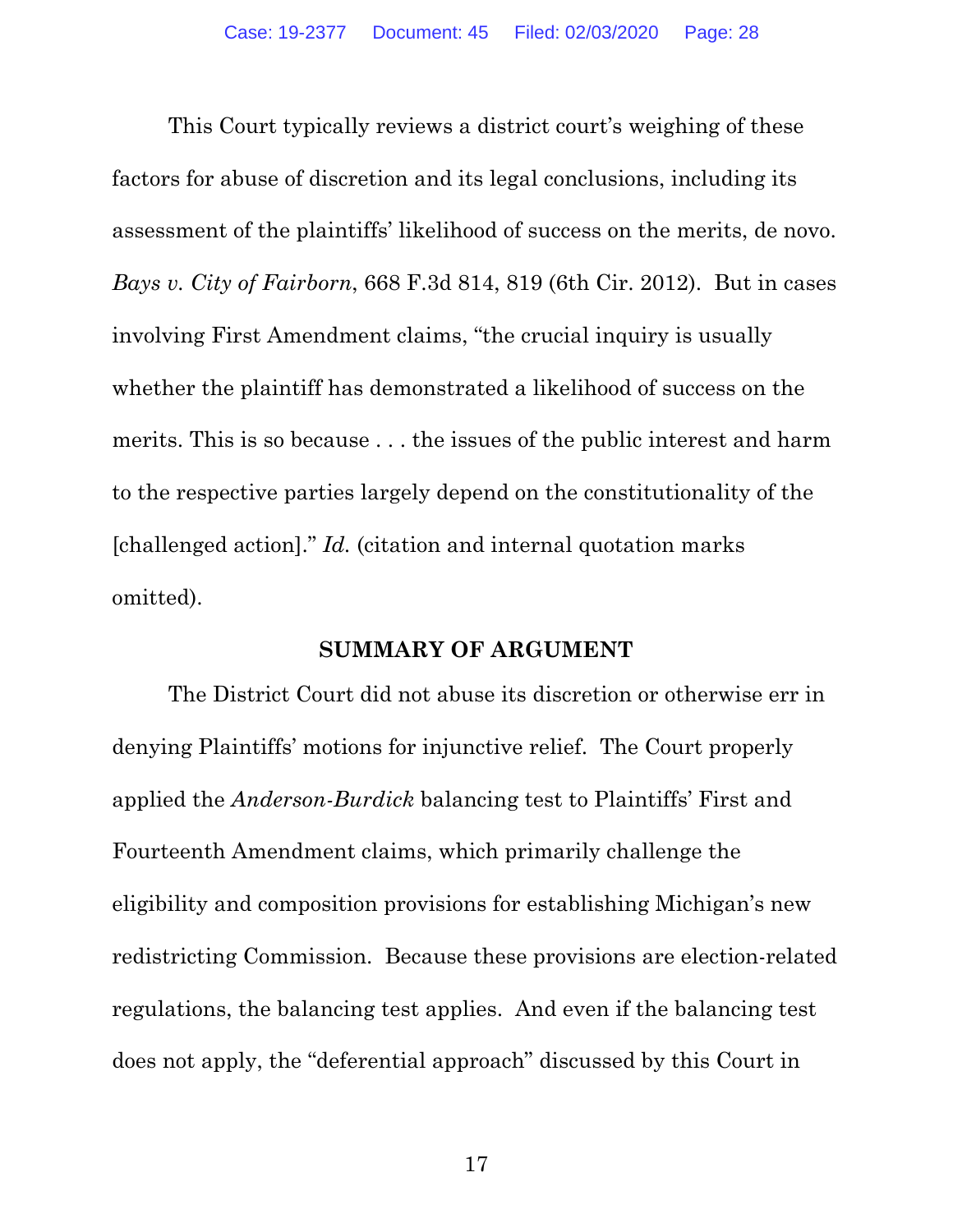This Court typically reviews a district court's weighing of these factors for abuse of discretion and its legal conclusions, including its assessment of the plaintiffs' likelihood of success on the merits, de novo. *Bays v. City of Fairborn*, 668 F.3d 814, 819 (6th Cir. 2012). But in cases involving First Amendment claims, "the crucial inquiry is usually whether the plaintiff has demonstrated a likelihood of success on the merits. This is so because . . . the issues of the public interest and harm to the respective parties largely depend on the constitutionality of the [challenged action]." *Id.* (citation and internal quotation marks omitted).

## SUMMARY OF ARGUMENT

The District Court did not abuse its discretion or otherwise err in denying Plaintiffs' motions for injunctive relief. The Court properly applied the *Anderson-Burdick* balancing test to Plaintiffs' First and Fourteenth Amendment claims, which primarily challenge the eligibility and composition provisions for establishing Michigan's new redistricting Commission. Because these provisions are election-related regulations, the balancing test applies. And even if the balancing test does not apply, the "deferential approach" discussed by this Court in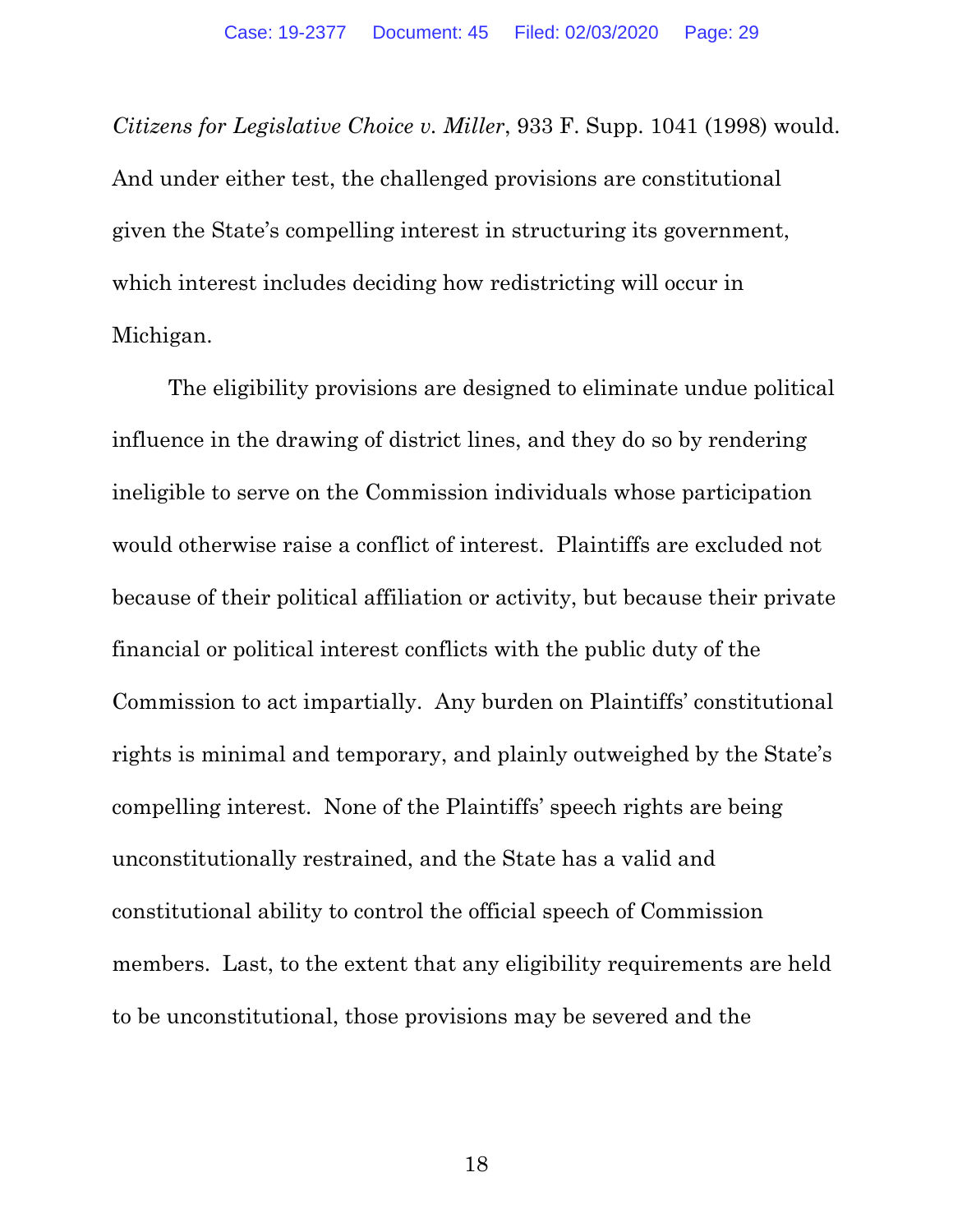*Citizens for Legislative Choice v. Miller*, 933 F. Supp. 1041 (1998) would. And under either test, the challenged provisions are constitutional given the State's compelling interest in structuring its government, which interest includes deciding how redistricting will occur in Michigan.

The eligibility provisions are designed to eliminate undue political influence in the drawing of district lines, and they do so by rendering ineligible to serve on the Commission individuals whose participation would otherwise raise a conflict of interest. Plaintiffs are excluded not because of their political affiliation or activity, but because their private financial or political interest conflicts with the public duty of the Commission to act impartially. Any burden on Plaintiffs' constitutional rights is minimal and temporary, and plainly outweighed by the State's compelling interest. None of the Plaintiffs' speech rights are being unconstitutionally restrained, and the State has a valid and constitutional ability to control the official speech of Commission members. Last, to the extent that any eligibility requirements are held to be unconstitutional, those provisions may be severed and the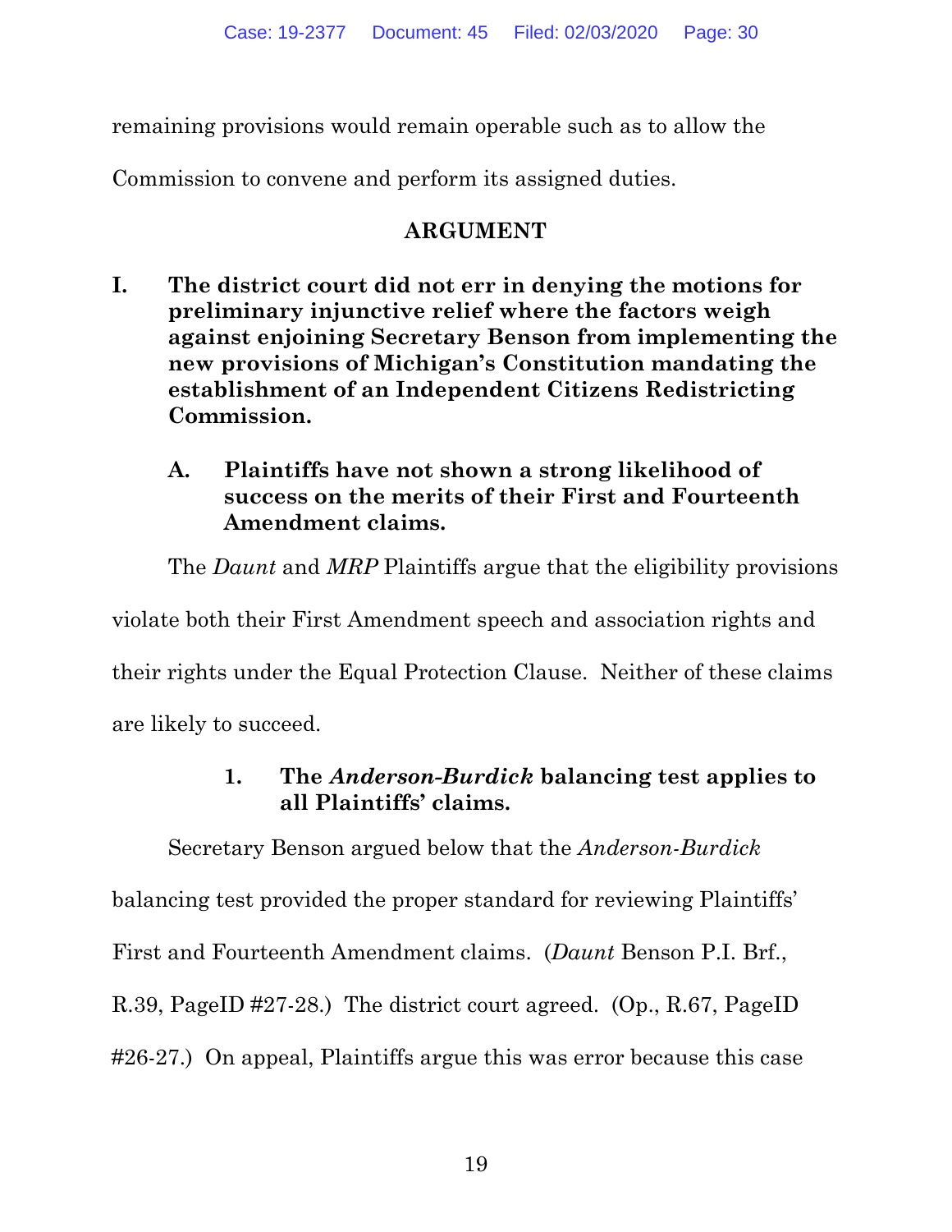remaining provisions would remain operable such as to allow the Commission to convene and perform its assigned duties.

## ARGUMENT

### I. The district court did not err in denying the motions for preliminary injunctive relief where the factors weigh against enjoining Secretary Benson from implementing the new provisions of Michigan's Constitution mandating the establishment of an Independent Citizens Redistricting Commission.

#### A. Plaintiffs have not shown a strong likelihood of success on the merits of their First and Fourteenth Amendment claims.

The *Daunt* and *MRP* Plaintiffs argue that the eligibility provisions violate both their First Amendment speech and association rights and their rights under the Equal Protection Clause. Neither of these claims are likely to succeed.

##### 1. The *Anderson-Burdick* balancing test applies to all Plaintiffs' claims.

Secretary Benson argued below that the *Anderson-Burdick* balancing test provided the proper standard for reviewing Plaintiffs' First and Fourteenth Amendment claims. (*Daunt* Benson P.I. Brf., R.39, PageID #27-28.) The district court agreed. (Op., R.67, PageID #26-27.) On appeal, Plaintiffs argue this was error because this case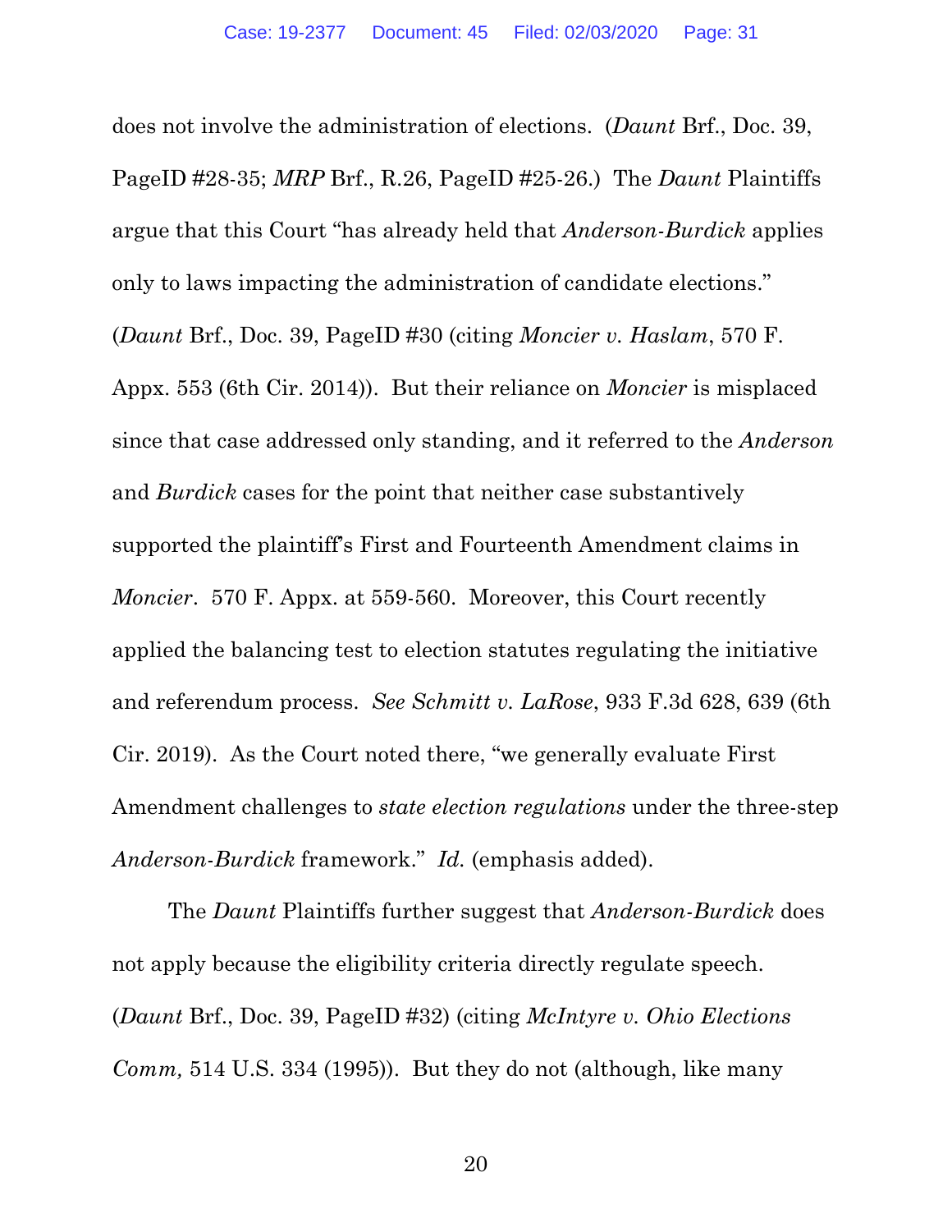does not involve the administration of elections. (*Daunt* Brf., Doc. 39, PageID #28-35; *MRP* Brf., R.26, PageID #25-26.) The *Daunt* Plaintiffs argue that this Court "has already held that *Anderson-Burdick* applies only to laws impacting the administration of candidate elections." (*Daunt* Brf., Doc. 39, PageID #30 (citing *Moncier v. Haslam*, 570 F. Appx. 553 (6th Cir. 2014)). But their reliance on *Moncier* is misplaced since that case addressed only standing, and it referred to the *Anderson* and *Burdick* cases for the point that neither case substantively supported the plaintiff's First and Fourteenth Amendment claims in *Moncier*. 570 F. Appx. at 559-560. Moreover, this Court recently applied the balancing test to election statutes regulating the initiative and referendum process. *See Schmitt v. LaRose*, 933 F.3d 628, 639 (6th Cir. 2019). As the Court noted there, "we generally evaluate First Amendment challenges to *state election regulations* under the three-step *Anderson-Burdick* framework." *Id.* (emphasis added).

The *Daunt* Plaintiffs further suggest that *Anderson-Burdick* does not apply because the eligibility criteria directly regulate speech. (*Daunt* Brf., Doc. 39, PageID #32) (citing *McIntyre v. Ohio Elections Comm,* 514 U.S. 334 (1995)). But they do not (although, like many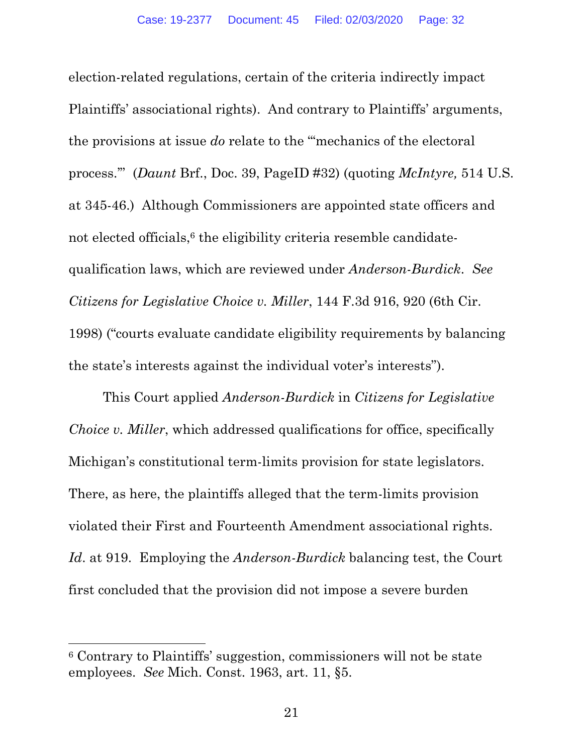election-related regulations, certain of the criteria indirectly impact Plaintiffs' associational rights). And contrary to Plaintiffs' arguments, the provisions at issue *do* relate to the "'mechanics of the electoral process.'" (*Daunt* Brf., Doc. 39, PageID #32) (quoting *McIntyre,* 514 U.S. at 345-46.) Although Commissioners are appointed state officers and not elected officials,[6] the eligibility criteria resemble candidate-qualification laws, which are reviewed under *Anderson-Burdick*. *See Citizens for Legislative Choice v. Miller*, 144 F.3d 916, 920 (6th Cir. 1998) ("courts evaluate candidate eligibility requirements by balancing the state's interests against the individual voter's interests").

This Court applied *Anderson-Burdick* in *Citizens for Legislative Choice v. Miller*, which addressed qualifications for office, specifically Michigan's constitutional term-limits provision for state legislators. There, as here, the plaintiffs alleged that the term-limits provision violated their First and Fourteenth Amendment associational rights. *Id*. at 919. Employing the *Anderson-Burdick* balancing test, the Court first concluded that the provision did not impose a severe burden

---

[6] Contrary to Plaintiffs' suggestion, commissioners will not be state employees. *See* Mich. Const. 1963, art. 11, §5.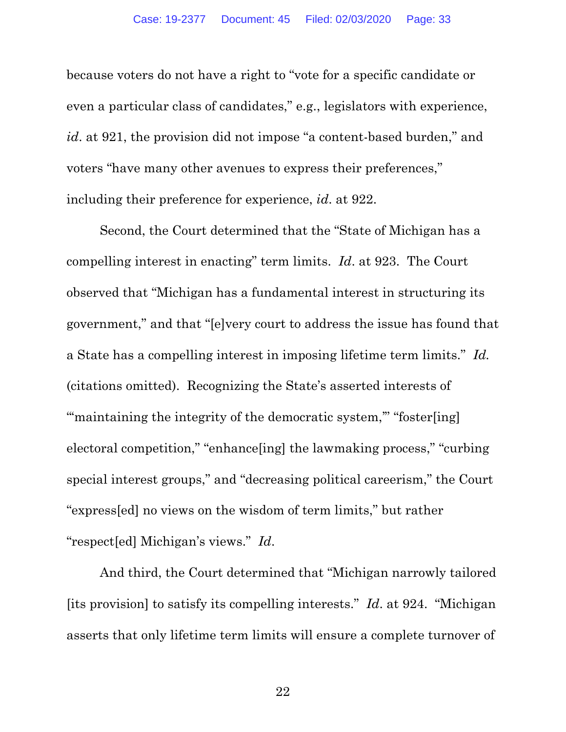because voters do not have a right to "vote for a specific candidate or even a particular class of candidates," e.g., legislators with experience, *id*. at 921, the provision did not impose "a content-based burden," and voters "have many other avenues to express their preferences," including their preference for experience, *id*. at 922.

Second, the Court determined that the "State of Michigan has a compelling interest in enacting" term limits. *Id*. at 923. The Court observed that "Michigan has a fundamental interest in structuring its government," and that "[e]very court to address the issue has found that a State has a compelling interest in imposing lifetime term limits." *Id.* (citations omitted). Recognizing the State's asserted interests of "'maintaining the integrity of the democratic system,'" "foster[ing] electoral competition," "enhance[ing] the lawmaking process," "curbing special interest groups," and "decreasing political careerism," the Court "express[ed] no views on the wisdom of term limits," but rather "respect[ed] Michigan's views." *Id*.

And third, the Court determined that "Michigan narrowly tailored [its provision] to satisfy its compelling interests." *Id*. at 924. "Michigan asserts that only lifetime term limits will ensure a complete turnover of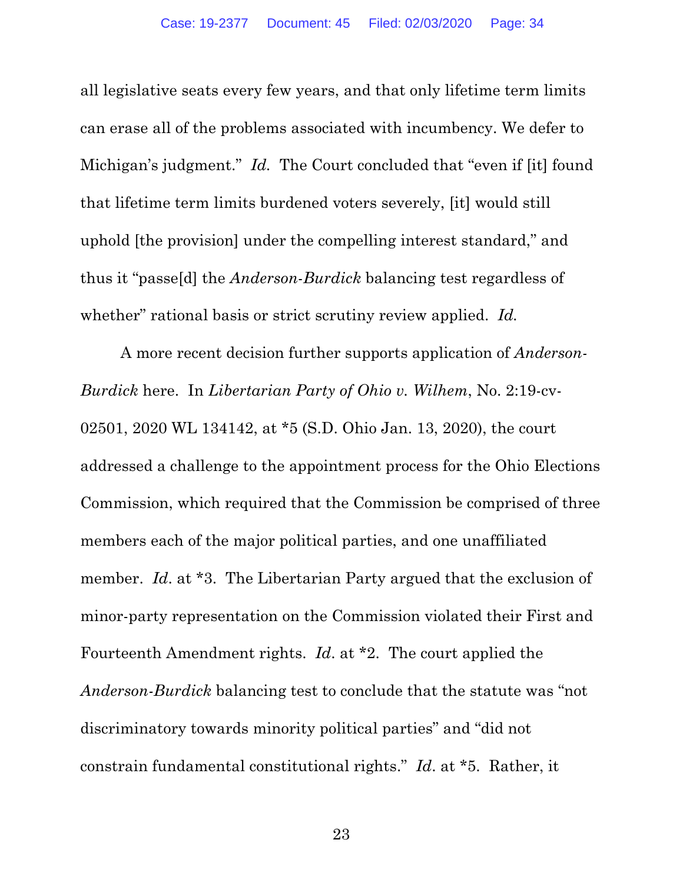all legislative seats every few years, and that only lifetime term limits can erase all of the problems associated with incumbency. We defer to Michigan's judgment." *Id.* The Court concluded that "even if [it] found that lifetime term limits burdened voters severely, [it] would still uphold [the provision] under the compelling interest standard," and thus it "passe[d] the *Anderson-Burdick* balancing test regardless of whether" rational basis or strict scrutiny review applied. *Id.*

A more recent decision further supports application of *Anderson-Burdick* here. In *Libertarian Party of Ohio v. Wilhem*, No. 2:19-cv-02501, 2020 WL 134142, at *5 (S.D. Ohio Jan. 13, 2020), the court addressed a challenge to the appointment process for the Ohio Elections Commission, which required that the Commission be comprised of three members each of the major political parties, and one unaffiliated member. *Id*. at *3. The Libertarian Party argued that the exclusion of minor-party representation on the Commission violated their First and Fourteenth Amendment rights. *Id*. at *2. The court applied the *Anderson-Burdick* balancing test to conclude that the statute was "not discriminatory towards minority political parties" and "did not constrain fundamental constitutional rights." *Id*. at *5. Rather, it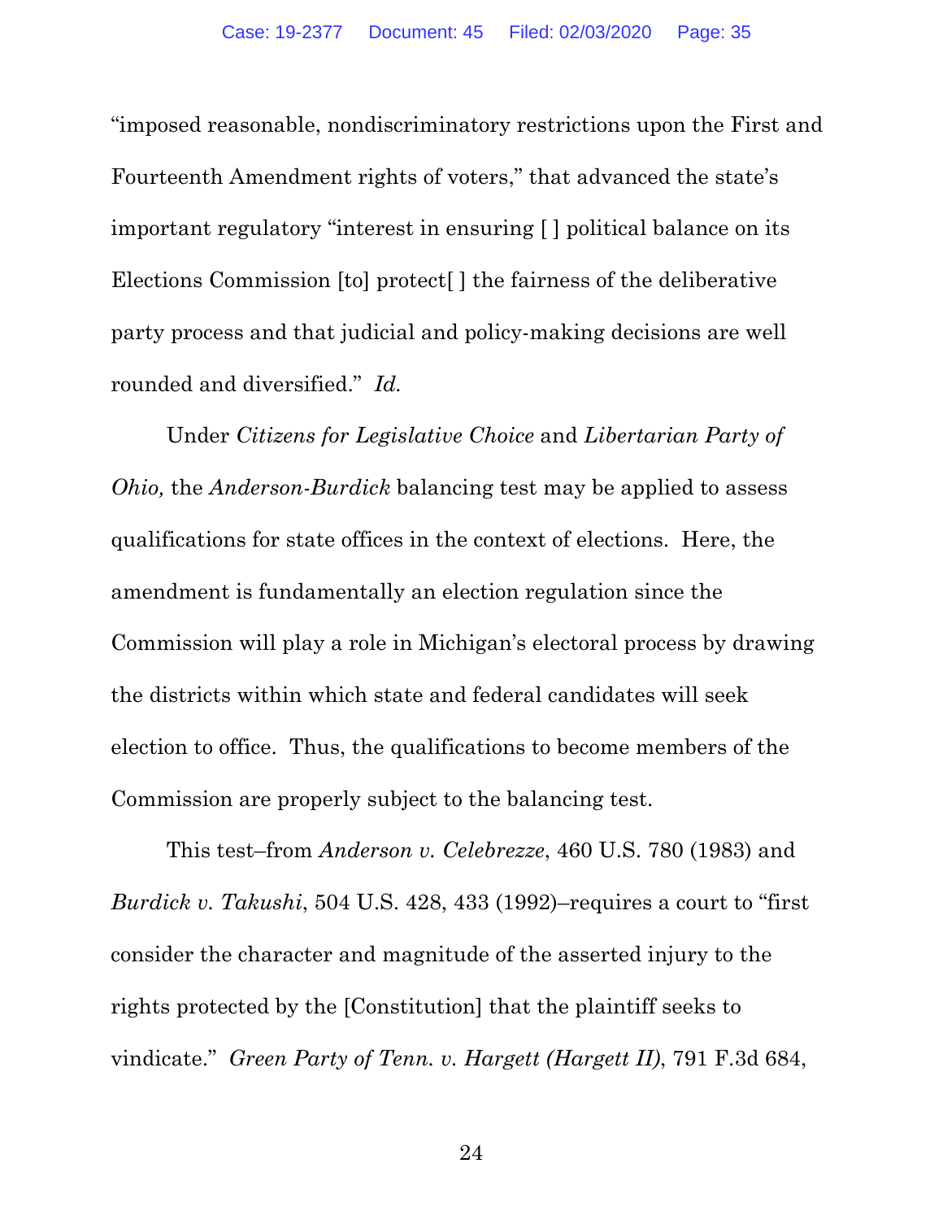"imposed reasonable, nondiscriminatory restrictions upon the First and Fourteenth Amendment rights of voters," that advanced the state's important regulatory "interest in ensuring [ ] political balance on its Elections Commission [to] protect[ ] the fairness of the deliberative party process and that judicial and policy-making decisions are well rounded and diversified." *Id.*

Under *Citizens for Legislative Choice* and *Libertarian Party of Ohio,* the *Anderson-Burdick* balancing test may be applied to assess qualifications for state offices in the context of elections. Here, the amendment is fundamentally an election regulation since the Commission will play a role in Michigan's electoral process by drawing the districts within which state and federal candidates will seek election to office. Thus, the qualifications to become members of the Commission are properly subject to the balancing test.

This test–from *Anderson v. Celebrezze*, 460 U.S. 780 (1983) and *Burdick v. Takushi*, 504 U.S. 428, 433 (1992)–requires a court to "first consider the character and magnitude of the asserted injury to the rights protected by the [Constitution] that the plaintiff seeks to vindicate." *Green Party of Tenn. v. Hargett (Hargett II)*, 791 F.3d 684,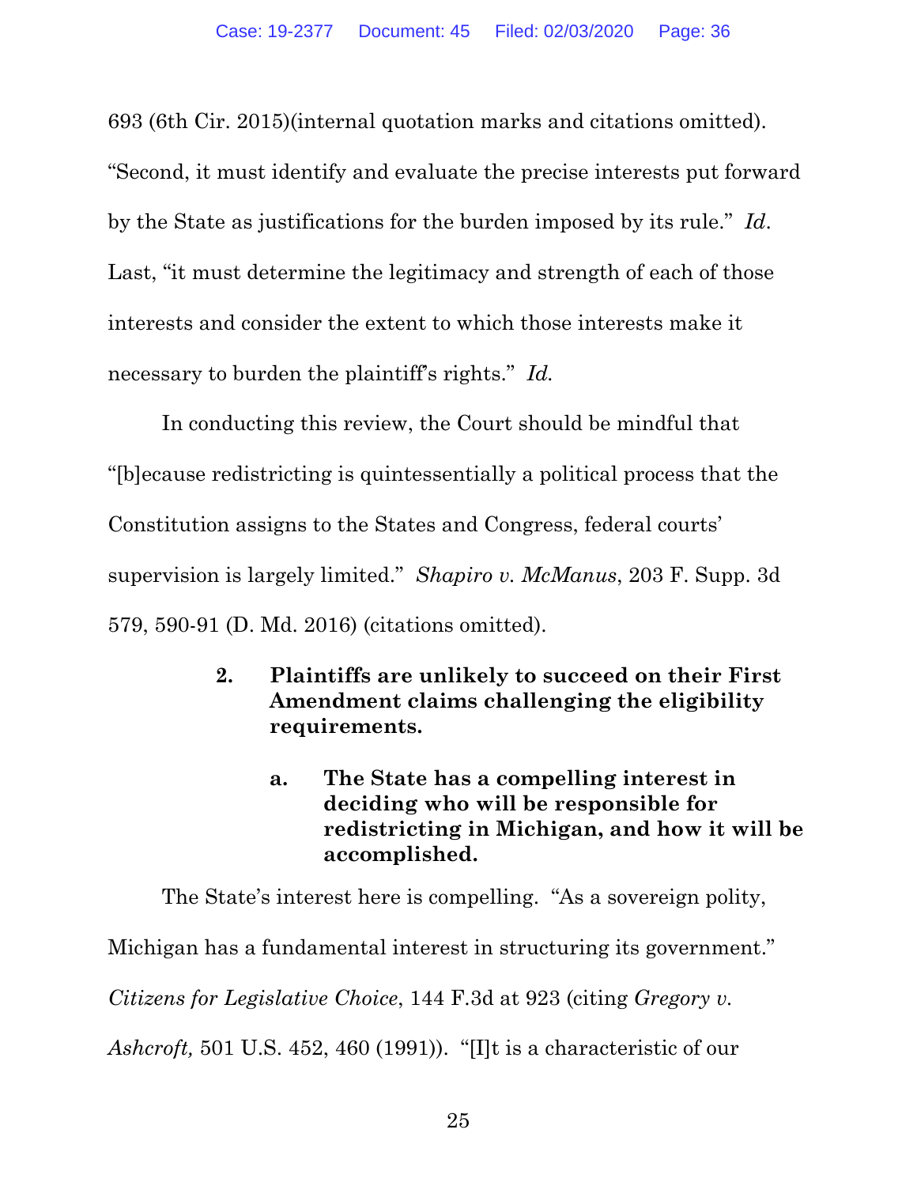693 (6th Cir. 2015)(internal quotation marks and citations omitted). "Second, it must identify and evaluate the precise interests put forward by the State as justifications for the burden imposed by its rule." *Id*. Last, "it must determine the legitimacy and strength of each of those interests and consider the extent to which those interests make it necessary to burden the plaintiff's rights." *Id.*

In conducting this review, the Court should be mindful that "[b]ecause redistricting is quintessentially a political process that the Constitution assigns to the States and Congress, federal courts' supervision is largely limited." *Shapiro v. McManus*, 203 F. Supp. 3d 579, 590-91 (D. Md. 2016) (citations omitted).

### 2. Plaintiffs are unlikely to succeed on their First Amendment claims challenging the eligibility requirements.

#### a. The State has a compelling interest in deciding who will be responsible for redistricting in Michigan, and how it will be accomplished.

The State's interest here is compelling. "As a sovereign polity, Michigan has a fundamental interest in structuring its government." *Citizens for Legislative Choice*, 144 F.3d at 923 (citing *Gregory v. Ashcroft,* 501 U.S. 452, 460 (1991)). "[I]t is a characteristic of our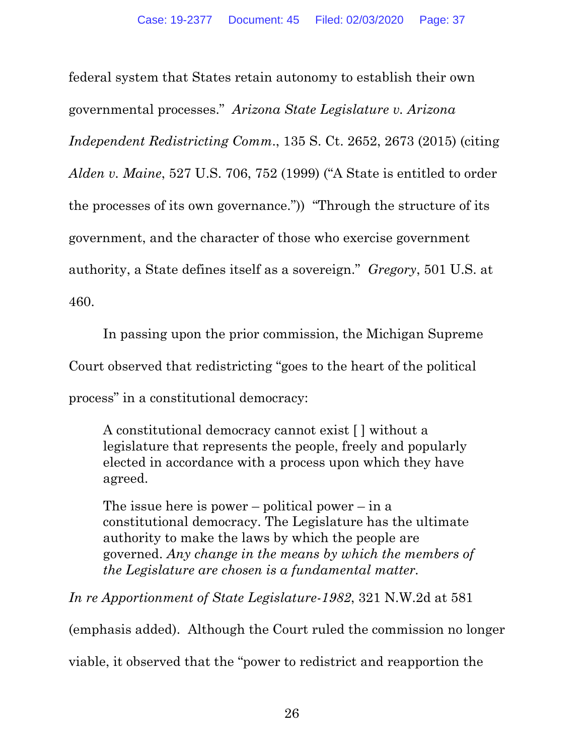federal system that States retain autonomy to establish their own governmental processes." *Arizona State Legislature v. Arizona Independent Redistricting Comm.*, 135 S. Ct. 2652, 2673 (2015) (citing *Alden v. Maine*, 527 U.S. 706, 752 (1999) ("A State is entitled to order the processes of its own governance.")) "Through the structure of its government, and the character of those who exercise government authority, a State defines itself as a sovereign." *Gregory*, 501 U.S. at 460.

In passing upon the prior commission, the Michigan Supreme Court observed that redistricting "goes to the heart of the political process" in a constitutional democracy:

> A constitutional democracy cannot exist [ ] without a legislature that represents the people, freely and popularly elected in accordance with a process upon which they have agreed.
>
> The issue here is power – political power – in a constitutional democracy. The Legislature has the ultimate authority to make the laws by which the people are governed. *Any change in the means by which the members of the Legislature are chosen is a fundamental matter.*

*In re Apportionment of State Legislature-1982*, 321 N.W.2d at 581 (emphasis added). Although the Court ruled the commission no longer viable, it observed that the "power to redistrict and reapportion the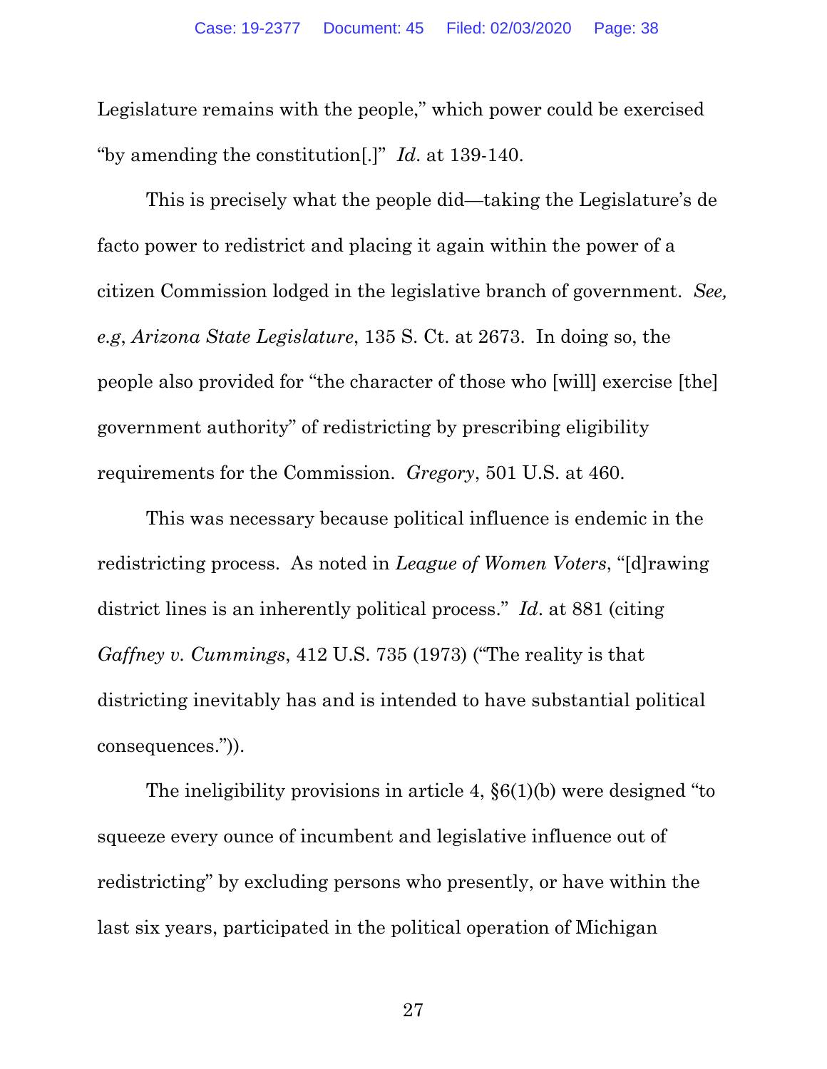Legislature remains with the people," which power could be exercised "by amending the constitution[.]" *Id*. at 139-140.

This is precisely what the people did—taking the Legislature's de facto power to redistrict and placing it again within the power of a citizen Commission lodged in the legislative branch of government. *See, e.g*, *Arizona State Legislature*, 135 S. Ct. at 2673. In doing so, the people also provided for "the character of those who [will] exercise [the] government authority" of redistricting by prescribing eligibility requirements for the Commission. *Gregory*, 501 U.S. at 460.

This was necessary because political influence is endemic in the redistricting process. As noted in *League of Women Voters*, "[d]rawing district lines is an inherently political process." *Id*. at 881 (citing *Gaffney v. Cummings*, 412 U.S. 735 (1973) ("The reality is that districting inevitably has and is intended to have substantial political consequences.")).

The ineligibility provisions in article 4, §6(1)(b) were designed "to squeeze every ounce of incumbent and legislative influence out of redistricting" by excluding persons who presently, or have within the last six years, participated in the political operation of Michigan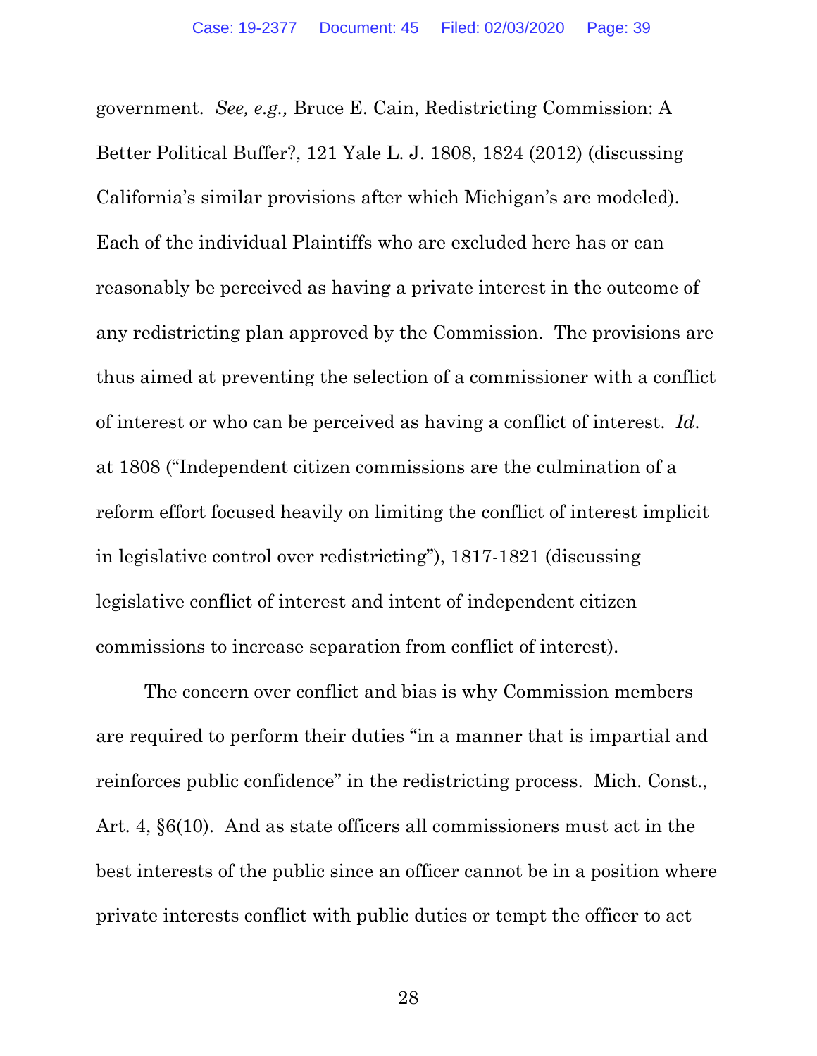government. *See, e.g.,* Bruce E. Cain, Redistricting Commission: A Better Political Buffer?, 121 Yale L. J. 1808, 1824 (2012) (discussing California's similar provisions after which Michigan's are modeled). Each of the individual Plaintiffs who are excluded here has or can reasonably be perceived as having a private interest in the outcome of any redistricting plan approved by the Commission. The provisions are thus aimed at preventing the selection of a commissioner with a conflict of interest or who can be perceived as having a conflict of interest. *Id.* at 1808 ("Independent citizen commissions are the culmination of a reform effort focused heavily on limiting the conflict of interest implicit in legislative control over redistricting"), 1817-1821 (discussing legislative conflict of interest and intent of independent citizen commissions to increase separation from conflict of interest).

The concern over conflict and bias is why Commission members are required to perform their duties "in a manner that is impartial and reinforces public confidence" in the redistricting process. Mich. Const., Art. 4, §6(10). And as state officers all commissioners must act in the best interests of the public since an officer cannot be in a position where private interests conflict with public duties or tempt the officer to act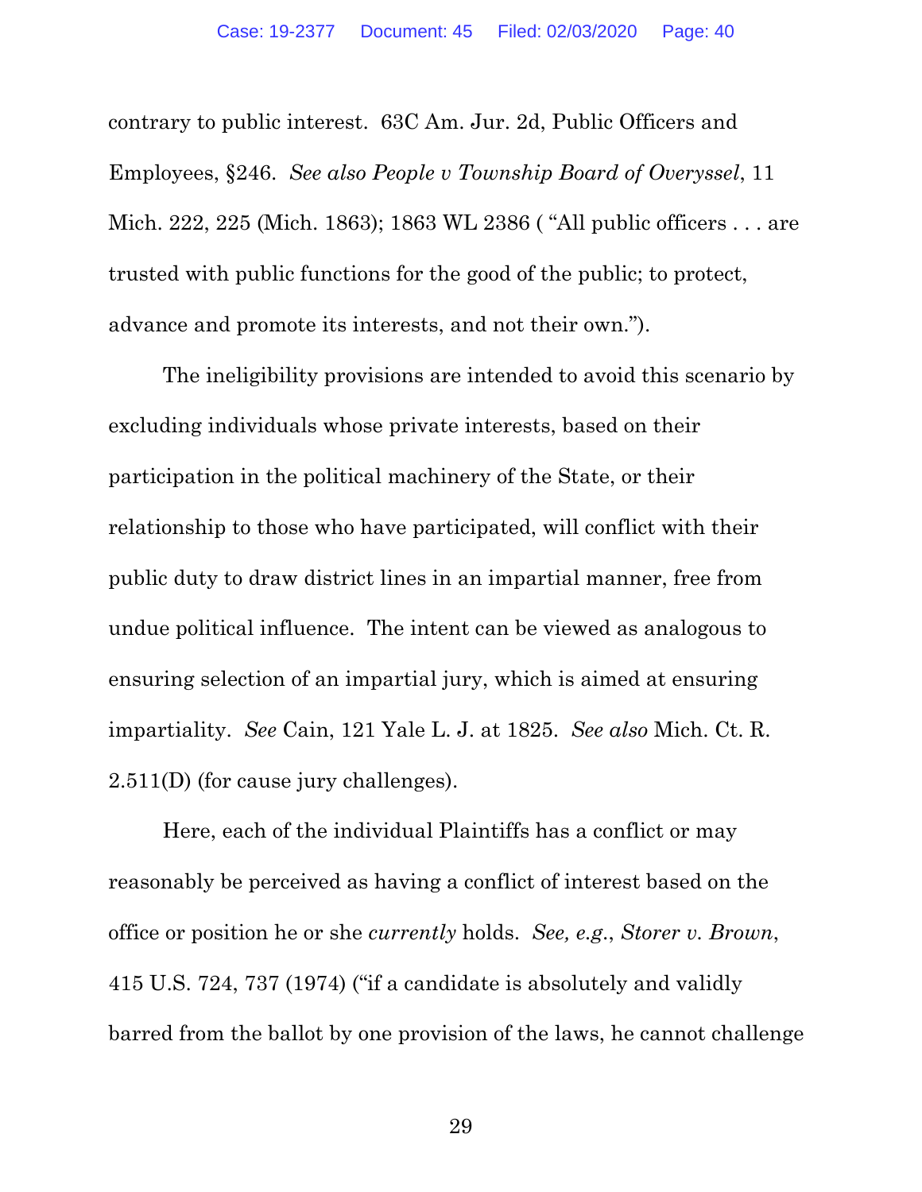contrary to public interest. 63C Am. Jur. 2d, Public Officers and Employees, §246. *See also People v Township Board of Overyssel*, 11 Mich. 222, 225 (Mich. 1863); 1863 WL 2386 ( "All public officers . . . are trusted with public functions for the good of the public; to protect, advance and promote its interests, and not their own.").

The ineligibility provisions are intended to avoid this scenario by excluding individuals whose private interests, based on their participation in the political machinery of the State, or their relationship to those who have participated, will conflict with their public duty to draw district lines in an impartial manner, free from undue political influence. The intent can be viewed as analogous to ensuring selection of an impartial jury, which is aimed at ensuring impartiality. *See* Cain, 121 Yale L. J. at 1825. *See also* Mich. Ct. R. 2.511(D) (for cause jury challenges).

Here, each of the individual Plaintiffs has a conflict or may reasonably be perceived as having a conflict of interest based on the office or position he or she *currently* holds. *See, e.g.*, *Storer v. Brown*, 415 U.S. 724, 737 (1974) ("if a candidate is absolutely and validly barred from the ballot by one provision of the laws, he cannot challenge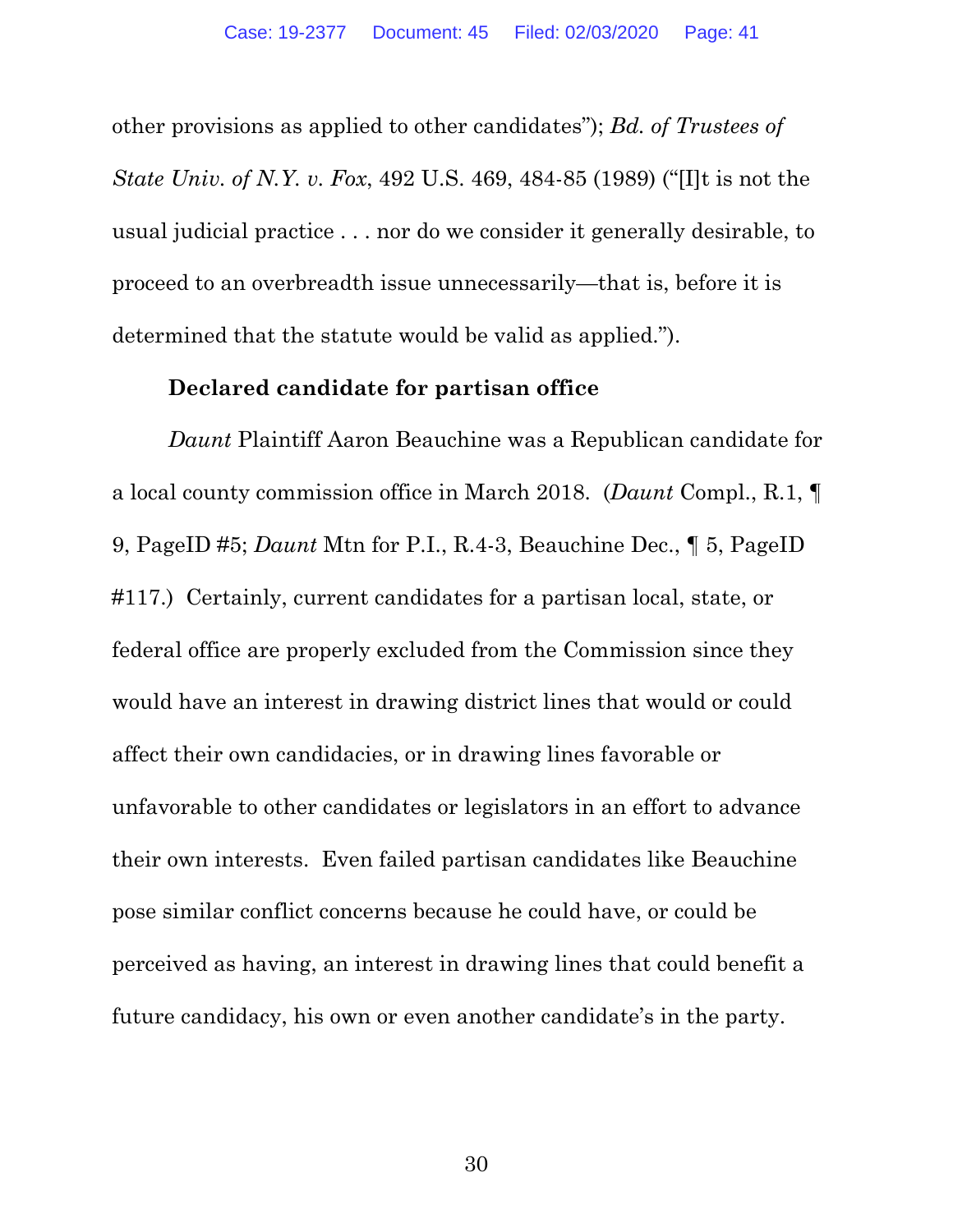other provisions as applied to other candidates"); *Bd. of Trustees of State Univ. of N.Y. v. Fox*, 492 U.S. 469, 484-85 (1989) ("[I]t is not the usual judicial practice . . . nor do we consider it generally desirable, to proceed to an overbreadth issue unnecessarily—that is, before it is determined that the statute would be valid as applied.").

**Declared candidate for partisan office**

*Daunt* Plaintiff Aaron Beauchine was a Republican candidate for a local county commission office in March 2018. (*Daunt* Compl., R.1, ¶ 9, PageID #5; *Daunt* Mtn for P.I., R.4-3, Beauchine Dec., ¶ 5, PageID #117.) Certainly, current candidates for a partisan local, state, or federal office are properly excluded from the Commission since they would have an interest in drawing district lines that would or could affect their own candidacies, or in drawing lines favorable or unfavorable to other candidates or legislators in an effort to advance their own interests. Even failed partisan candidates like Beauchine pose similar conflict concerns because he could have, or could be perceived as having, an interest in drawing lines that could benefit a future candidacy, his own or even another candidate's in the party.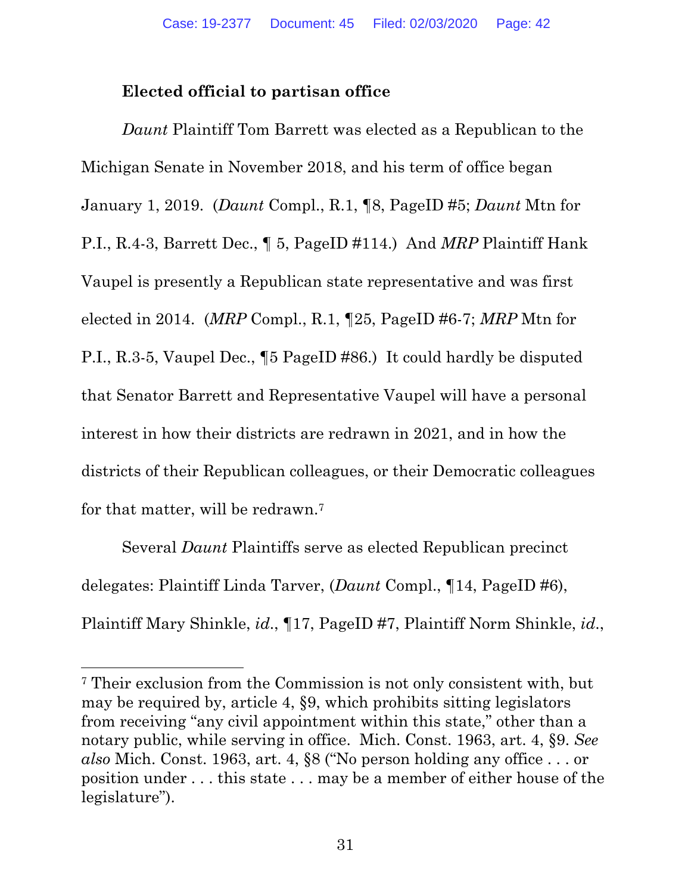**Elected official to partisan office**

*Daunt* Plaintiff Tom Barrett was elected as a Republican to the Michigan Senate in November 2018, and his term of office began January 1, 2019. (*Daunt* Compl., R.1, ¶8, PageID #5; *Daunt* Mtn for P.I., R.4-3, Barrett Dec., ¶ 5, PageID #114.) And *MRP* Plaintiff Hank Vaupel is presently a Republican state representative and was first elected in 2014. (*MRP* Compl., R.1, ¶25, PageID #6-7; *MRP* Mtn for P.I., R.3-5, Vaupel Dec., ¶5 PageID #86.) It could hardly be disputed that Senator Barrett and Representative Vaupel will have a personal interest in how their districts are redrawn in 2021, and in how the districts of their Republican colleagues, or their Democratic colleagues for that matter, will be redrawn.[7]

Several *Daunt* Plaintiffs serve as elected Republican precinct delegates: Plaintiff Linda Tarver, (*Daunt* Compl., ¶14, PageID #6), Plaintiff Mary Shinkle, *id.*, ¶17, PageID #7, Plaintiff Norm Shinkle, *id.*,

[7] Their exclusion from the Commission is not only consistent with, but may be required by, article 4, §9, which prohibits sitting legislators from receiving "any civil appointment within this state," other than a notary public, while serving in office. Mich. Const. 1963, art. 4, §9. *See also* Mich. Const. 1963, art. 4, §8 ("No person holding any office . . . or position under . . . this state . . . may be a member of either house of the legislature").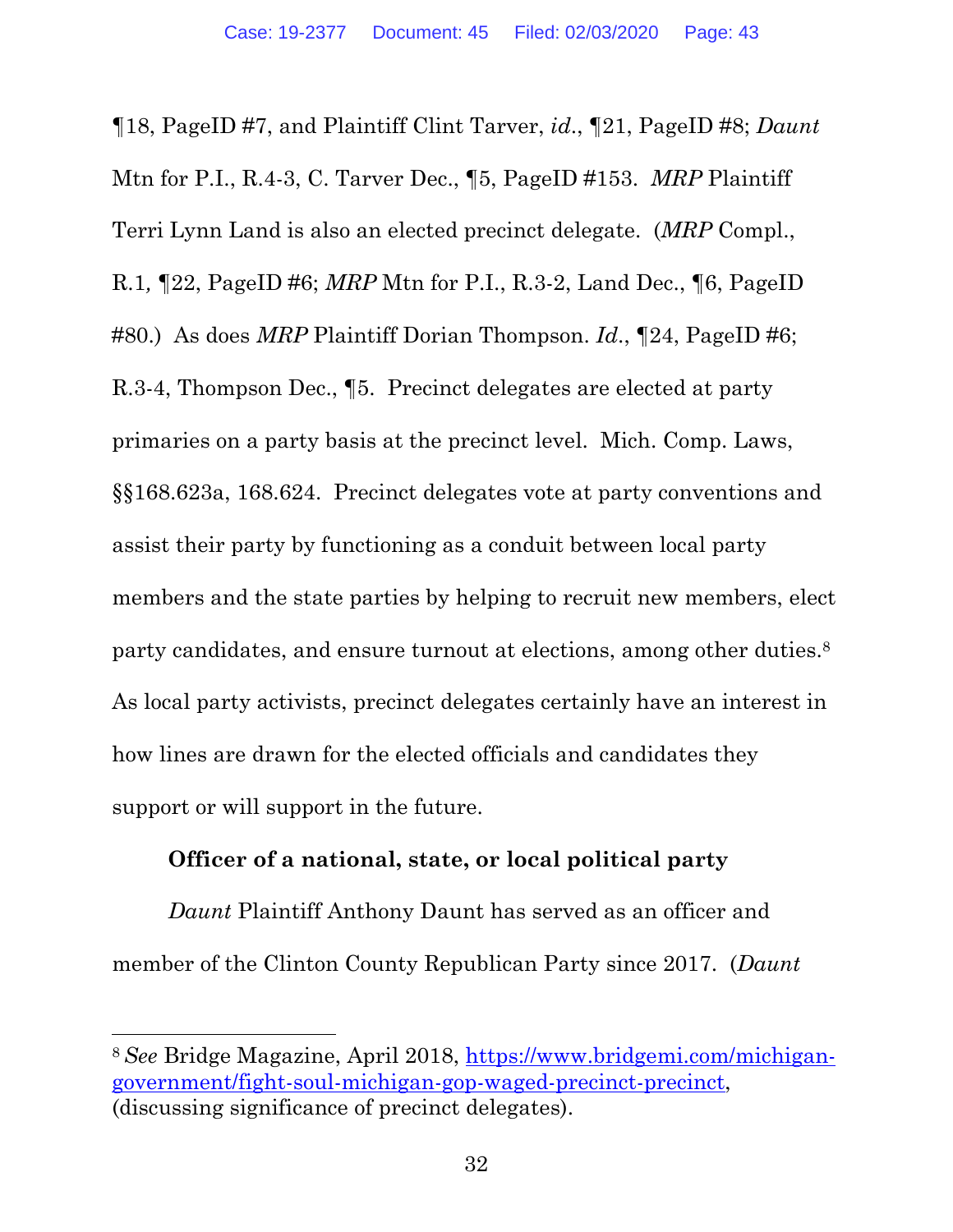¶18, PageID #7, and Plaintiff Clint Tarver, *id*., ¶21, PageID #8; *Daunt* Mtn for P.I., R.4-3, C. Tarver Dec., ¶5, PageID #153. *MRP* Plaintiff Terri Lynn Land is also an elected precinct delegate. (*MRP* Compl., R.1, ¶22, PageID #6; *MRP* Mtn for P.I., R.3-2, Land Dec., ¶6, PageID #80.) As does *MRP* Plaintiff Dorian Thompson. *Id*., ¶24, PageID #6; R.3-4, Thompson Dec., ¶5. Precinct delegates are elected at party primaries on a party basis at the precinct level. Mich. Comp. Laws, §§168.623a, 168.624. Precinct delegates vote at party conventions and assist their party by functioning as a conduit between local party members and the state parties by helping to recruit new members, elect party candidates, and ensure turnout at elections, among other duties.[8] As local party activists, precinct delegates certainly have an interest in how lines are drawn for the elected officials and candidates they support or will support in the future.

**Officer of a national, state, or local political party**

*Daunt* Plaintiff Anthony Daunt has served as an officer and member of the Clinton County Republican Party since 2017. (*Daunt*

---

[8] *See* Bridge Magazine, April 2018, https://www.bridgemi.com/michigan-government/fight-soul-michigan-gop-waged-precinct-precinct, (discussing significance of precinct delegates).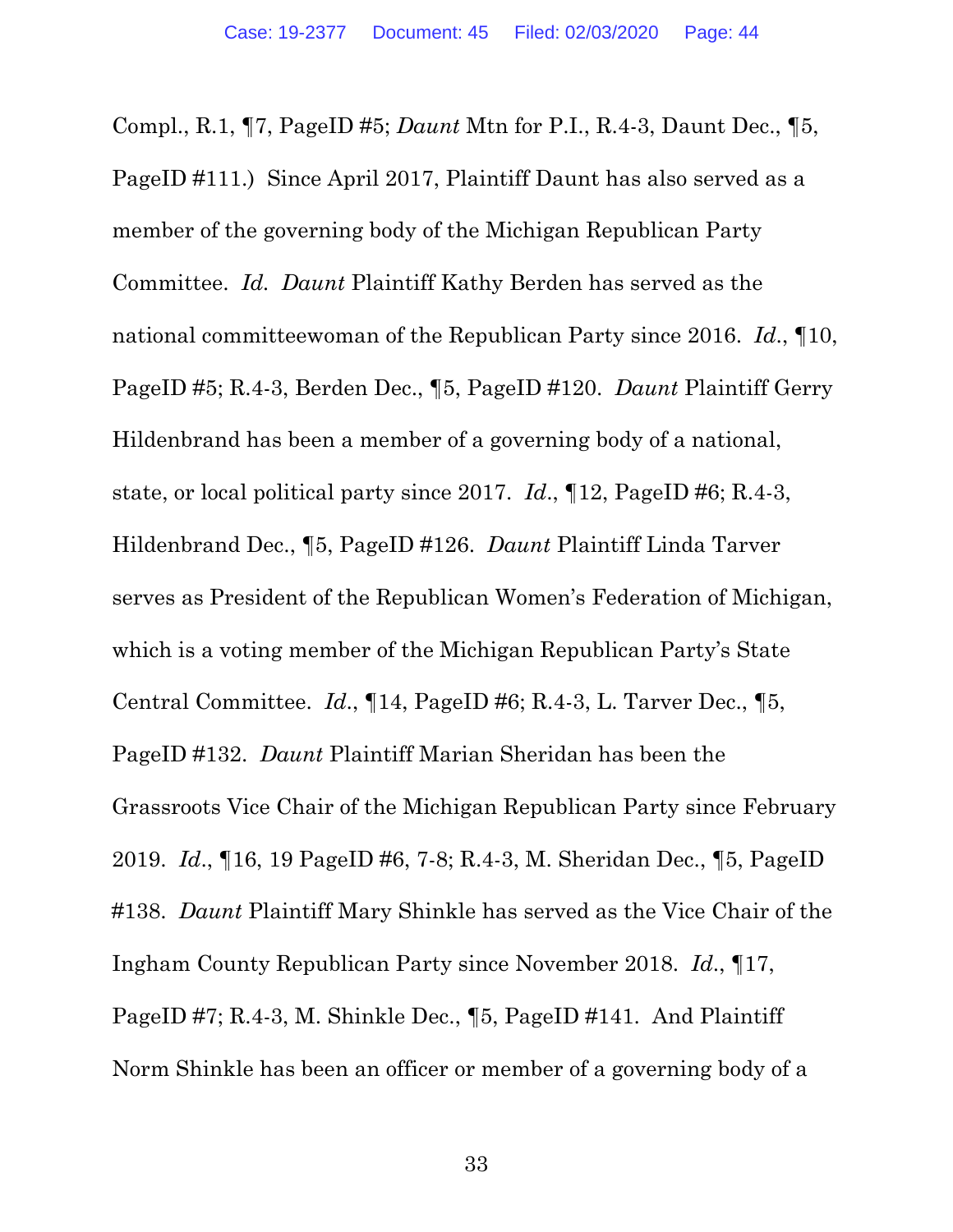Compl., R.1, ¶7, PageID #5; *Daunt* Mtn for P.I., R.4-3, Daunt Dec., ¶5, PageID #111.) Since April 2017, Plaintiff Daunt has also served as a member of the governing body of the Michigan Republican Party Committee. *Id.* *Daunt* Plaintiff Kathy Berden has served as the national committeewoman of the Republican Party since 2016. *Id.*, ¶10, PageID #5; R.4-3, Berden Dec., ¶5, PageID #120. *Daunt* Plaintiff Gerry Hildenbrand has been a member of a governing body of a national, state, or local political party since 2017. *Id.*, ¶12, PageID #6; R.4-3, Hildenbrand Dec., ¶5, PageID #126. *Daunt* Plaintiff Linda Tarver serves as President of the Republican Women's Federation of Michigan, which is a voting member of the Michigan Republican Party's State Central Committee. *Id.*, ¶14, PageID #6; R.4-3, L. Tarver Dec., ¶5, PageID #132. *Daunt* Plaintiff Marian Sheridan has been the Grassroots Vice Chair of the Michigan Republican Party since February 2019. *Id.*, ¶16, 19 PageID #6, 7-8; R.4-3, M. Sheridan Dec., ¶5, PageID #138. *Daunt* Plaintiff Mary Shinkle has served as the Vice Chair of the Ingham County Republican Party since November 2018. *Id.*, ¶17, PageID #7; R.4-3, M. Shinkle Dec., ¶5, PageID #141. And Plaintiff Norm Shinkle has been an officer or member of a governing body of a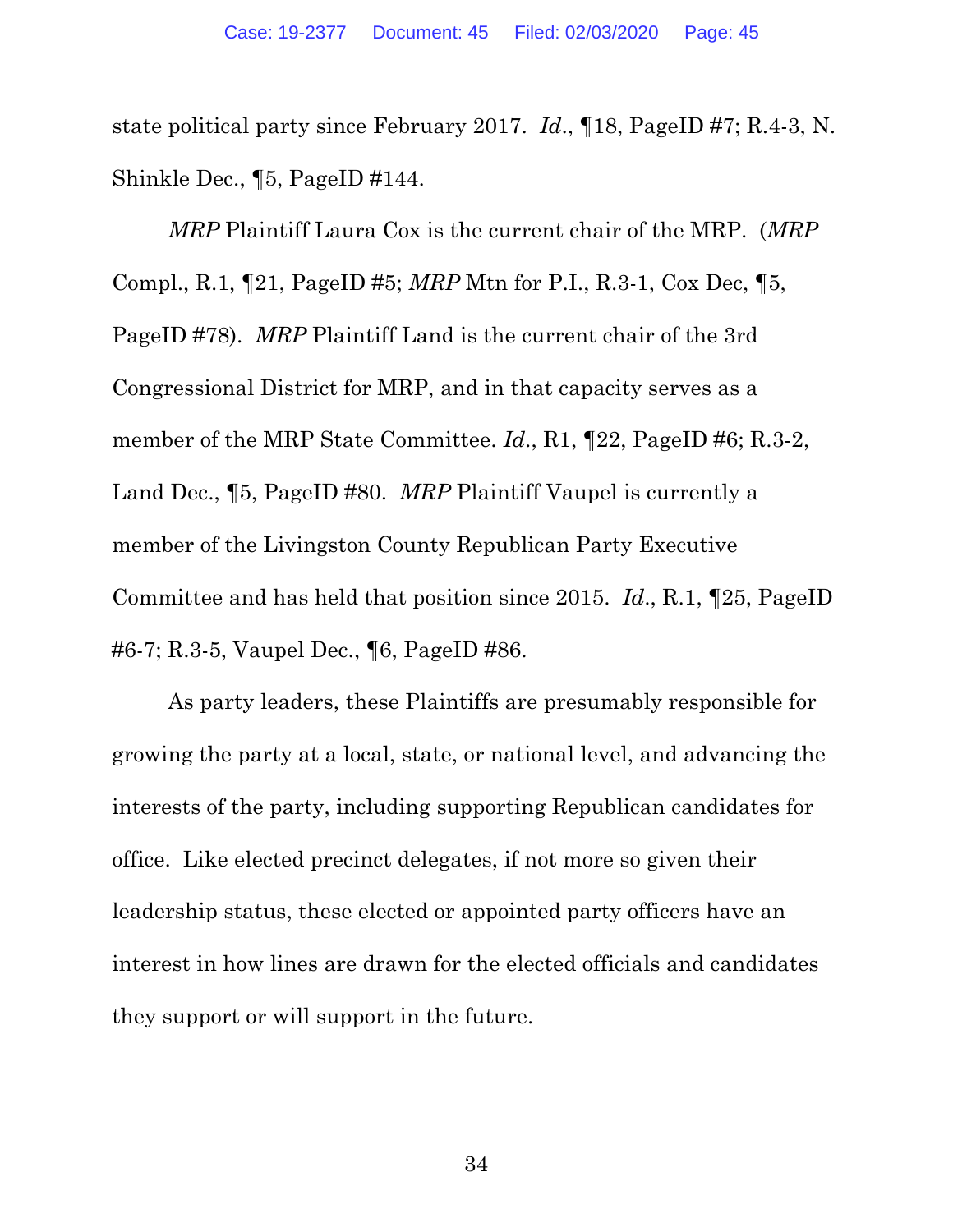state political party since February 2017. *Id.*, ¶18, PageID #7; R.4-3, N. Shinkle Dec., ¶5, PageID #144.

*MRP* Plaintiff Laura Cox is the current chair of the MRP. (*MRP* Compl., R.1, ¶21, PageID #5; *MRP* Mtn for P.I., R.3-1, Cox Dec, ¶5, PageID #78). *MRP* Plaintiff Land is the current chair of the 3rd Congressional District for MRP, and in that capacity serves as a member of the MRP State Committee. *Id.*, R1, ¶22, PageID #6; R.3-2, Land Dec., ¶5, PageID #80. *MRP* Plaintiff Vaupel is currently a member of the Livingston County Republican Party Executive Committee and has held that position since 2015. *Id.*, R.1, ¶25, PageID #6-7; R.3-5, Vaupel Dec., ¶6, PageID #86.

As party leaders, these Plaintiffs are presumably responsible for growing the party at a local, state, or national level, and advancing the interests of the party, including supporting Republican candidates for office. Like elected precinct delegates, if not more so given their leadership status, these elected or appointed party officers have an interest in how lines are drawn for the elected officials and candidates they support or will support in the future.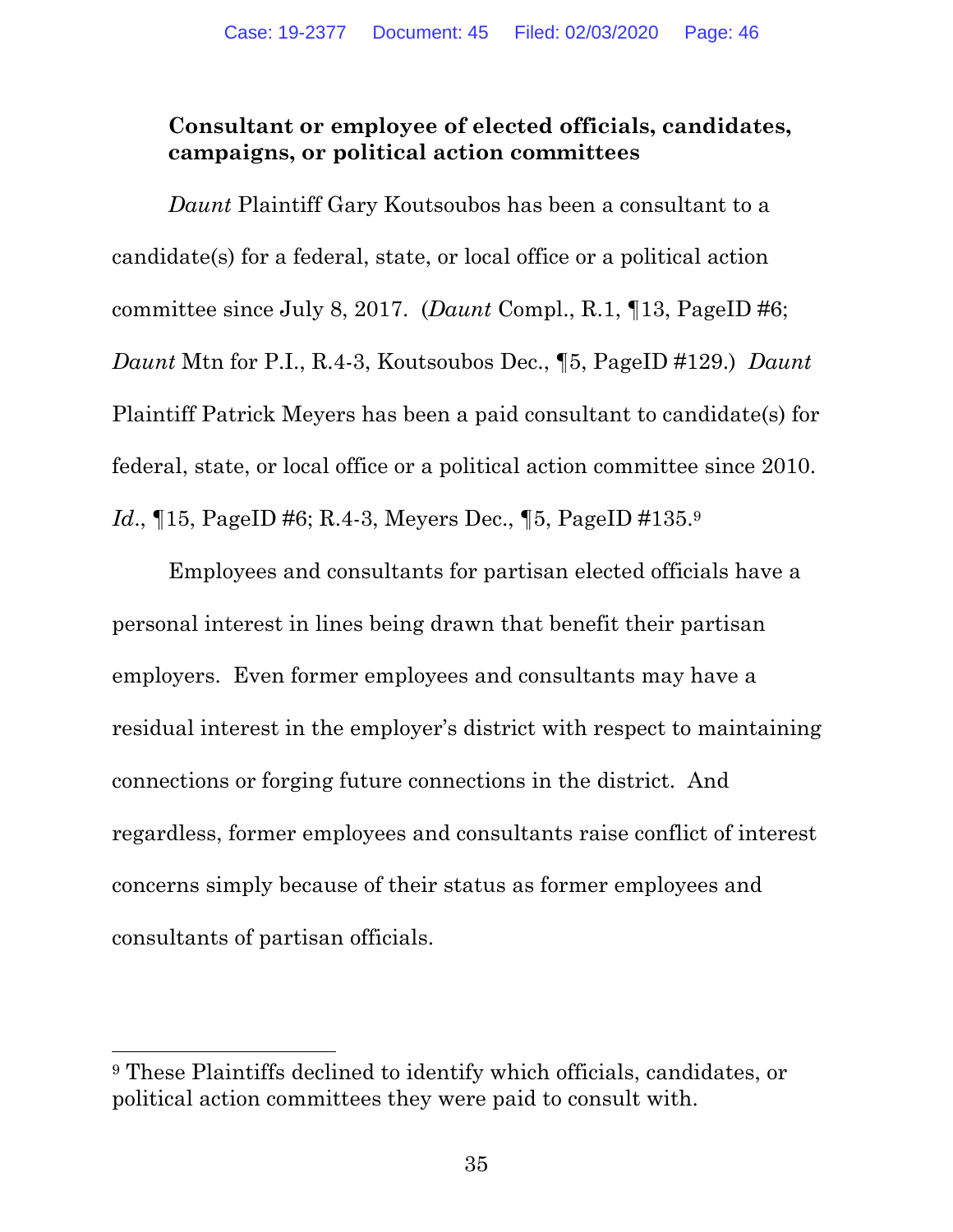**Consultant or employee of elected officials, candidates, campaigns, or political action committees**

*Daunt* Plaintiff Gary Koutsoubos has been a consultant to a candidate(s) for a federal, state, or local office or a political action committee since July 8, 2017. (*Daunt* Compl., R.1, ¶13, PageID #6; *Daunt* Mtn for P.I., R.4-3, Koutsoubos Dec., ¶5, PageID #129.) *Daunt* Plaintiff Patrick Meyers has been a paid consultant to candidate(s) for federal, state, or local office or a political action committee since 2010. *Id*., ¶15, PageID #6; R.4-3, Meyers Dec., ¶5, PageID #135.[9]

Employees and consultants for partisan elected officials have a personal interest in lines being drawn that benefit their partisan employers. Even former employees and consultants may have a residual interest in the employer's district with respect to maintaining connections or forging future connections in the district. And regardless, former employees and consultants raise conflict of interest concerns simply because of their status as former employees and consultants of partisan officials.

[9] These Plaintiffs declined to identify which officials, candidates, or political action committees they were paid to consult with.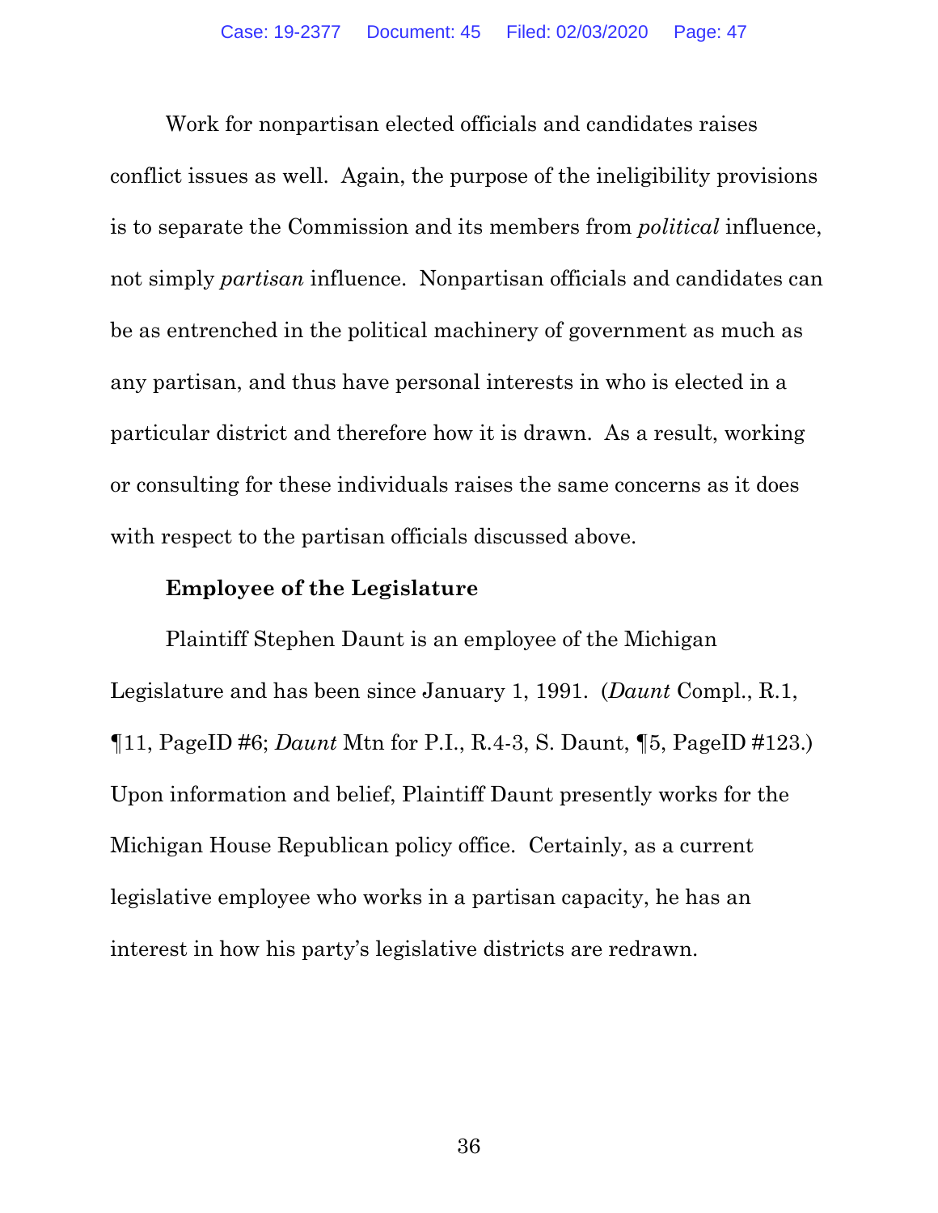Work for nonpartisan elected officials and candidates raises conflict issues as well. Again, the purpose of the ineligibility provisions is to separate the Commission and its members from *political* influence, not simply *partisan* influence. Nonpartisan officials and candidates can be as entrenched in the political machinery of government as much as any partisan, and thus have personal interests in who is elected in a particular district and therefore how it is drawn. As a result, working or consulting for these individuals raises the same concerns as it does with respect to the partisan officials discussed above.

**Employee of the Legislature**

Plaintiff Stephen Daunt is an employee of the Michigan Legislature and has been since January 1, 1991. (*Daunt* Compl., R.1, ¶11, PageID #6; *Daunt* Mtn for P.I., R.4-3, S. Daunt, ¶5, PageID #123.) Upon information and belief, Plaintiff Daunt presently works for the Michigan House Republican policy office. Certainly, as a current legislative employee who works in a partisan capacity, he has an interest in how his party's legislative districts are redrawn.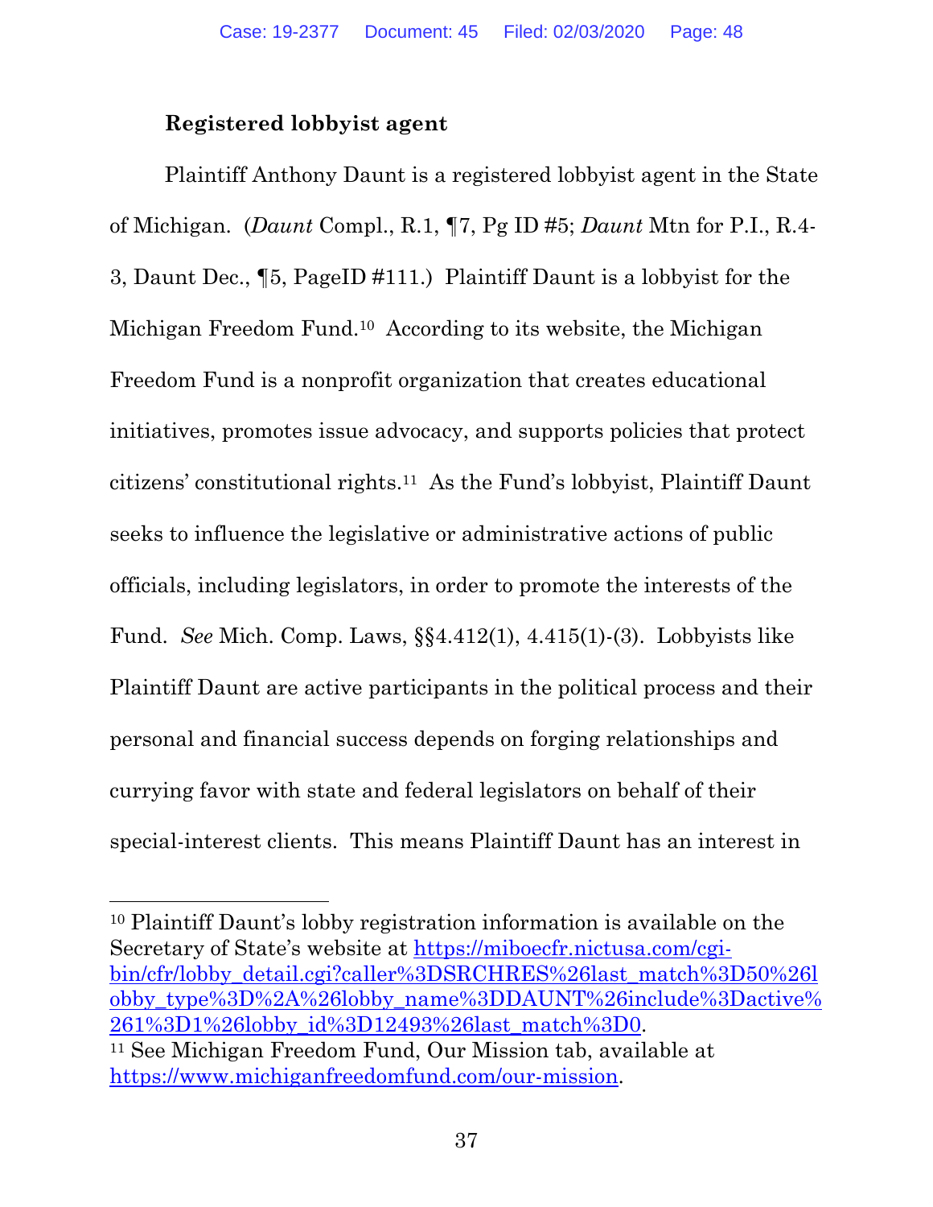**Registered lobbyist agent**

Plaintiff Anthony Daunt is a registered lobbyist agent in the State of Michigan. (*Daunt* Compl., R.1, ¶7, Pg ID #5; *Daunt* Mtn for P.I., R.4-3, Daunt Dec., ¶5, PageID #111.) Plaintiff Daunt is a lobbyist for the Michigan Freedom Fund.[10] According to its website, the Michigan Freedom Fund is a nonprofit organization that creates educational initiatives, promotes issue advocacy, and supports policies that protect citizens' constitutional rights.[11] As the Fund's lobbyist, Plaintiff Daunt seeks to influence the legislative or administrative actions of public officials, including legislators, in order to promote the interests of the Fund. *See* Mich. Comp. Laws, §§4.412(1), 4.415(1)-(3). Lobbyists like Plaintiff Daunt are active participants in the political process and their personal and financial success depends on forging relationships and currying favor with state and federal legislators on behalf of their special-interest clients. This means Plaintiff Daunt has an interest in

---

[10] Plaintiff Daunt's lobby registration information is available on the Secretary of State's website at https://miboecfr.nictusa.com/cgi-bin/cfr/lobby_detail.cgi?caller%3DSRCHRES%26last_match%3D50%26lobby_type%3D%2A%26lobby_name%3DDAUNT%26include%3Dactive%261%3D1%26lobby_id%3D12493%26last_match%3D0.

[11] See Michigan Freedom Fund, Our Mission tab, available at https://www.michiganfreedomfund.com/our-mission.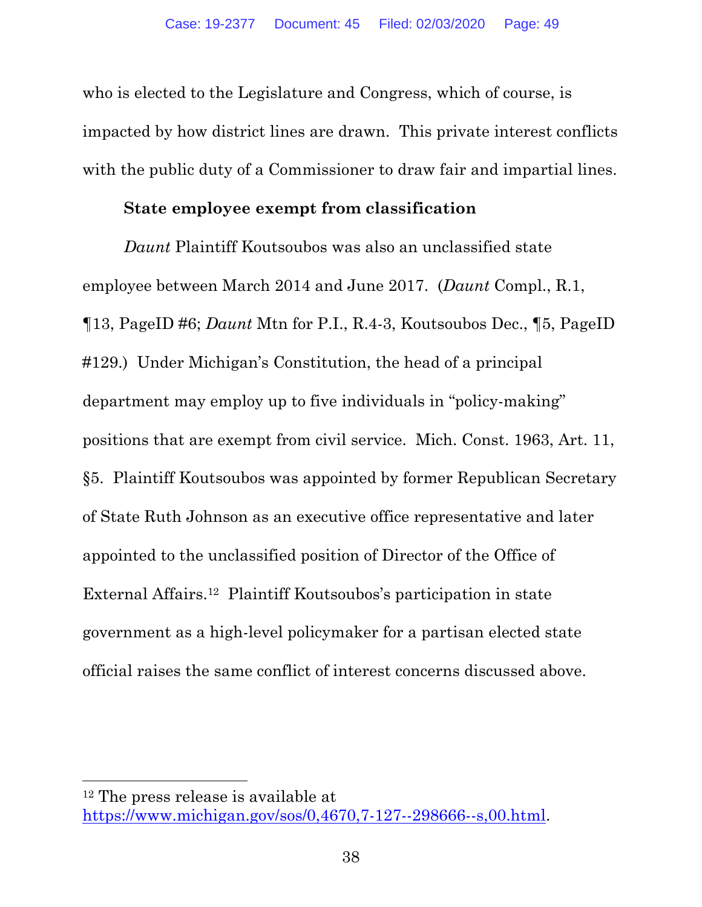who is elected to the Legislature and Congress, which of course, is impacted by how district lines are drawn. This private interest conflicts with the public duty of a Commissioner to draw fair and impartial lines.

**State employee exempt from classification**

*Daunt* Plaintiff Koutsoubos was also an unclassified state employee between March 2014 and June 2017. (*Daunt* Compl., R.1, ¶13, PageID #6; *Daunt* Mtn for P.I., R.4-3, Koutsoubos Dec., ¶5, PageID #129.) Under Michigan's Constitution, the head of a principal department may employ up to five individuals in "policy-making" positions that are exempt from civil service. Mich. Const. 1963, Art. 11, §5. Plaintiff Koutsoubos was appointed by former Republican Secretary of State Ruth Johnson as an executive office representative and later appointed to the unclassified position of Director of the Office of External Affairs.[12] Plaintiff Koutsoubos's participation in state government as a high-level policymaker for a partisan elected state official raises the same conflict of interest concerns discussed above.

---

[12] The press release is available at https://www.michigan.gov/sos/0,4670,7-127--298666--s,00.html.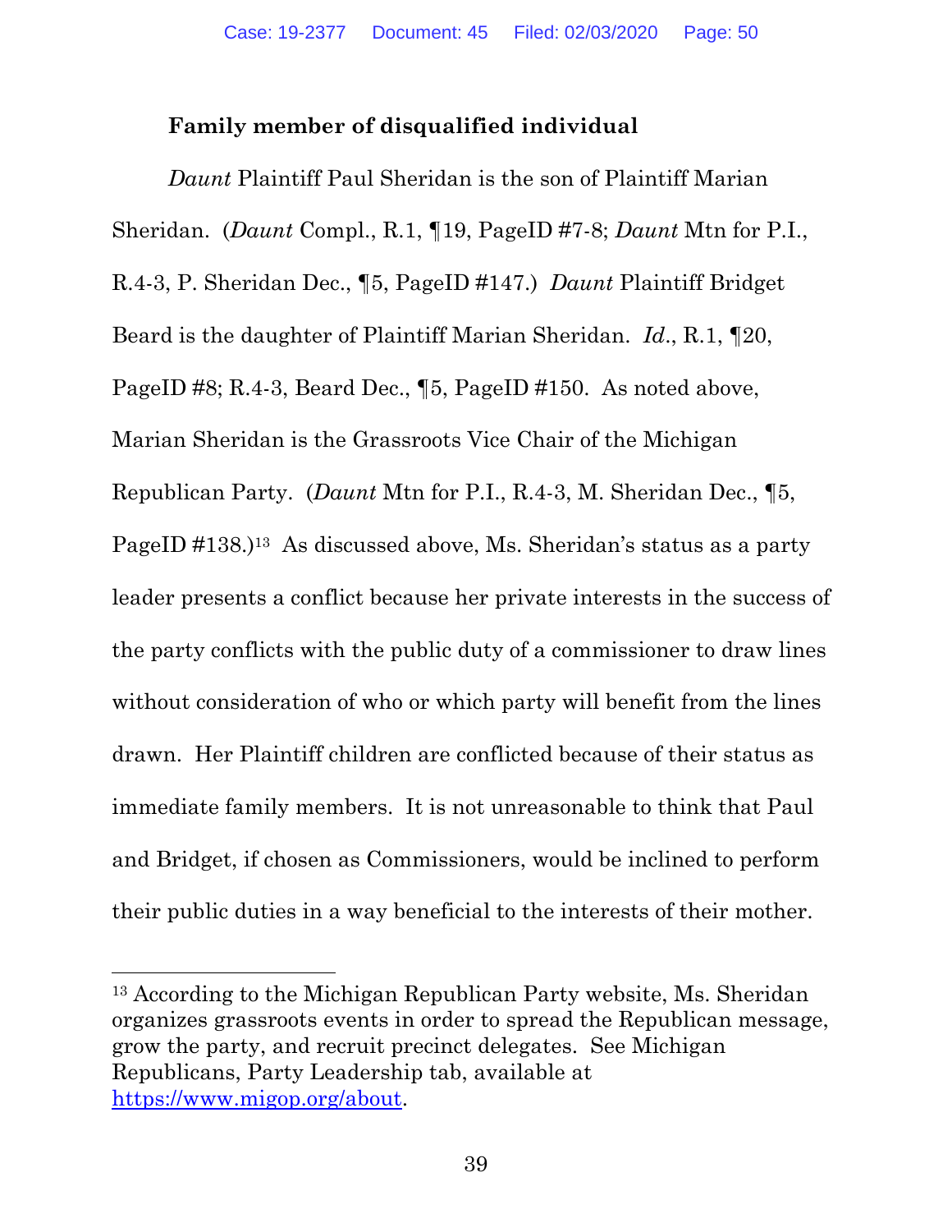**Family member of disqualified individual**

*Daunt* Plaintiff Paul Sheridan is the son of Plaintiff Marian Sheridan. (*Daunt* Compl., R.1, ¶19, PageID #7-8; *Daunt* Mtn for P.I., R.4-3, P. Sheridan Dec., ¶5, PageID #147.) *Daunt* Plaintiff Bridget Beard is the daughter of Plaintiff Marian Sheridan. *Id*., R.1, ¶20, PageID #8; R.4-3, Beard Dec., ¶5, PageID #150. As noted above, Marian Sheridan is the Grassroots Vice Chair of the Michigan Republican Party. (*Daunt* Mtn for P.I., R.4-3, M. Sheridan Dec., ¶5, PageID #138.)[13] As discussed above, Ms. Sheridan's status as a party leader presents a conflict because her private interests in the success of the party conflicts with the public duty of a commissioner to draw lines without consideration of who or which party will benefit from the lines drawn. Her Plaintiff children are conflicted because of their status as immediate family members. It is not unreasonable to think that Paul and Bridget, if chosen as Commissioners, would be inclined to perform their public duties in a way beneficial to the interests of their mother.

---

[13] According to the Michigan Republican Party website, Ms. Sheridan organizes grassroots events in order to spread the Republican message, grow the party, and recruit precinct delegates. See Michigan Republicans, Party Leadership tab, available at https://www.migop.org/about.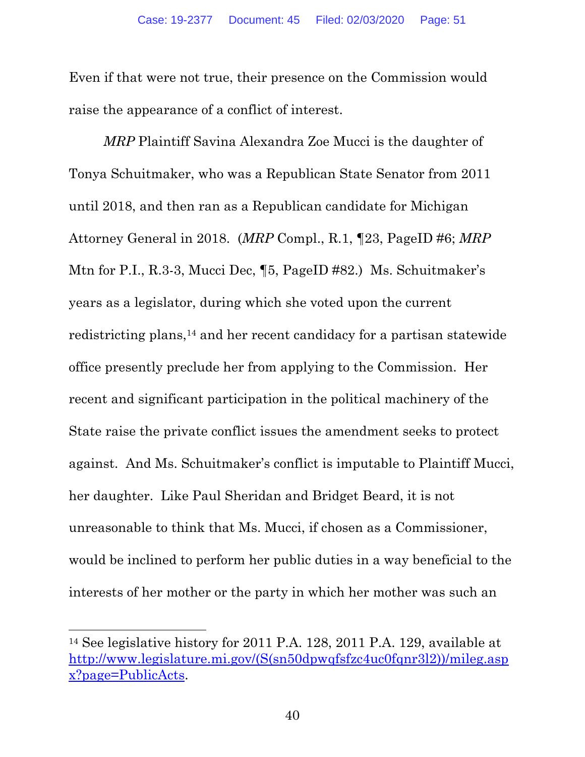Even if that were not true, their presence on the Commission would raise the appearance of a conflict of interest.

*MRP* Plaintiff Savina Alexandra Zoe Mucci is the daughter of Tonya Schuitmaker, who was a Republican State Senator from 2011 until 2018, and then ran as a Republican candidate for Michigan Attorney General in 2018. (*MRP* Compl., R.1, ¶23, PageID #6; *MRP* Mtn for P.I., R.3-3, Mucci Dec, ¶5, PageID #82.) Ms. Schuitmaker's years as a legislator, during which she voted upon the current redistricting plans,[14] and her recent candidacy for a partisan statewide office presently preclude her from applying to the Commission. Her recent and significant participation in the political machinery of the State raise the private conflict issues the amendment seeks to protect against. And Ms. Schuitmaker's conflict is imputable to Plaintiff Mucci, her daughter. Like Paul Sheridan and Bridget Beard, it is not unreasonable to think that Ms. Mucci, if chosen as a Commissioner, would be inclined to perform her public duties in a way beneficial to the interests of her mother or the party in which her mother was such an

---

[14] See legislative history for 2011 P.A. 128, 2011 P.A. 129, available at http://www.legislature.mi.gov/(S(sn50dpwqfsfzc4uc0fqnr3l2))/mileg.aspx?page=PublicActs.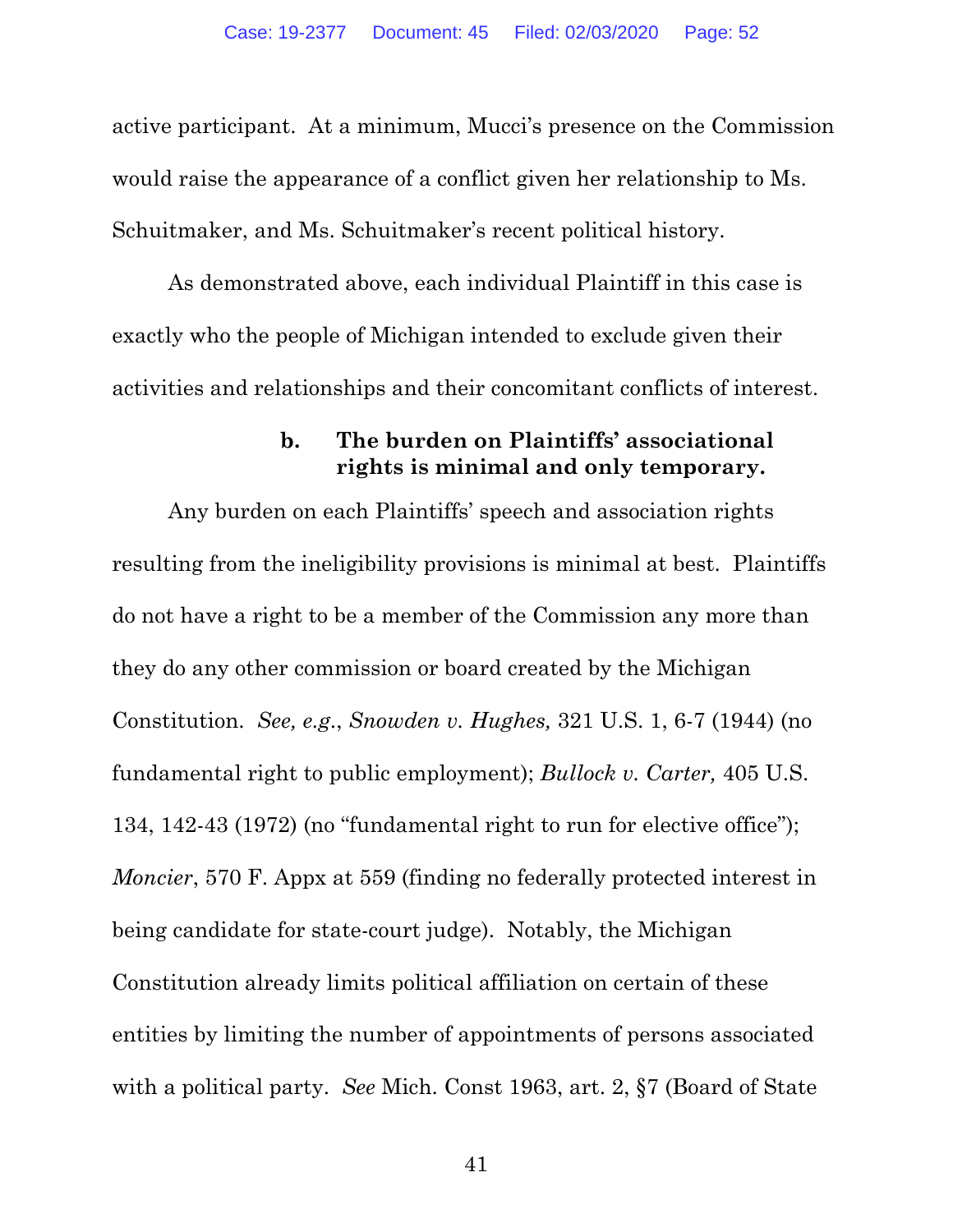active participant. At a minimum, Mucci's presence on the Commission would raise the appearance of a conflict given her relationship to Ms. Schuitmaker, and Ms. Schuitmaker's recent political history.

As demonstrated above, each individual Plaintiff in this case is exactly who the people of Michigan intended to exclude given their activities and relationships and their concomitant conflicts of interest.

#### b. The burden on Plaintiffs' associational rights is minimal and only temporary.

Any burden on each Plaintiffs' speech and association rights resulting from the ineligibility provisions is minimal at best. Plaintiffs do not have a right to be a member of the Commission any more than they do any other commission or board created by the Michigan Constitution. *See, e.g.*, *Snowden v. Hughes,* 321 U.S. 1, 6-7 (1944) (no fundamental right to public employment); *Bullock v. Carter,* 405 U.S. 134, 142-43 (1972) (no "fundamental right to run for elective office"); *Moncier*, 570 F. Appx at 559 (finding no federally protected interest in being candidate for state-court judge). Notably, the Michigan Constitution already limits political affiliation on certain of these entities by limiting the number of appointments of persons associated with a political party. *See* Mich. Const 1963, art. 2, §7 (Board of State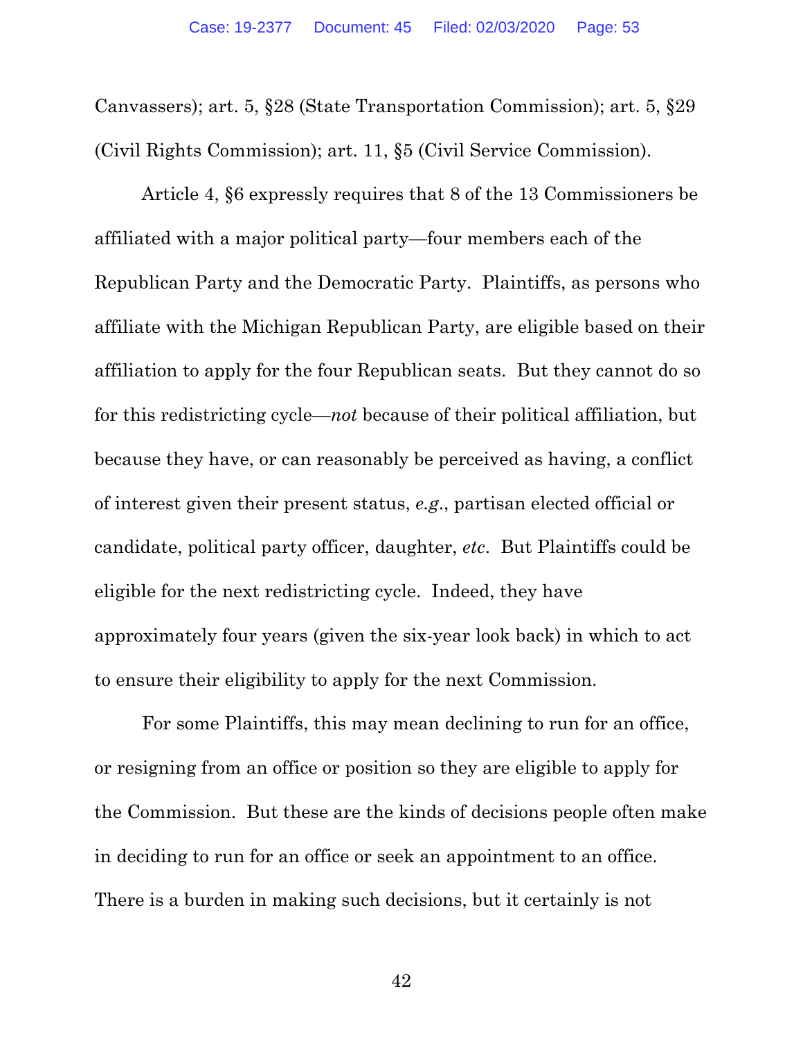Canvassers); art. 5, §28 (State Transportation Commission); art. 5, §29 (Civil Rights Commission); art. 11, §5 (Civil Service Commission).

Article 4, §6 expressly requires that 8 of the 13 Commissioners be affiliated with a major political party—four members each of the Republican Party and the Democratic Party. Plaintiffs, as persons who affiliate with the Michigan Republican Party, are eligible based on their affiliation to apply for the four Republican seats. But they cannot do so for this redistricting cycle—*not* because of their political affiliation, but because they have, or can reasonably be perceived as having, a conflict of interest given their present status, *e.g.*, partisan elected official or candidate, political party officer, daughter, *etc*. But Plaintiffs could be eligible for the next redistricting cycle. Indeed, they have approximately four years (given the six-year look back) in which to act to ensure their eligibility to apply for the next Commission.

For some Plaintiffs, this may mean declining to run for an office, or resigning from an office or position so they are eligible to apply for the Commission. But these are the kinds of decisions people often make in deciding to run for an office or seek an appointment to an office. There is a burden in making such decisions, but it certainly is not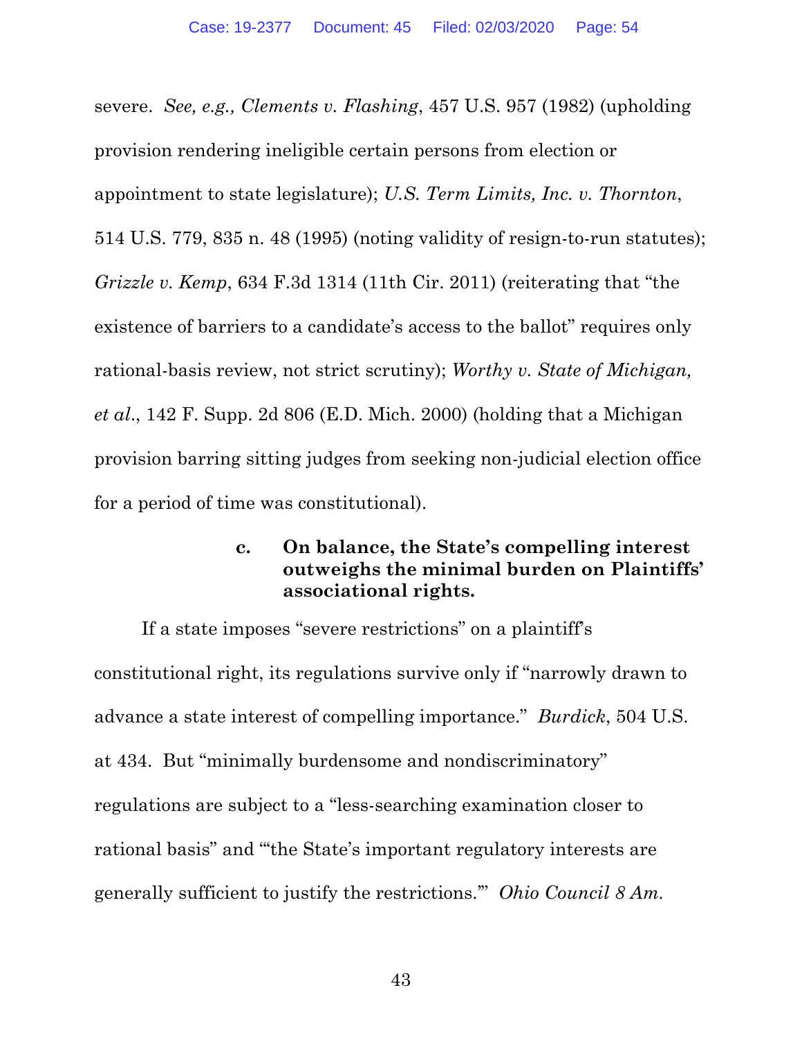severe. *See, e.g., Clements v. Flashing*, 457 U.S. 957 (1982) (upholding provision rendering ineligible certain persons from election or appointment to state legislature); *U.S. Term Limits, Inc. v. Thornton*, 514 U.S. 779, 835 n. 48 (1995) (noting validity of resign-to-run statutes); *Grizzle v. Kemp*, 634 F.3d 1314 (11th Cir. 2011) (reiterating that "the existence of barriers to a candidate's access to the ballot" requires only rational-basis review, not strict scrutiny); *Worthy v. State of Michigan, et al.*, 142 F. Supp. 2d 806 (E.D. Mich. 2000) (holding that a Michigan provision barring sitting judges from seeking non-judicial election office for a period of time was constitutional).

#### c. On balance, the State's compelling interest outweighs the minimal burden on Plaintiffs' associational rights.

If a state imposes "severe restrictions" on a plaintiff's constitutional right, its regulations survive only if "narrowly drawn to advance a state interest of compelling importance." *Burdick*, 504 U.S. at 434. But "minimally burdensome and nondiscriminatory" regulations are subject to a "less-searching examination closer to rational basis" and "'the State's important regulatory interests are generally sufficient to justify the restrictions.'" *Ohio Council 8 Am.*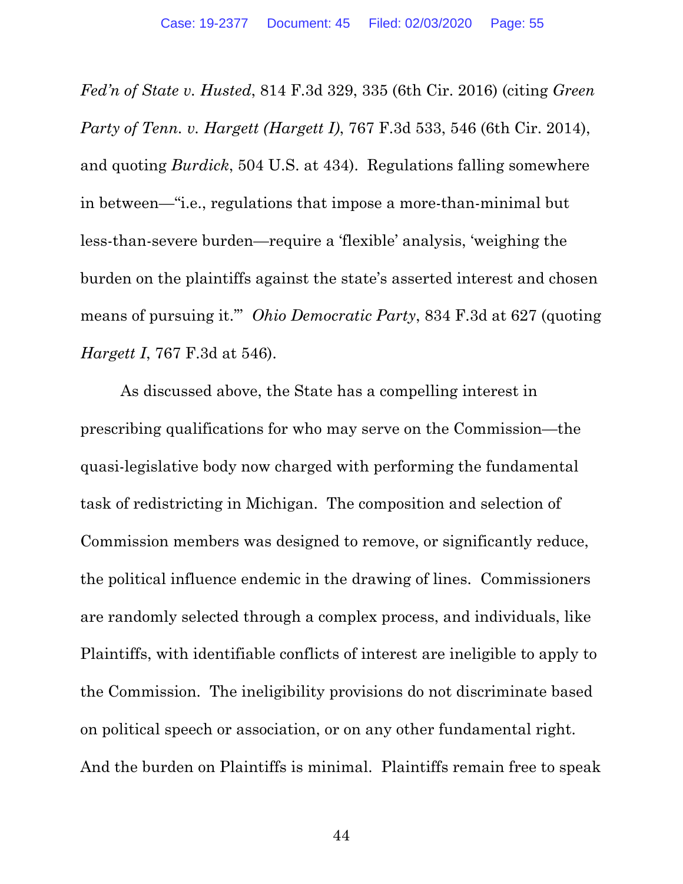*Fed'n of State v. Husted*, 814 F.3d 329, 335 (6th Cir. 2016) (citing *Green Party of Tenn. v. Hargett (Hargett I)*, 767 F.3d 533, 546 (6th Cir. 2014), and quoting *Burdick*, 504 U.S. at 434). Regulations falling somewhere in between—"i.e., regulations that impose a more-than-minimal but less-than-severe burden—require a 'flexible' analysis, 'weighing the burden on the plaintiffs against the state's asserted interest and chosen means of pursuing it.'" *Ohio Democratic Party*, 834 F.3d at 627 (quoting *Hargett I*, 767 F.3d at 546).

As discussed above, the State has a compelling interest in prescribing qualifications for who may serve on the Commission—the quasi-legislative body now charged with performing the fundamental task of redistricting in Michigan. The composition and selection of Commission members was designed to remove, or significantly reduce, the political influence endemic in the drawing of lines. Commissioners are randomly selected through a complex process, and individuals, like Plaintiffs, with identifiable conflicts of interest are ineligible to apply to the Commission. The ineligibility provisions do not discriminate based on political speech or association, or on any other fundamental right. And the burden on Plaintiffs is minimal. Plaintiffs remain free to speak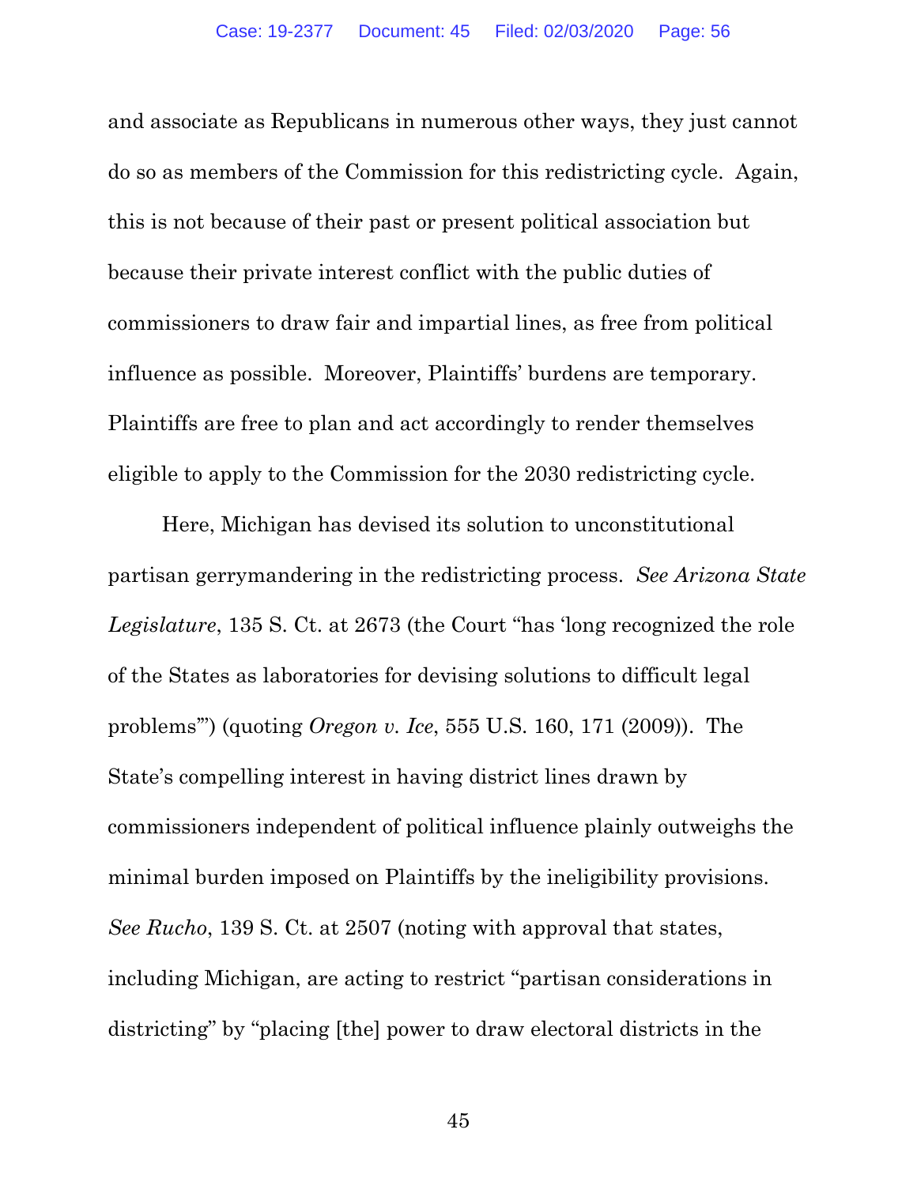and associate as Republicans in numerous other ways, they just cannot do so as members of the Commission for this redistricting cycle. Again, this is not because of their past or present political association but because their private interest conflict with the public duties of commissioners to draw fair and impartial lines, as free from political influence as possible. Moreover, Plaintiffs' burdens are temporary. Plaintiffs are free to plan and act accordingly to render themselves eligible to apply to the Commission for the 2030 redistricting cycle.

Here, Michigan has devised its solution to unconstitutional partisan gerrymandering in the redistricting process. *See Arizona State Legislature*, 135 S. Ct. at 2673 (the Court "has 'long recognized the role of the States as laboratories for devising solutions to difficult legal problems'") (quoting *Oregon v. Ice*, 555 U.S. 160, 171 (2009)). The State's compelling interest in having district lines drawn by commissioners independent of political influence plainly outweighs the minimal burden imposed on Plaintiffs by the ineligibility provisions. *See Rucho*, 139 S. Ct. at 2507 (noting with approval that states, including Michigan, are acting to restrict "partisan considerations in districting" by "placing [the] power to draw electoral districts in the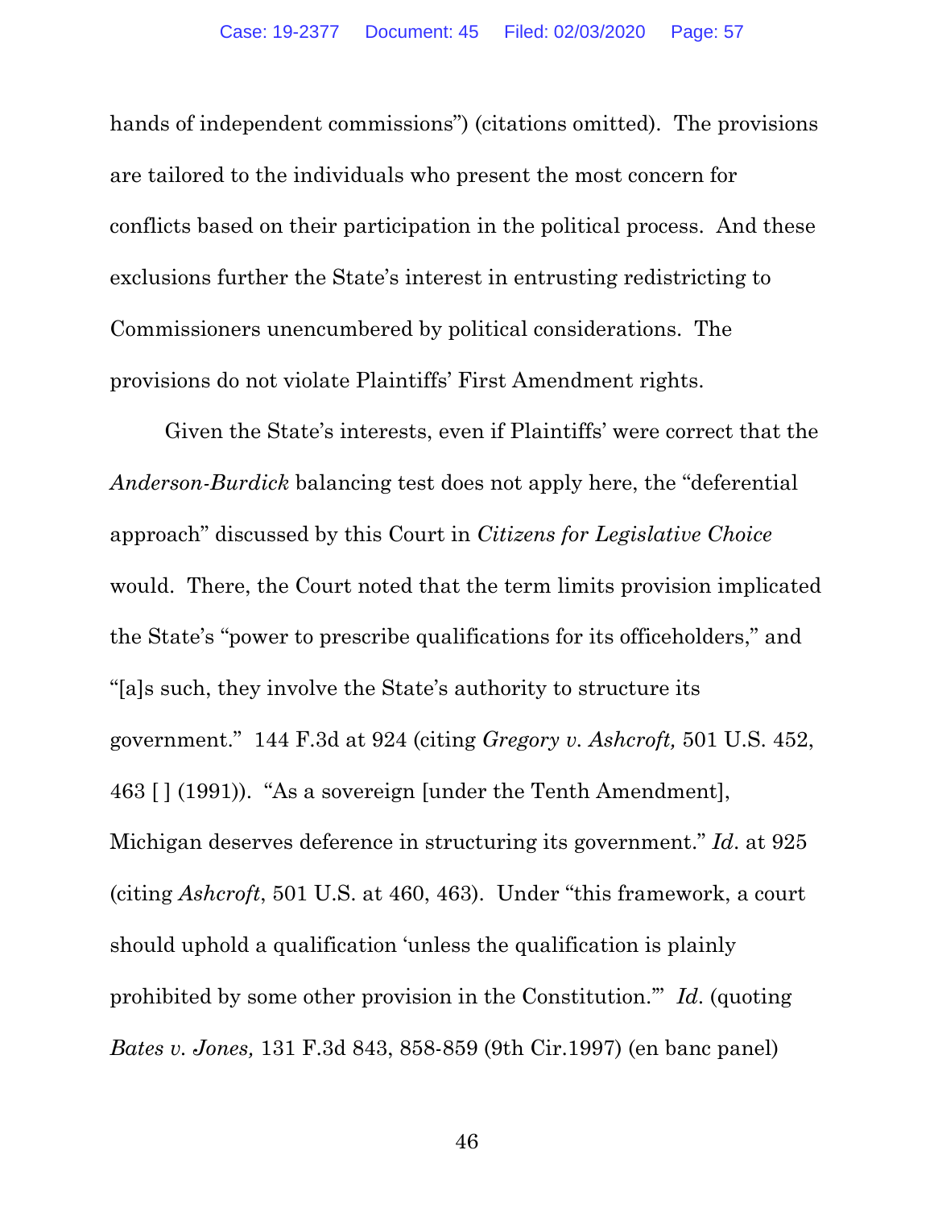hands of independent commissions") (citations omitted). The provisions are tailored to the individuals who present the most concern for conflicts based on their participation in the political process. And these exclusions further the State's interest in entrusting redistricting to Commissioners unencumbered by political considerations. The provisions do not violate Plaintiffs' First Amendment rights.

Given the State's interests, even if Plaintiffs' were correct that the *Anderson-Burdick* balancing test does not apply here, the "deferential approach" discussed by this Court in *Citizens for Legislative Choice* would. There, the Court noted that the term limits provision implicated the State's "power to prescribe qualifications for its officeholders," and "[a]s such, they involve the State's authority to structure its government." 144 F.3d at 924 (citing *Gregory v. Ashcroft,* 501 U.S. 452, 463 [ ] (1991)). "As a sovereign [under the Tenth Amendment], Michigan deserves deference in structuring its government." *Id*. at 925 (citing *Ashcroft*, 501 U.S. at 460, 463). Under "this framework, a court should uphold a qualification 'unless the qualification is plainly prohibited by some other provision in the Constitution.'" *Id*. (quoting *Bates v. Jones,* 131 F.3d 843, 858-859 (9th Cir.1997) (en banc panel)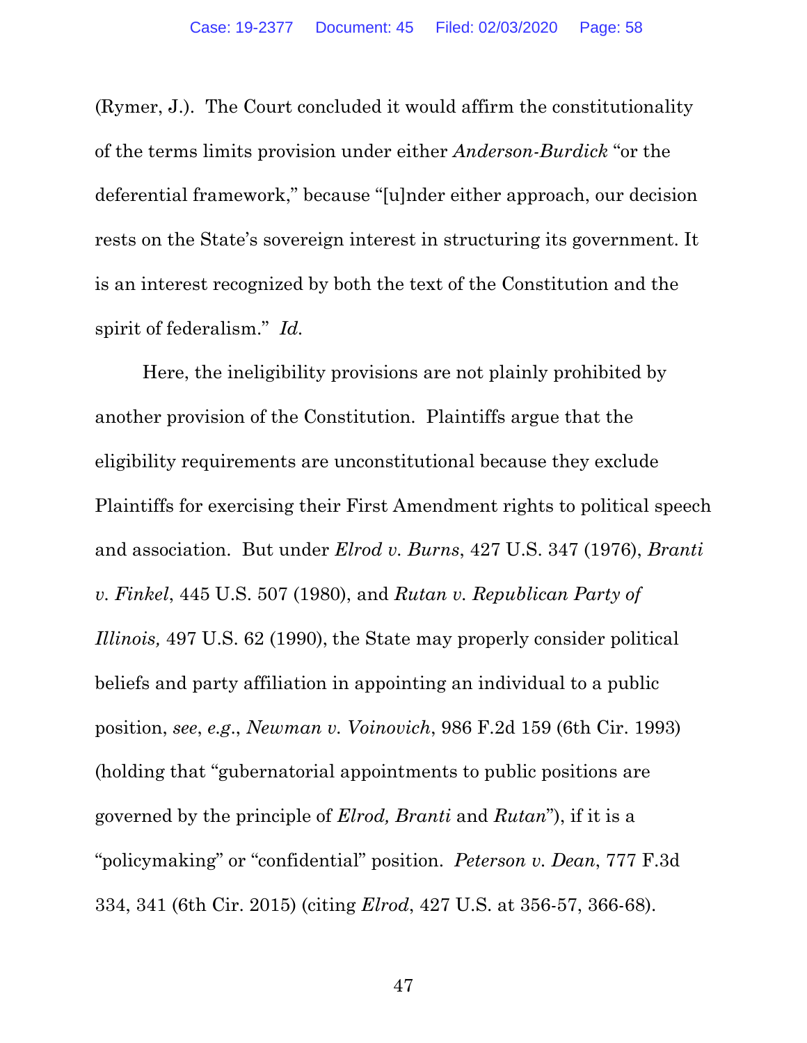(Rymer, J.). The Court concluded it would affirm the constitutionality of the terms limits provision under either *Anderson-Burdick* "or the deferential framework," because "[u]nder either approach, our decision rests on the State's sovereign interest in structuring its government. It is an interest recognized by both the text of the Constitution and the spirit of federalism." *Id.*

Here, the ineligibility provisions are not plainly prohibited by another provision of the Constitution. Plaintiffs argue that the eligibility requirements are unconstitutional because they exclude Plaintiffs for exercising their First Amendment rights to political speech and association. But under *Elrod v. Burns*, 427 U.S. 347 (1976), *Branti v. Finkel*, 445 U.S. 507 (1980), and *Rutan v. Republican Party of Illinois,* 497 U.S. 62 (1990), the State may properly consider political beliefs and party affiliation in appointing an individual to a public position, *see*, *e.g.*, *Newman v. Voinovich*, 986 F.2d 159 (6th Cir. 1993) (holding that "gubernatorial appointments to public positions are governed by the principle of *Elrod, Branti* and *Rutan*"), if it is a "policymaking" or "confidential" position. *Peterson v. Dean*, 777 F.3d 334, 341 (6th Cir. 2015) (citing *Elrod*, 427 U.S. at 356-57, 366-68).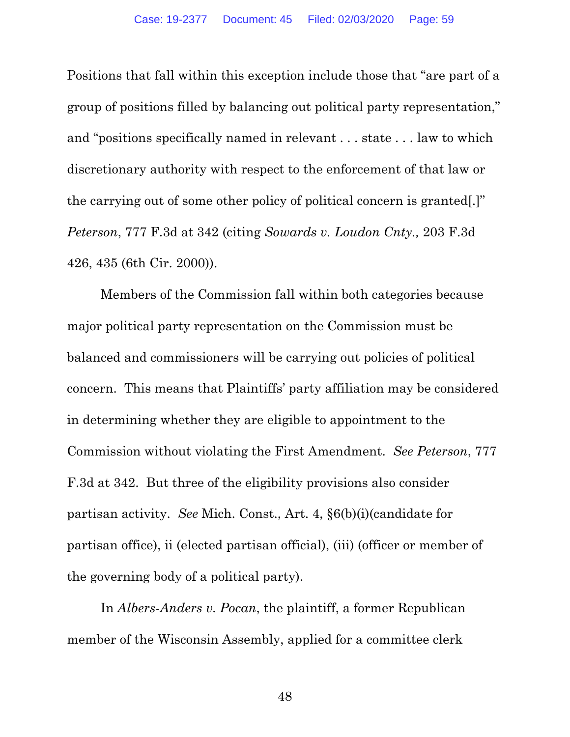Positions that fall within this exception include those that "are part of a group of positions filled by balancing out political party representation," and "positions specifically named in relevant . . . state . . . law to which discretionary authority with respect to the enforcement of that law or the carrying out of some other policy of political concern is granted[.]" *Peterson*, 777 F.3d at 342 (citing *Sowards v. Loudon Cnty.,* 203 F.3d 426, 435 (6th Cir. 2000)).

Members of the Commission fall within both categories because major political party representation on the Commission must be balanced and commissioners will be carrying out policies of political concern. This means that Plaintiffs' party affiliation may be considered in determining whether they are eligible to appointment to the Commission without violating the First Amendment. *See Peterson*, 777 F.3d at 342. But three of the eligibility provisions also consider partisan activity. *See* Mich. Const., Art. 4, §6(b)(i)(candidate for partisan office), ii (elected partisan official), (iii) (officer or member of the governing body of a political party).

In *Albers-Anders v. Pocan*, the plaintiff, a former Republican member of the Wisconsin Assembly, applied for a committee clerk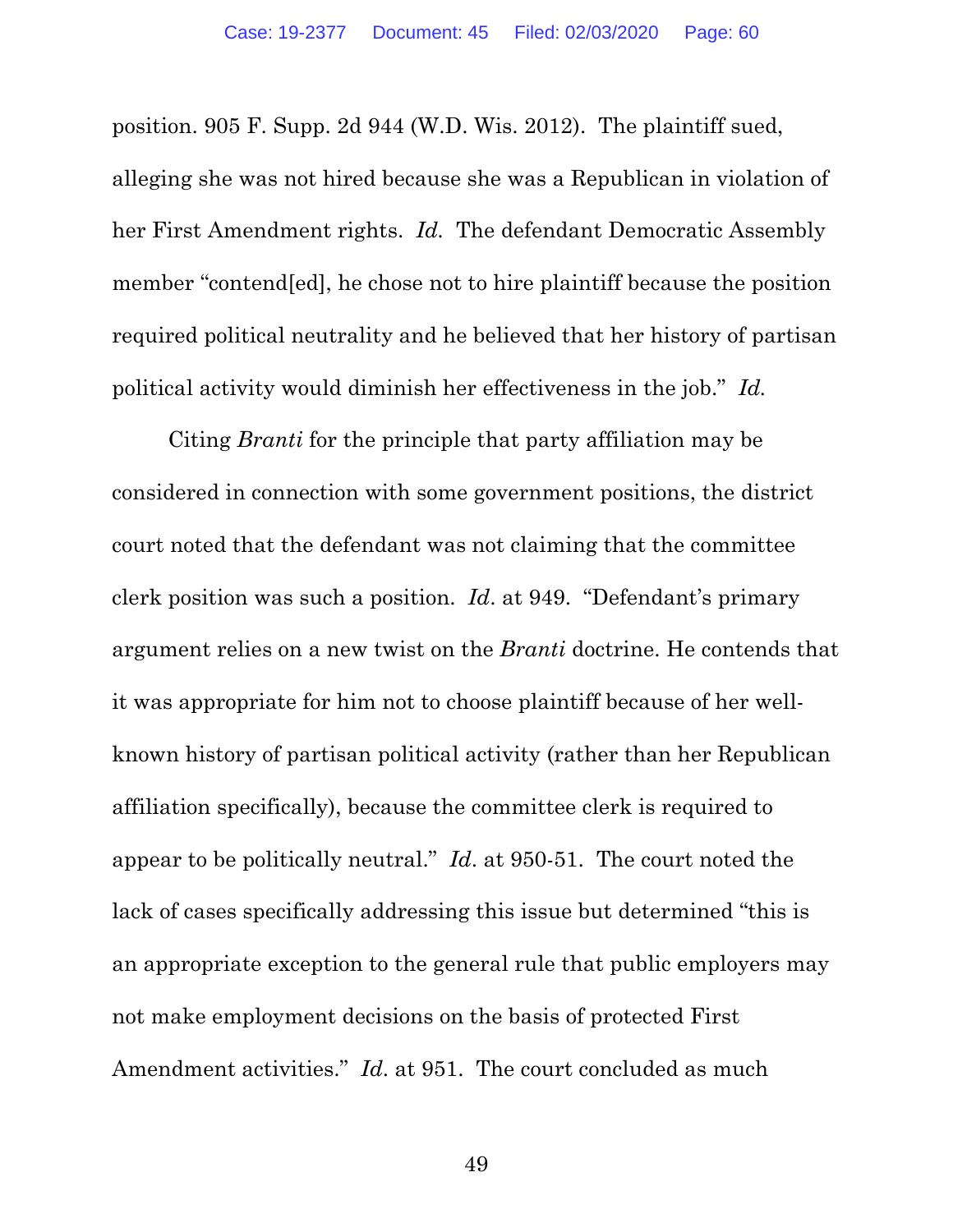position. 905 F. Supp. 2d 944 (W.D. Wis. 2012). The plaintiff sued, alleging she was not hired because she was a Republican in violation of her First Amendment rights. *Id.* The defendant Democratic Assembly member "contend[ed], he chose not to hire plaintiff because the position required political neutrality and he believed that her history of partisan political activity would diminish her effectiveness in the job." *Id.*

Citing *Branti* for the principle that party affiliation may be considered in connection with some government positions, the district court noted that the defendant was not claiming that the committee clerk position was such a position. *Id*. at 949. "Defendant's primary argument relies on a new twist on the *Branti* doctrine. He contends that it was appropriate for him not to choose plaintiff because of her well-known history of partisan political activity (rather than her Republican affiliation specifically), because the committee clerk is required to appear to be politically neutral." *Id*. at 950-51. The court noted the lack of cases specifically addressing this issue but determined "this is an appropriate exception to the general rule that public employers may not make employment decisions on the basis of protected First Amendment activities." *Id*. at 951. The court concluded as much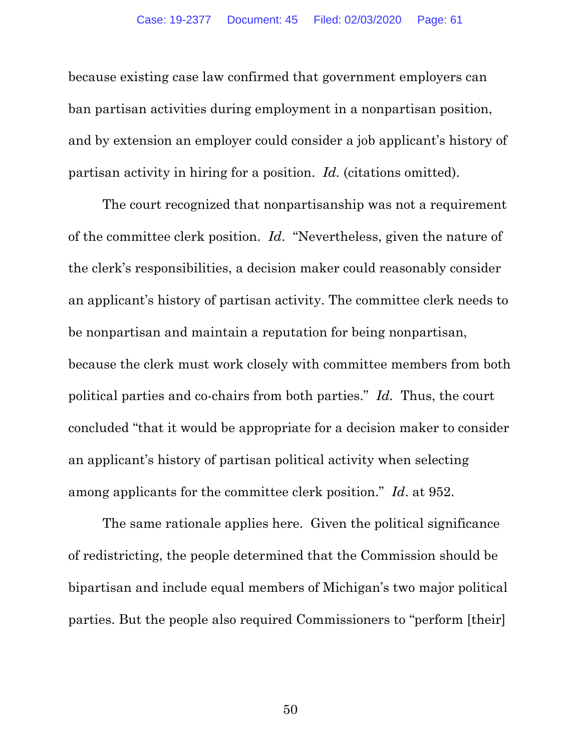because existing case law confirmed that government employers can ban partisan activities during employment in a nonpartisan position, and by extension an employer could consider a job applicant's history of partisan activity in hiring for a position. *Id.* (citations omitted).

The court recognized that nonpartisanship was not a requirement of the committee clerk position. *Id*. "Nevertheless, given the nature of the clerk's responsibilities, a decision maker could reasonably consider an applicant's history of partisan activity. The committee clerk needs to be nonpartisan and maintain a reputation for being nonpartisan, because the clerk must work closely with committee members from both political parties and co-chairs from both parties." *Id.* Thus, the court concluded "that it would be appropriate for a decision maker to consider an applicant's history of partisan political activity when selecting among applicants for the committee clerk position." *Id*. at 952.

The same rationale applies here. Given the political significance of redistricting, the people determined that the Commission should be bipartisan and include equal members of Michigan's two major political parties. But the people also required Commissioners to "perform [their]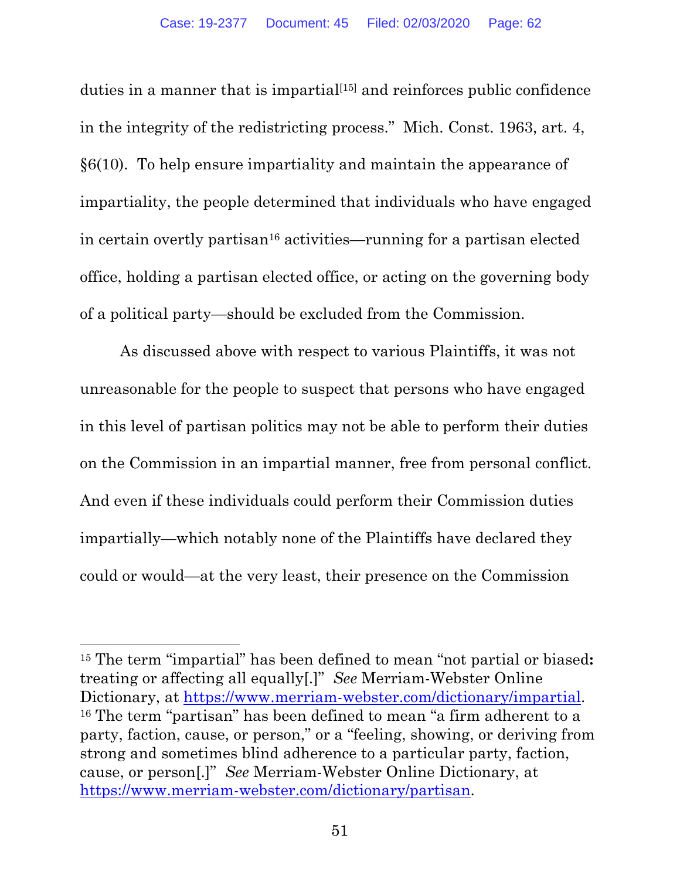duties in a manner that is impartial[15] and reinforces public confidence in the integrity of the redistricting process." Mich. Const. 1963, art. 4, §6(10). To help ensure impartiality and maintain the appearance of impartiality, the people determined that individuals who have engaged in certain overtly partisan[16] activities—running for a partisan elected office, holding a partisan elected office, or acting on the governing body of a political party—should be excluded from the Commission.

As discussed above with respect to various Plaintiffs, it was not unreasonable for the people to suspect that persons who have engaged in this level of partisan politics may not be able to perform their duties on the Commission in an impartial manner, free from personal conflict. And even if these individuals could perform their Commission duties impartially—which notably none of the Plaintiffs have declared they could or would—at the very least, their presence on the Commission

---

[15] The term "impartial" has been defined to mean "not partial or biased**:** treating or affecting all equally[.]" *See* Merriam-Webster Online Dictionary, at https://www.merriam-webster.com/dictionary/impartial.

[16] The term "partisan" has been defined to mean "a firm adherent to a party, faction, cause, or person," or a "feeling, showing, or deriving from strong and sometimes blind adherence to a particular party, faction, cause, or person[.]" *See* Merriam-Webster Online Dictionary, at https://www.merriam-webster.com/dictionary/partisan.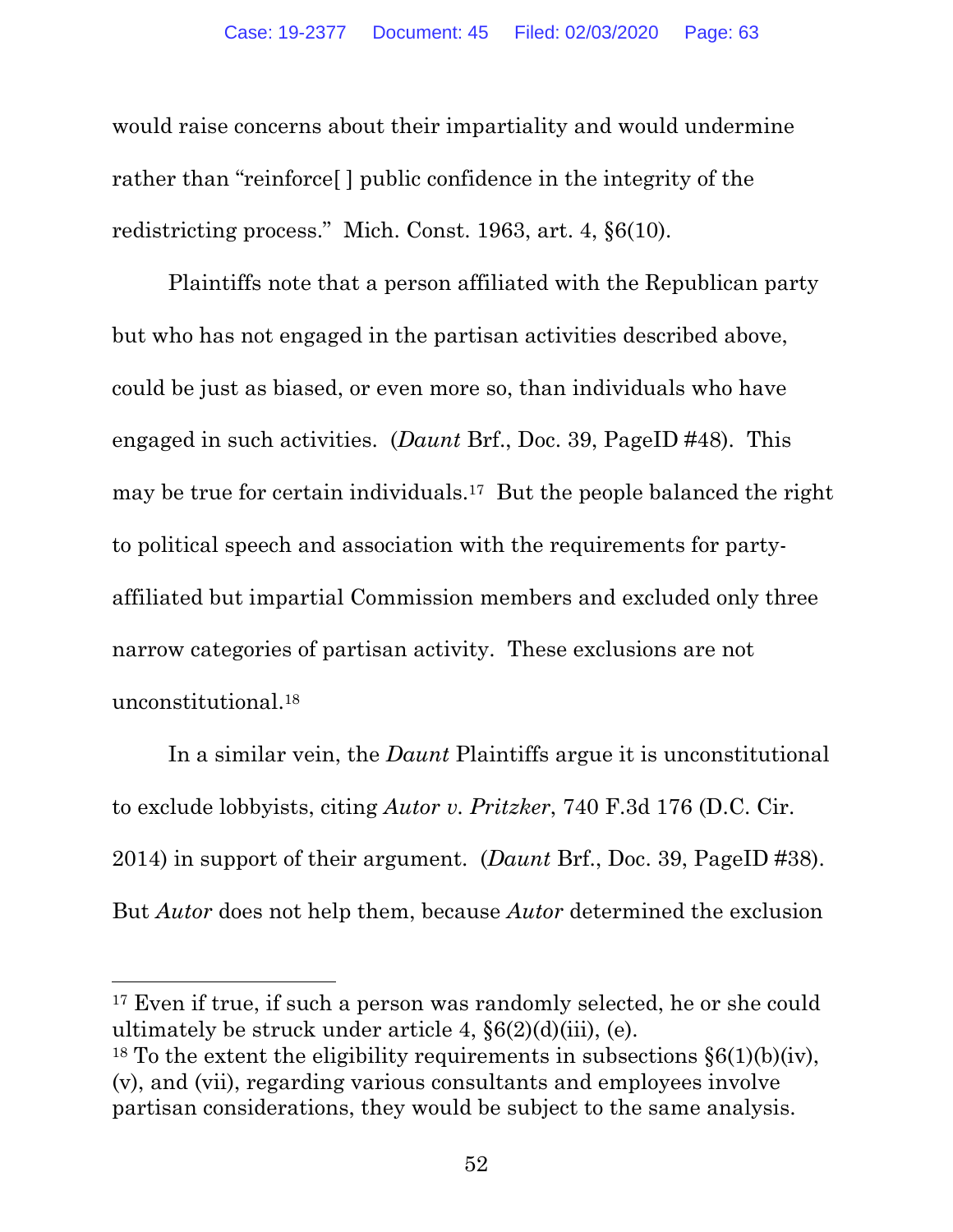would raise concerns about their impartiality and would undermine rather than "reinforce[ ] public confidence in the integrity of the redistricting process." Mich. Const. 1963, art. 4, §6(10).

Plaintiffs note that a person affiliated with the Republican party but who has not engaged in the partisan activities described above, could be just as biased, or even more so, than individuals who have engaged in such activities. (*Daunt* Brf., Doc. 39, PageID #48). This may be true for certain individuals.[17] But the people balanced the right to political speech and association with the requirements for party-affiliated but impartial Commission members and excluded only three narrow categories of partisan activity. These exclusions are not unconstitutional.[18]

In a similar vein, the *Daunt* Plaintiffs argue it is unconstitutional to exclude lobbyists, citing *Autor v. Pritzker*, 740 F.3d 176 (D.C. Cir. 2014) in support of their argument. (*Daunt* Brf., Doc. 39, PageID #38). But *Autor* does not help them, because *Autor* determined the exclusion

---

[17] Even if true, if such a person was randomly selected, he or she could ultimately be struck under article 4, §6(2)(d)(iii), (e).

[18] To the extent the eligibility requirements in subsections §6(1)(b)(iv), (v), and (vii), regarding various consultants and employees involve partisan considerations, they would be subject to the same analysis.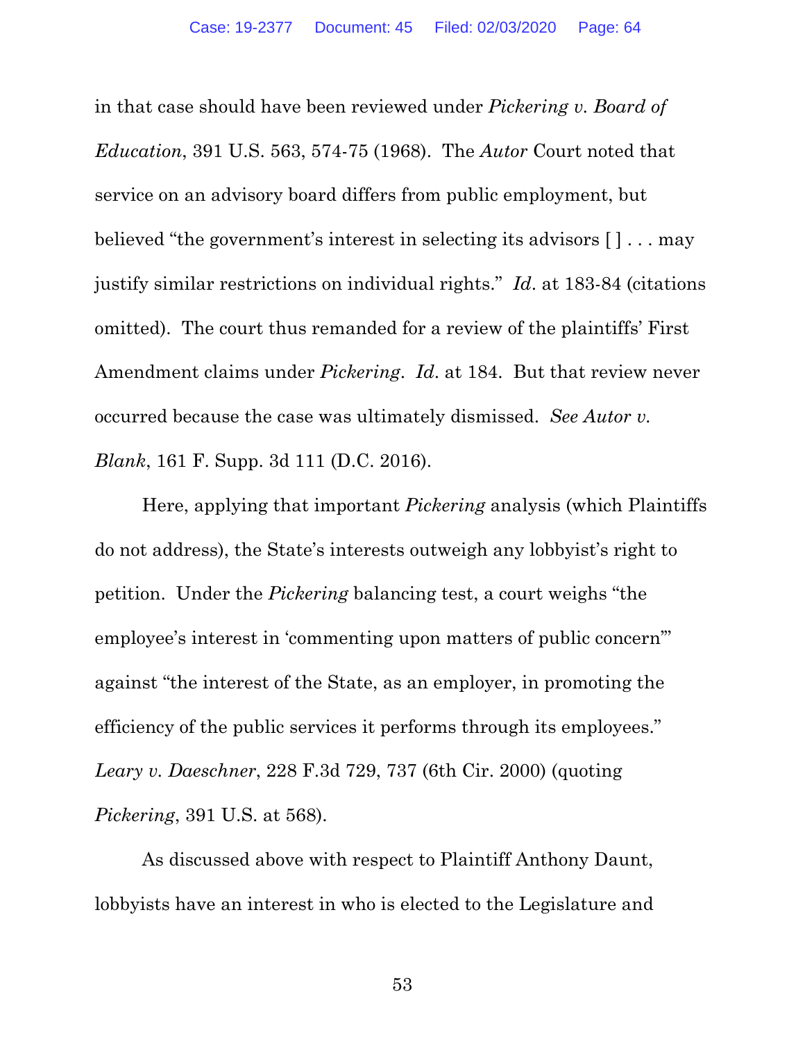in that case should have been reviewed under *Pickering v. Board of Education*, 391 U.S. 563, 574-75 (1968). The *Autor* Court noted that service on an advisory board differs from public employment, but believed "the government's interest in selecting its advisors [ ] . . . may justify similar restrictions on individual rights." *Id*. at 183-84 (citations omitted). The court thus remanded for a review of the plaintiffs' First Amendment claims under *Pickering*. *Id*. at 184. But that review never occurred because the case was ultimately dismissed. *See Autor v. Blank*, 161 F. Supp. 3d 111 (D.C. 2016).

Here, applying that important *Pickering* analysis (which Plaintiffs do not address), the State's interests outweigh any lobbyist's right to petition. Under the *Pickering* balancing test, a court weighs "the employee's interest in 'commenting upon matters of public concern'" against "the interest of the State, as an employer, in promoting the efficiency of the public services it performs through its employees." *Leary v. Daeschner*, 228 F.3d 729, 737 (6th Cir. 2000) (quoting *Pickering*, 391 U.S. at 568).

As discussed above with respect to Plaintiff Anthony Daunt, lobbyists have an interest in who is elected to the Legislature and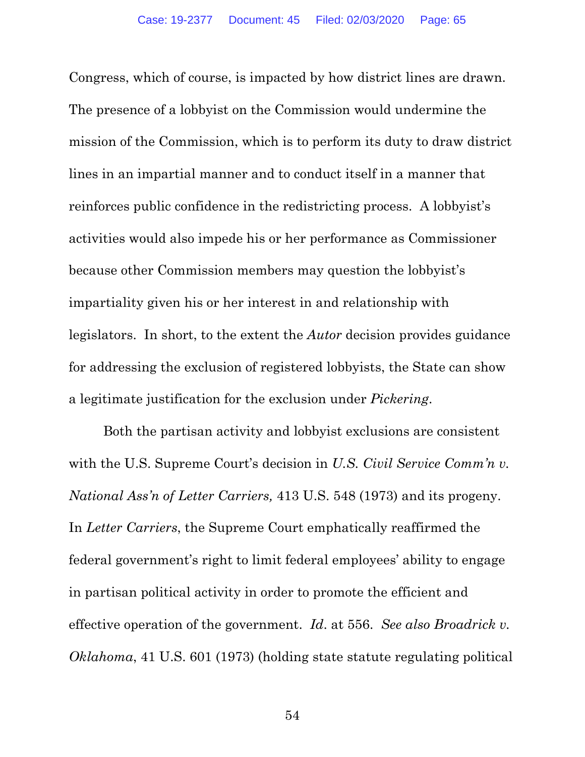Congress, which of course, is impacted by how district lines are drawn. The presence of a lobbyist on the Commission would undermine the mission of the Commission, which is to perform its duty to draw district lines in an impartial manner and to conduct itself in a manner that reinforces public confidence in the redistricting process. A lobbyist's activities would also impede his or her performance as Commissioner because other Commission members may question the lobbyist's impartiality given his or her interest in and relationship with legislators. In short, to the extent the *Autor* decision provides guidance for addressing the exclusion of registered lobbyists, the State can show a legitimate justification for the exclusion under *Pickering*.

Both the partisan activity and lobbyist exclusions are consistent with the U.S. Supreme Court's decision in *U.S. Civil Service Comm'n v. National Ass'n of Letter Carriers,* 413 U.S. 548 (1973) and its progeny. In *Letter Carriers*, the Supreme Court emphatically reaffirmed the federal government's right to limit federal employees' ability to engage in partisan political activity in order to promote the efficient and effective operation of the government. *Id*. at 556. *See also Broadrick v. Oklahoma*, 41 U.S. 601 (1973) (holding state statute regulating political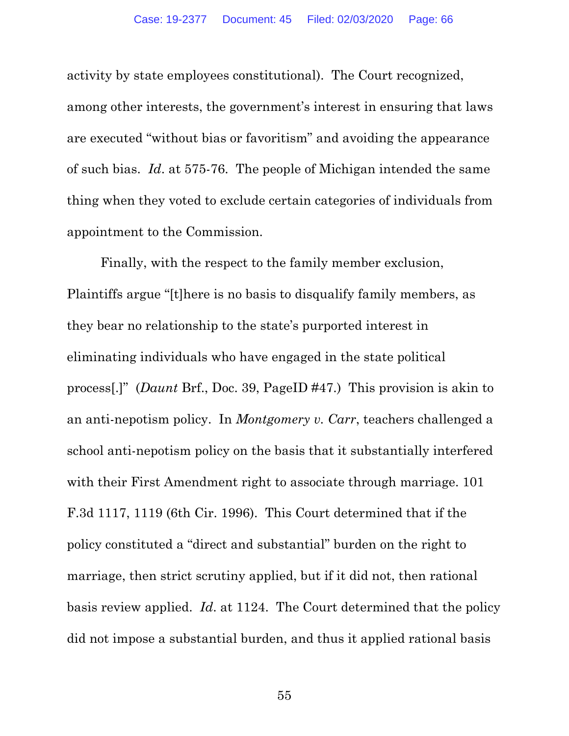activity by state employees constitutional). The Court recognized, among other interests, the government's interest in ensuring that laws are executed "without bias or favoritism" and avoiding the appearance of such bias. *Id*. at 575-76. The people of Michigan intended the same thing when they voted to exclude certain categories of individuals from appointment to the Commission.

Finally, with the respect to the family member exclusion, Plaintiffs argue "[t]here is no basis to disqualify family members, as they bear no relationship to the state's purported interest in eliminating individuals who have engaged in the state political process[.]" (*Daunt* Brf., Doc. 39, PageID #47.) This provision is akin to an anti-nepotism policy. In *Montgomery v. Carr*, teachers challenged a school anti-nepotism policy on the basis that it substantially interfered with their First Amendment right to associate through marriage. 101 F.3d 1117, 1119 (6th Cir. 1996). This Court determined that if the policy constituted a "direct and substantial" burden on the right to marriage, then strict scrutiny applied, but if it did not, then rational basis review applied. *Id*. at 1124. The Court determined that the policy did not impose a substantial burden, and thus it applied rational basis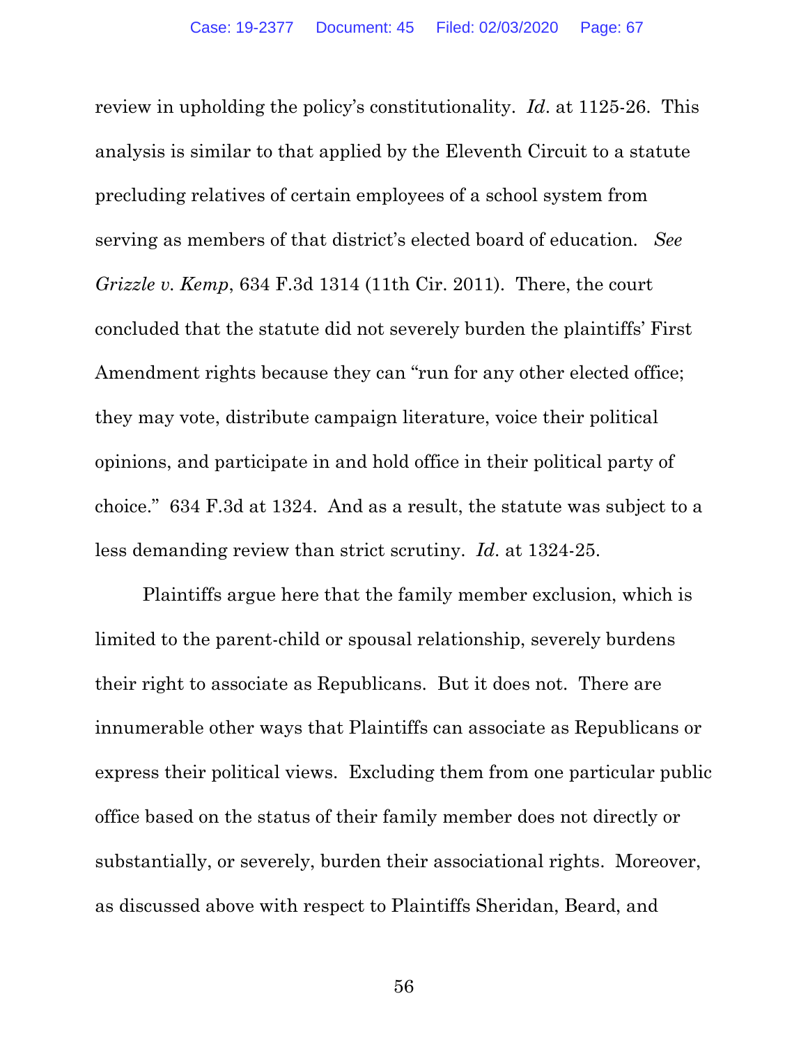review in upholding the policy's constitutionality. *Id*. at 1125-26. This analysis is similar to that applied by the Eleventh Circuit to a statute precluding relatives of certain employees of a school system from serving as members of that district's elected board of education. *See Grizzle v. Kemp*, 634 F.3d 1314 (11th Cir. 2011). There, the court concluded that the statute did not severely burden the plaintiffs' First Amendment rights because they can "run for any other elected office; they may vote, distribute campaign literature, voice their political opinions, and participate in and hold office in their political party of choice." 634 F.3d at 1324. And as a result, the statute was subject to a less demanding review than strict scrutiny. *Id*. at 1324-25.

Plaintiffs argue here that the family member exclusion, which is limited to the parent-child or spousal relationship, severely burdens their right to associate as Republicans. But it does not. There are innumerable other ways that Plaintiffs can associate as Republicans or express their political views. Excluding them from one particular public office based on the status of their family member does not directly or substantially, or severely, burden their associational rights. Moreover, as discussed above with respect to Plaintiffs Sheridan, Beard, and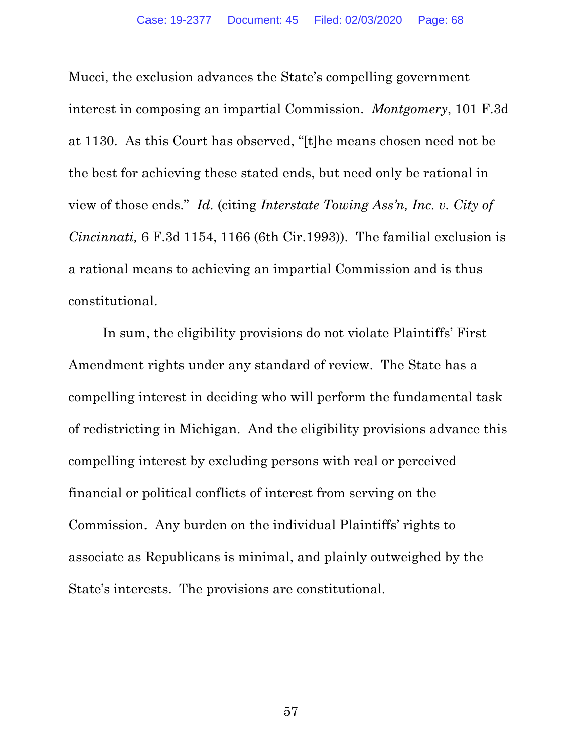Mucci, the exclusion advances the State's compelling government interest in composing an impartial Commission. *Montgomery*, 101 F.3d at 1130. As this Court has observed, "[t]he means chosen need not be the best for achieving these stated ends, but need only be rational in view of those ends." *Id.* (citing *Interstate Towing Ass'n, Inc. v. City of Cincinnati,* 6 F.3d 1154, 1166 (6th Cir.1993)). The familial exclusion is a rational means to achieving an impartial Commission and is thus constitutional.

In sum, the eligibility provisions do not violate Plaintiffs' First Amendment rights under any standard of review. The State has a compelling interest in deciding who will perform the fundamental task of redistricting in Michigan. And the eligibility provisions advance this compelling interest by excluding persons with real or perceived financial or political conflicts of interest from serving on the Commission. Any burden on the individual Plaintiffs' rights to associate as Republicans is minimal, and plainly outweighed by the State's interests. The provisions are constitutional.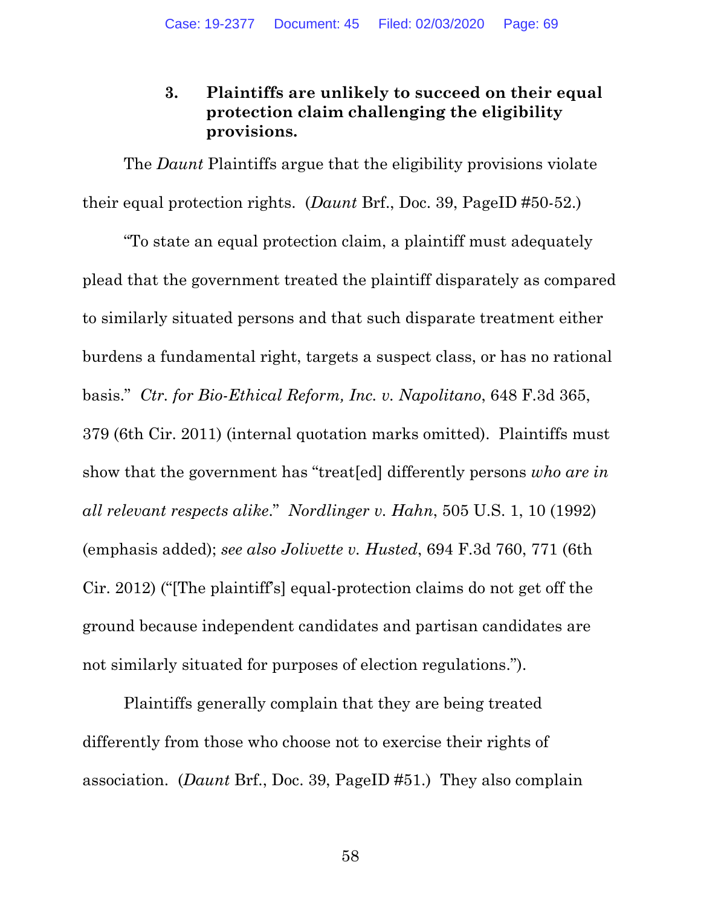### 3. Plaintiffs are unlikely to succeed on their equal protection claim challenging the eligibility provisions.

The *Daunt* Plaintiffs argue that the eligibility provisions violate their equal protection rights. (*Daunt* Brf., Doc. 39, PageID #50-52.)

"To state an equal protection claim, a plaintiff must adequately plead that the government treated the plaintiff disparately as compared to similarly situated persons and that such disparate treatment either burdens a fundamental right, targets a suspect class, or has no rational basis." *Ctr. for Bio-Ethical Reform, Inc. v. Napolitano*, 648 F.3d 365, 379 (6th Cir. 2011) (internal quotation marks omitted). Plaintiffs must show that the government has "treat[ed] differently persons *who are in all relevant respects alike*." *Nordlinger v. Hahn*, 505 U.S. 1, 10 (1992) (emphasis added); *see also Jolivette v. Husted*, 694 F.3d 760, 771 (6th Cir. 2012) ("[The plaintiff's] equal-protection claims do not get off the ground because independent candidates and partisan candidates are not similarly situated for purposes of election regulations.").

Plaintiffs generally complain that they are being treated differently from those who choose not to exercise their rights of association. (*Daunt* Brf., Doc. 39, PageID #51.) They also complain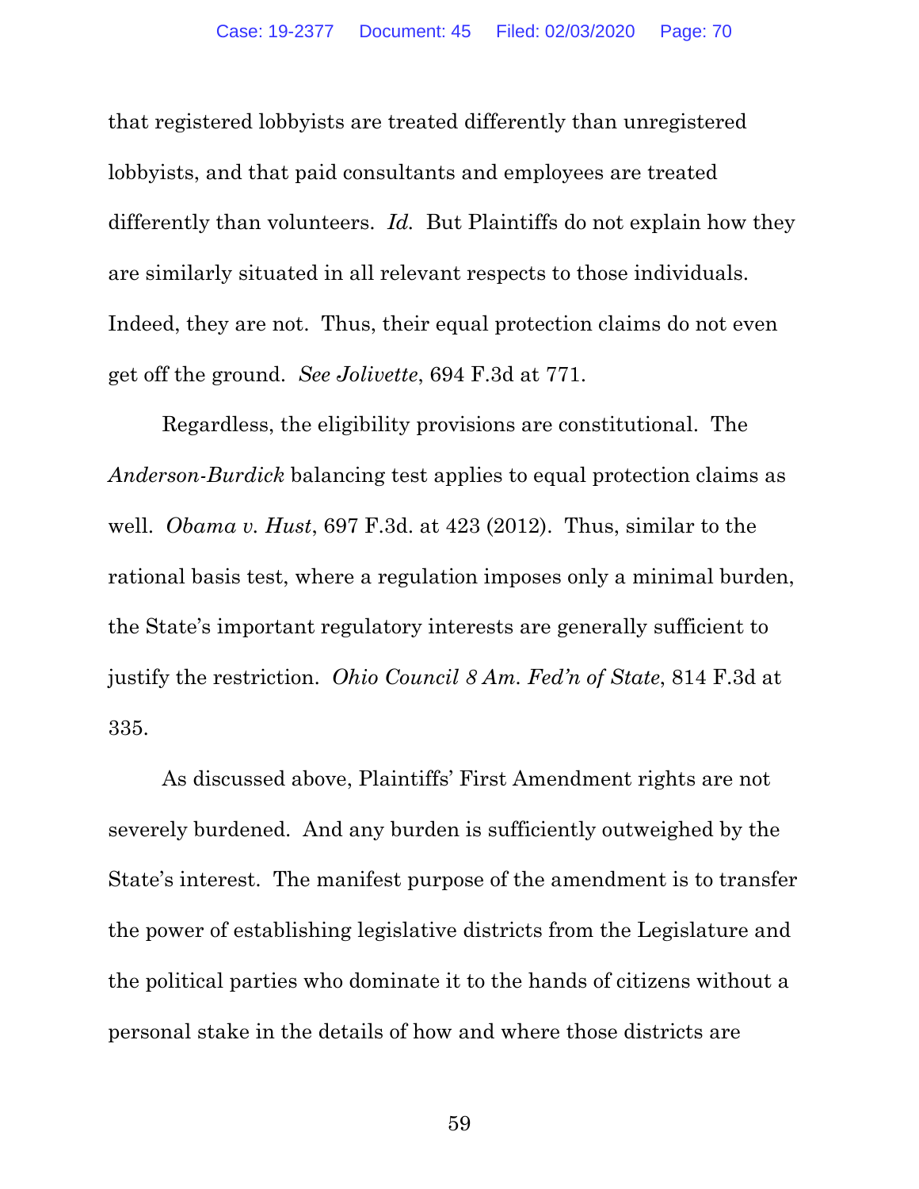that registered lobbyists are treated differently than unregistered lobbyists, and that paid consultants and employees are treated differently than volunteers. *Id.* But Plaintiffs do not explain how they are similarly situated in all relevant respects to those individuals. Indeed, they are not. Thus, their equal protection claims do not even get off the ground. *See Jolivette*, 694 F.3d at 771.

Regardless, the eligibility provisions are constitutional. The *Anderson-Burdick* balancing test applies to equal protection claims as well. *Obama v. Hust*, 697 F.3d. at 423 (2012). Thus, similar to the rational basis test, where a regulation imposes only a minimal burden, the State's important regulatory interests are generally sufficient to justify the restriction. *Ohio Council 8 Am. Fed'n of State*, 814 F.3d at 335.

As discussed above, Plaintiffs' First Amendment rights are not severely burdened. And any burden is sufficiently outweighed by the State's interest. The manifest purpose of the amendment is to transfer the power of establishing legislative districts from the Legislature and the political parties who dominate it to the hands of citizens without a personal stake in the details of how and where those districts are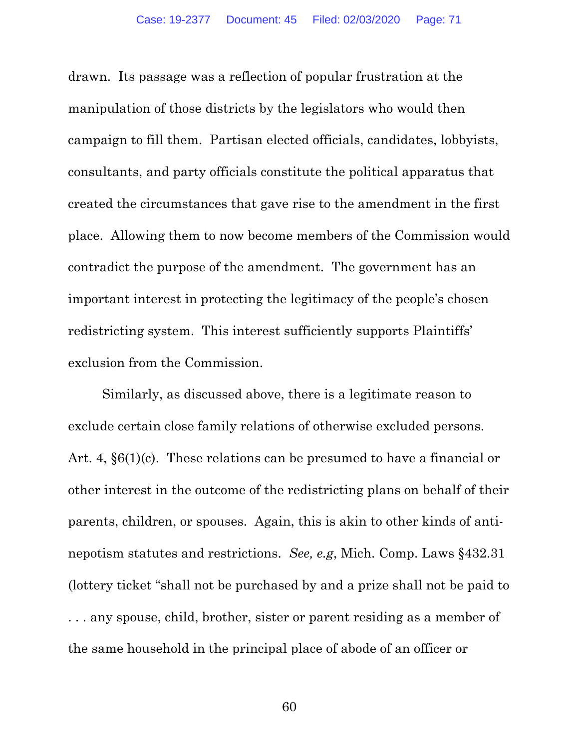drawn. Its passage was a reflection of popular frustration at the manipulation of those districts by the legislators who would then campaign to fill them. Partisan elected officials, candidates, lobbyists, consultants, and party officials constitute the political apparatus that created the circumstances that gave rise to the amendment in the first place. Allowing them to now become members of the Commission would contradict the purpose of the amendment. The government has an important interest in protecting the legitimacy of the people's chosen redistricting system. This interest sufficiently supports Plaintiffs' exclusion from the Commission.

Similarly, as discussed above, there is a legitimate reason to exclude certain close family relations of otherwise excluded persons. Art. 4, §6(1)(c). These relations can be presumed to have a financial or other interest in the outcome of the redistricting plans on behalf of their parents, children, or spouses. Again, this is akin to other kinds of anti-nepotism statutes and restrictions. *See, e.g*, Mich. Comp. Laws §432.31 (lottery ticket "shall not be purchased by and a prize shall not be paid to . . . any spouse, child, brother, sister or parent residing as a member of the same household in the principal place of abode of an officer or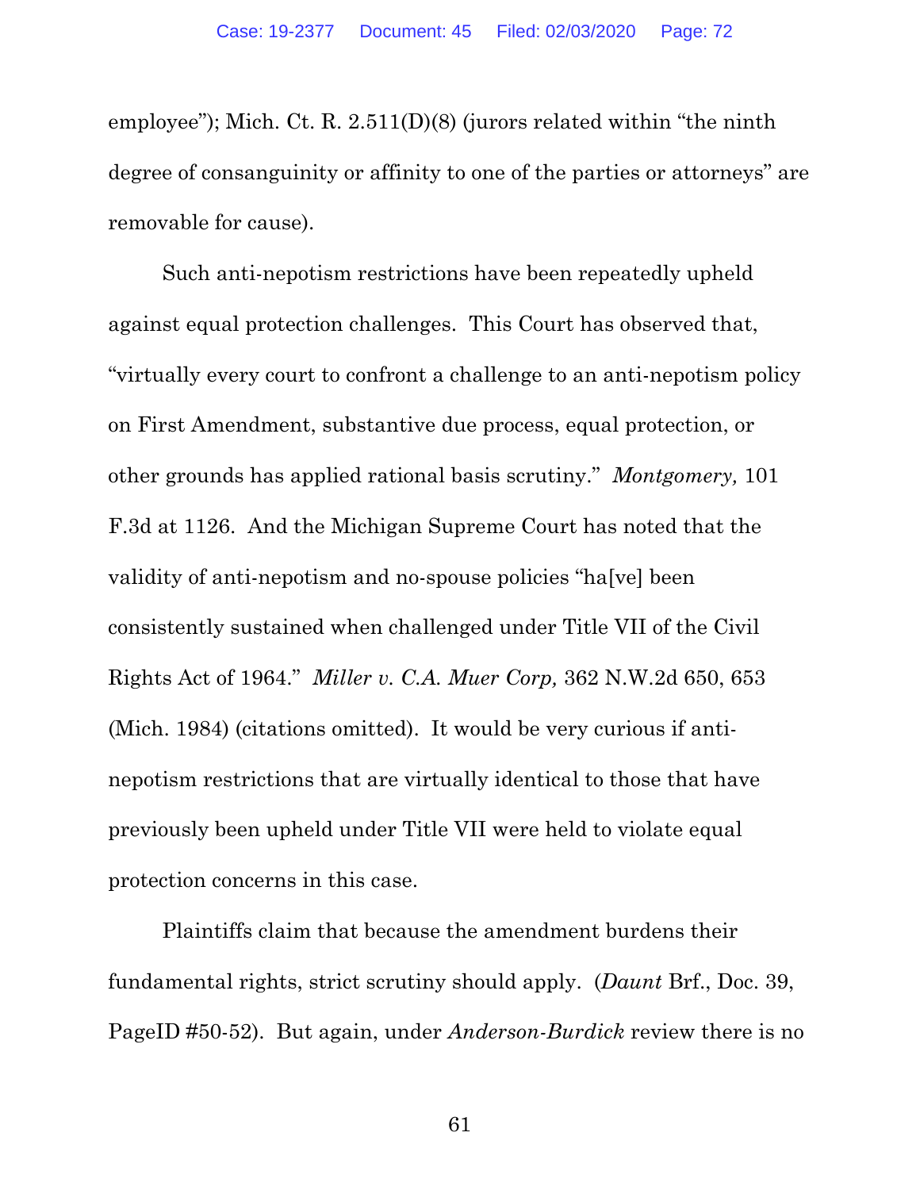employee"); Mich. Ct. R. 2.511(D)(8) (jurors related within "the ninth degree of consanguinity or affinity to one of the parties or attorneys" are removable for cause).

Such anti-nepotism restrictions have been repeatedly upheld against equal protection challenges. This Court has observed that, "virtually every court to confront a challenge to an anti-nepotism policy on First Amendment, substantive due process, equal protection, or other grounds has applied rational basis scrutiny." *Montgomery,* 101 F.3d at 1126. And the Michigan Supreme Court has noted that the validity of anti-nepotism and no-spouse policies "ha[ve] been consistently sustained when challenged under Title VII of the Civil Rights Act of 1964." *Miller v. C.A. Muer Corp,* 362 N.W.2d 650, 653 (Mich. 1984) (citations omitted). It would be very curious if anti-nepotism restrictions that are virtually identical to those that have previously been upheld under Title VII were held to violate equal protection concerns in this case.

Plaintiffs claim that because the amendment burdens their fundamental rights, strict scrutiny should apply. (*Daunt* Brf., Doc. 39, PageID #50-52). But again, under *Anderson-Burdick* review there is no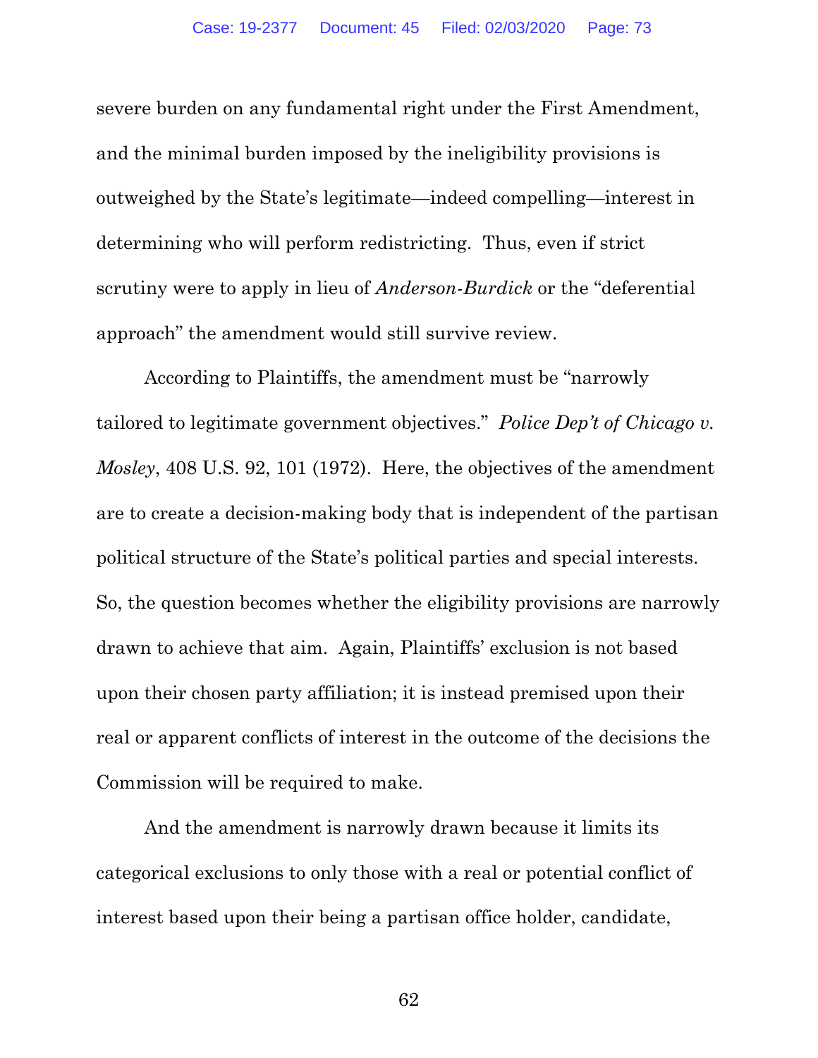severe burden on any fundamental right under the First Amendment, and the minimal burden imposed by the ineligibility provisions is outweighed by the State's legitimate—indeed compelling—interest in determining who will perform redistricting. Thus, even if strict scrutiny were to apply in lieu of *Anderson-Burdick* or the "deferential approach" the amendment would still survive review.

According to Plaintiffs, the amendment must be "narrowly tailored to legitimate government objectives." *Police Dep't of Chicago v. Mosley*, 408 U.S. 92, 101 (1972). Here, the objectives of the amendment are to create a decision-making body that is independent of the partisan political structure of the State's political parties and special interests. So, the question becomes whether the eligibility provisions are narrowly drawn to achieve that aim. Again, Plaintiffs' exclusion is not based upon their chosen party affiliation; it is instead premised upon their real or apparent conflicts of interest in the outcome of the decisions the Commission will be required to make.

And the amendment is narrowly drawn because it limits its categorical exclusions to only those with a real or potential conflict of interest based upon their being a partisan office holder, candidate,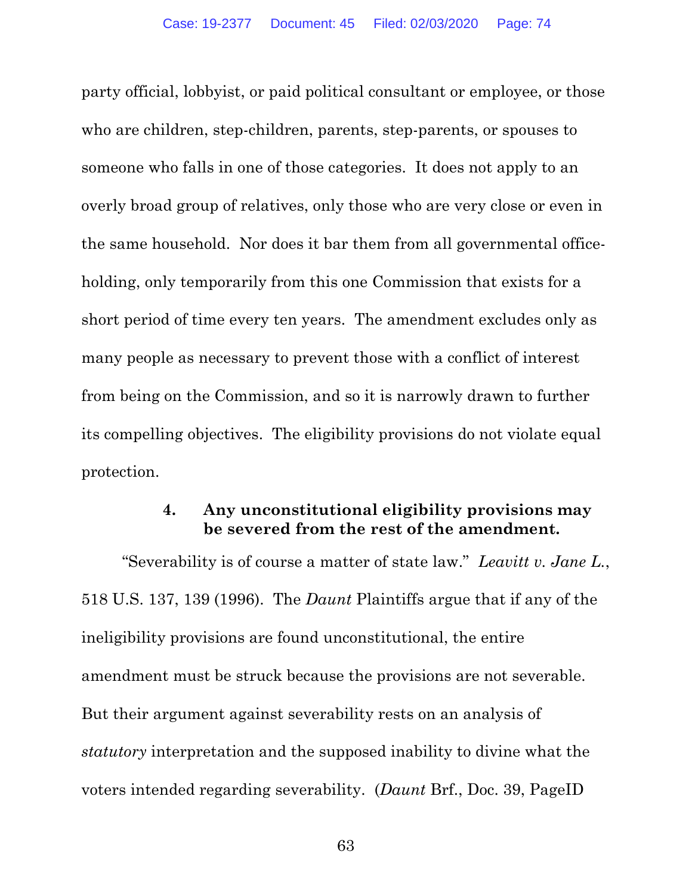party official, lobbyist, or paid political consultant or employee, or those who are children, step-children, parents, step-parents, or spouses to someone who falls in one of those categories. It does not apply to an overly broad group of relatives, only those who are very close or even in the same household. Nor does it bar them from all governmental office-holding, only temporarily from this one Commission that exists for a short period of time every ten years. The amendment excludes only as many people as necessary to prevent those with a conflict of interest from being on the Commission, and so it is narrowly drawn to further its compelling objectives. The eligibility provisions do not violate equal protection.

#### 4. Any unconstitutional eligibility provisions may be severed from the rest of the amendment.

"Severability is of course a matter of state law." *Leavitt v. Jane L.*, 518 U.S. 137, 139 (1996). The *Daunt* Plaintiffs argue that if any of the ineligibility provisions are found unconstitutional, the entire amendment must be struck because the provisions are not severable. But their argument against severability rests on an analysis of *statutory* interpretation and the supposed inability to divine what the voters intended regarding severability. (*Daunt* Brf., Doc. 39, PageID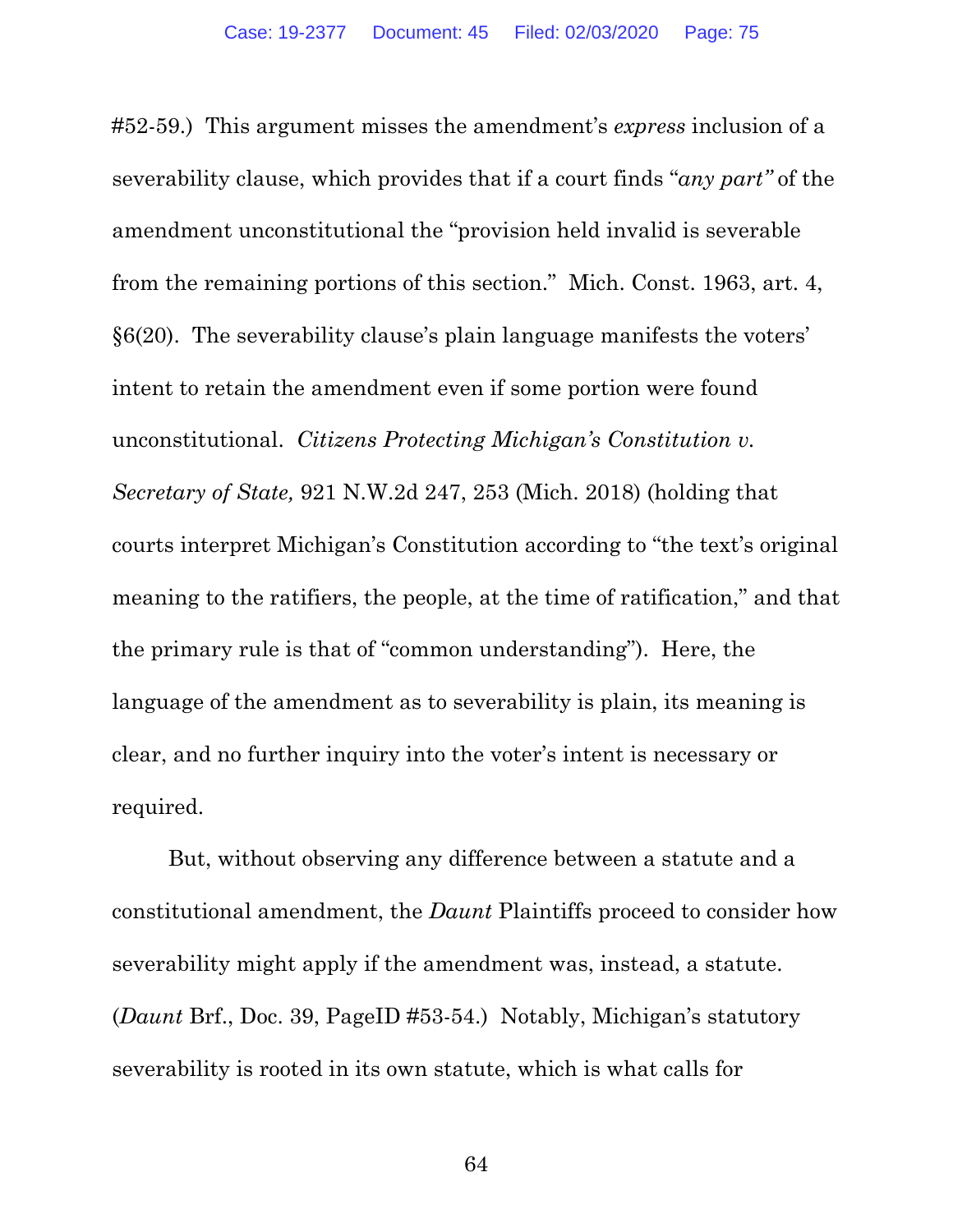#52-59.) This argument misses the amendment's *express* inclusion of a severability clause, which provides that if a court finds "*any part"* of the amendment unconstitutional the "provision held invalid is severable from the remaining portions of this section." Mich. Const. 1963, art. 4, §6(20). The severability clause's plain language manifests the voters' intent to retain the amendment even if some portion were found unconstitutional. *Citizens Protecting Michigan's Constitution v. Secretary of State,* 921 N.W.2d 247, 253 (Mich. 2018) (holding that courts interpret Michigan's Constitution according to "the text's original meaning to the ratifiers, the people, at the time of ratification," and that the primary rule is that of "common understanding"). Here, the language of the amendment as to severability is plain, its meaning is clear, and no further inquiry into the voter's intent is necessary or required.

But, without observing any difference between a statute and a constitutional amendment, the *Daunt* Plaintiffs proceed to consider how severability might apply if the amendment was, instead, a statute. (*Daunt* Brf., Doc. 39, PageID #53-54.) Notably, Michigan's statutory severability is rooted in its own statute, which is what calls for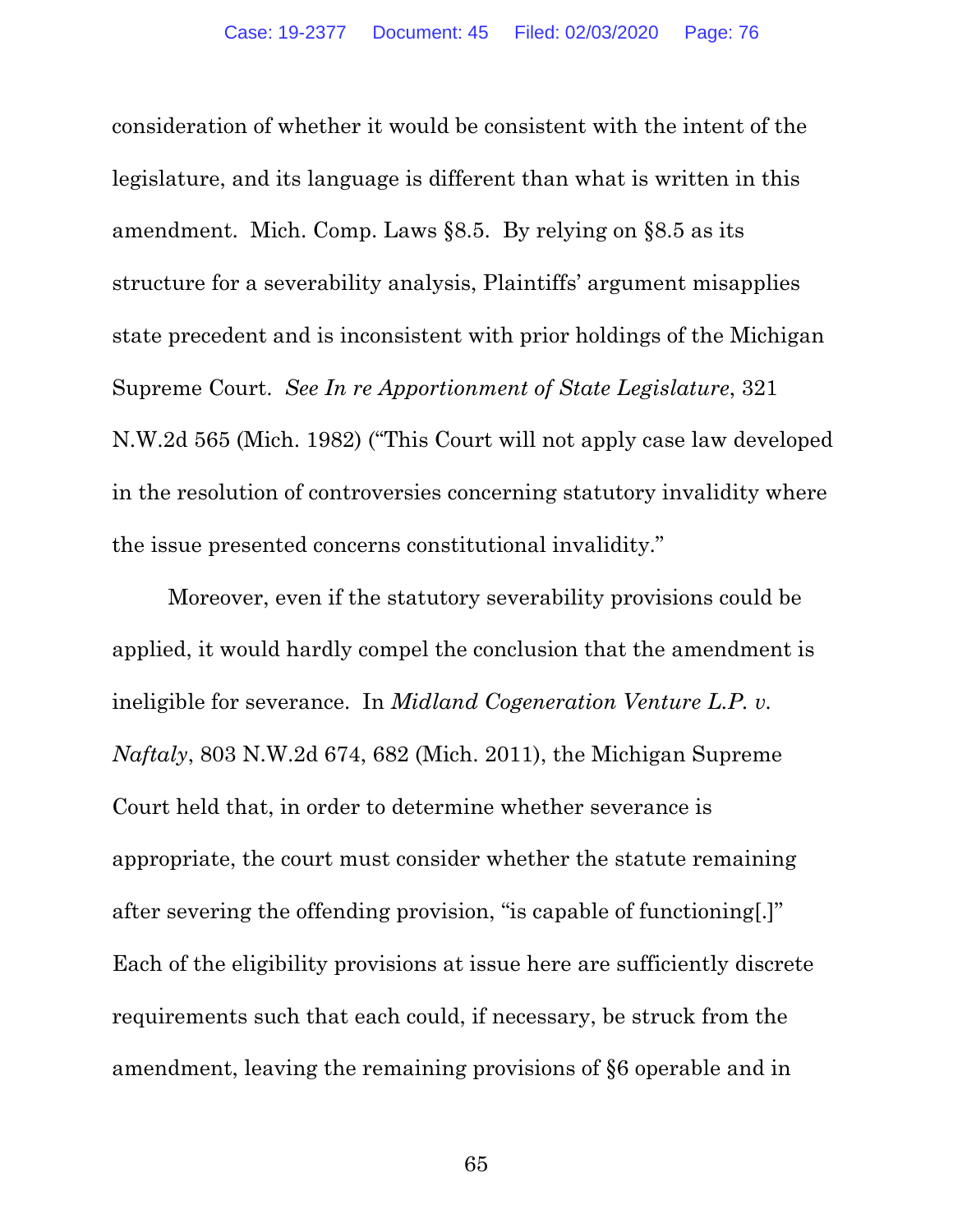consideration of whether it would be consistent with the intent of the legislature, and its language is different than what is written in this amendment. Mich. Comp. Laws §8.5. By relying on §8.5 as its structure for a severability analysis, Plaintiffs' argument misapplies state precedent and is inconsistent with prior holdings of the Michigan Supreme Court. *See In re Apportionment of State Legislature*, 321 N.W.2d 565 (Mich. 1982) ("This Court will not apply case law developed in the resolution of controversies concerning statutory invalidity where the issue presented concerns constitutional invalidity."

Moreover, even if the statutory severability provisions could be applied, it would hardly compel the conclusion that the amendment is ineligible for severance. In *Midland Cogeneration Venture L.P. v. Naftaly*, 803 N.W.2d 674, 682 (Mich. 2011), the Michigan Supreme Court held that, in order to determine whether severance is appropriate, the court must consider whether the statute remaining after severing the offending provision, "is capable of functioning[.]" Each of the eligibility provisions at issue here are sufficiently discrete requirements such that each could, if necessary, be struck from the amendment, leaving the remaining provisions of §6 operable and in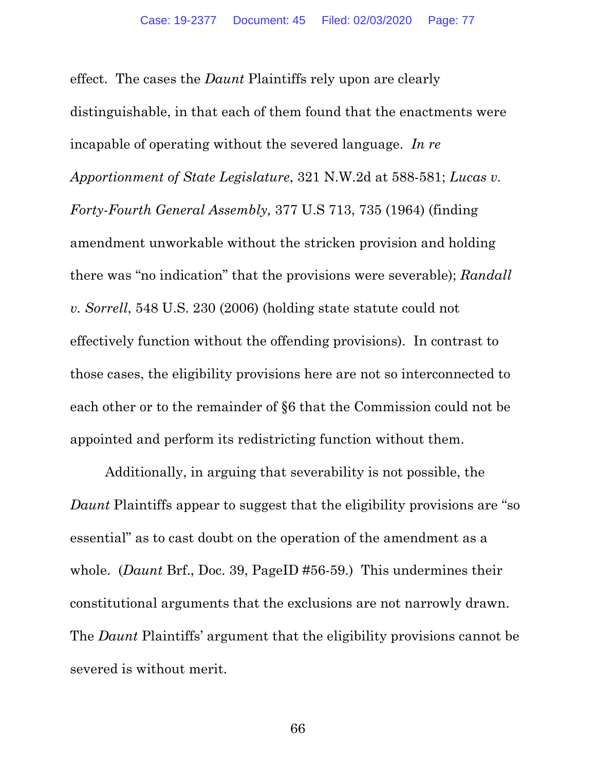effect. The cases the *Daunt* Plaintiffs rely upon are clearly distinguishable, in that each of them found that the enactments were incapable of operating without the severed language. *In re Apportionment of State Legislature*, 321 N.W.2d at 588-581; *Lucas v. Forty-Fourth General Assembly,* 377 U.S 713, 735 (1964) (finding amendment unworkable without the stricken provision and holding there was "no indication" that the provisions were severable); *Randall v. Sorrell*, 548 U.S. 230 (2006) (holding state statute could not effectively function without the offending provisions). In contrast to those cases, the eligibility provisions here are not so interconnected to each other or to the remainder of §6 that the Commission could not be appointed and perform its redistricting function without them.

Additionally, in arguing that severability is not possible, the *Daunt* Plaintiffs appear to suggest that the eligibility provisions are "so essential" as to cast doubt on the operation of the amendment as a whole. (*Daunt* Brf., Doc. 39, PageID #56-59.) This undermines their constitutional arguments that the exclusions are not narrowly drawn. The *Daunt* Plaintiffs' argument that the eligibility provisions cannot be severed is without merit.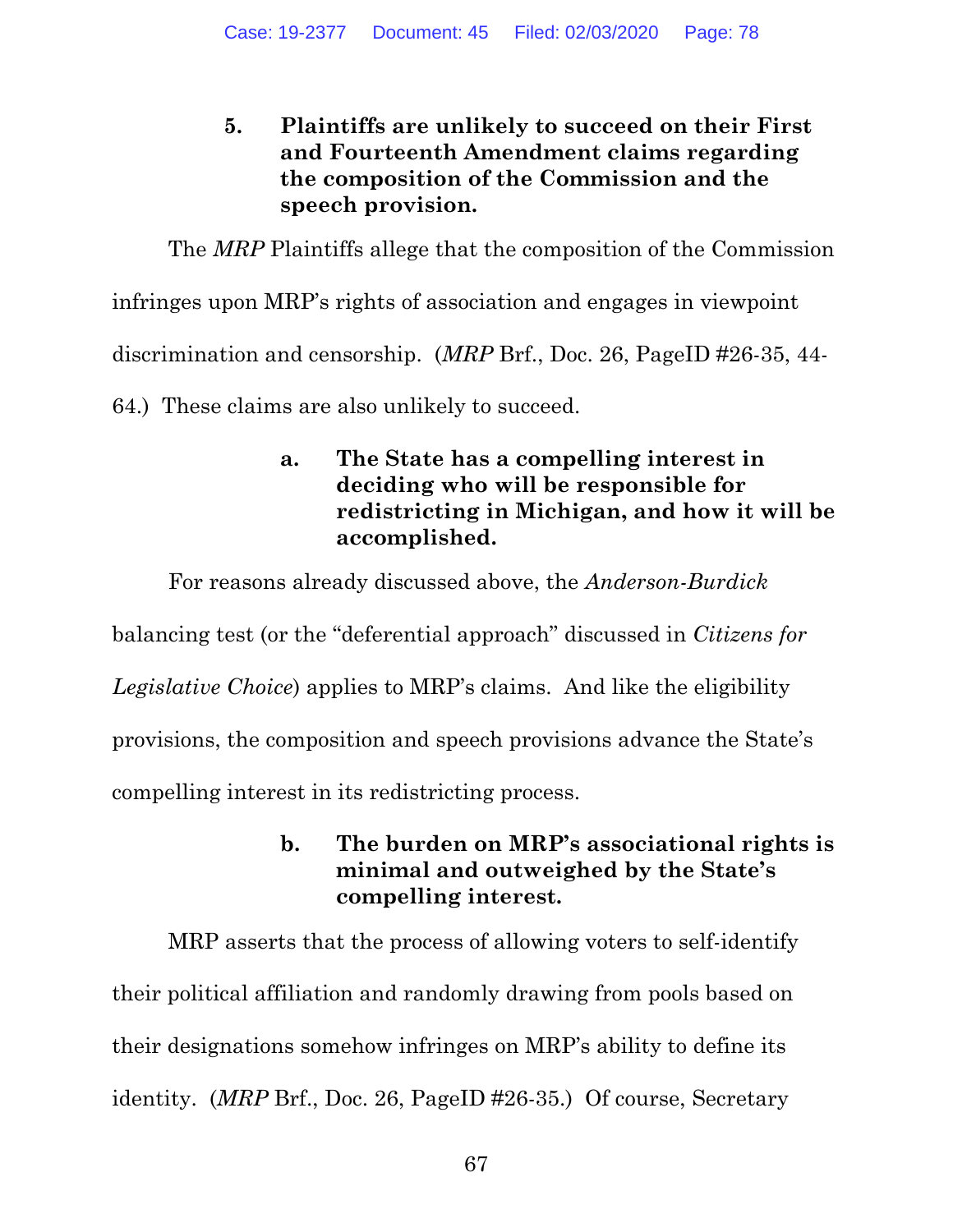### 5. Plaintiffs are unlikely to succeed on their First and Fourteenth Amendment claims regarding the composition of the Commission and the speech provision.

The *MRP* Plaintiffs allege that the composition of the Commission infringes upon MRP's rights of association and engages in viewpoint discrimination and censorship. (*MRP* Brf., Doc. 26, PageID #26-35, 44-64.) These claims are also unlikely to succeed.

#### a. The State has a compelling interest in deciding who will be responsible for redistricting in Michigan, and how it will be accomplished.

For reasons already discussed above, the *Anderson-Burdick* balancing test (or the "deferential approach" discussed in *Citizens for Legislative Choice*) applies to MRP's claims. And like the eligibility provisions, the composition and speech provisions advance the State's compelling interest in its redistricting process.

#### b. The burden on MRP's associational rights is minimal and outweighed by the State's compelling interest.

MRP asserts that the process of allowing voters to self-identify their political affiliation and randomly drawing from pools based on their designations somehow infringes on MRP's ability to define its identity. (*MRP* Brf., Doc. 26, PageID #26-35.) Of course, Secretary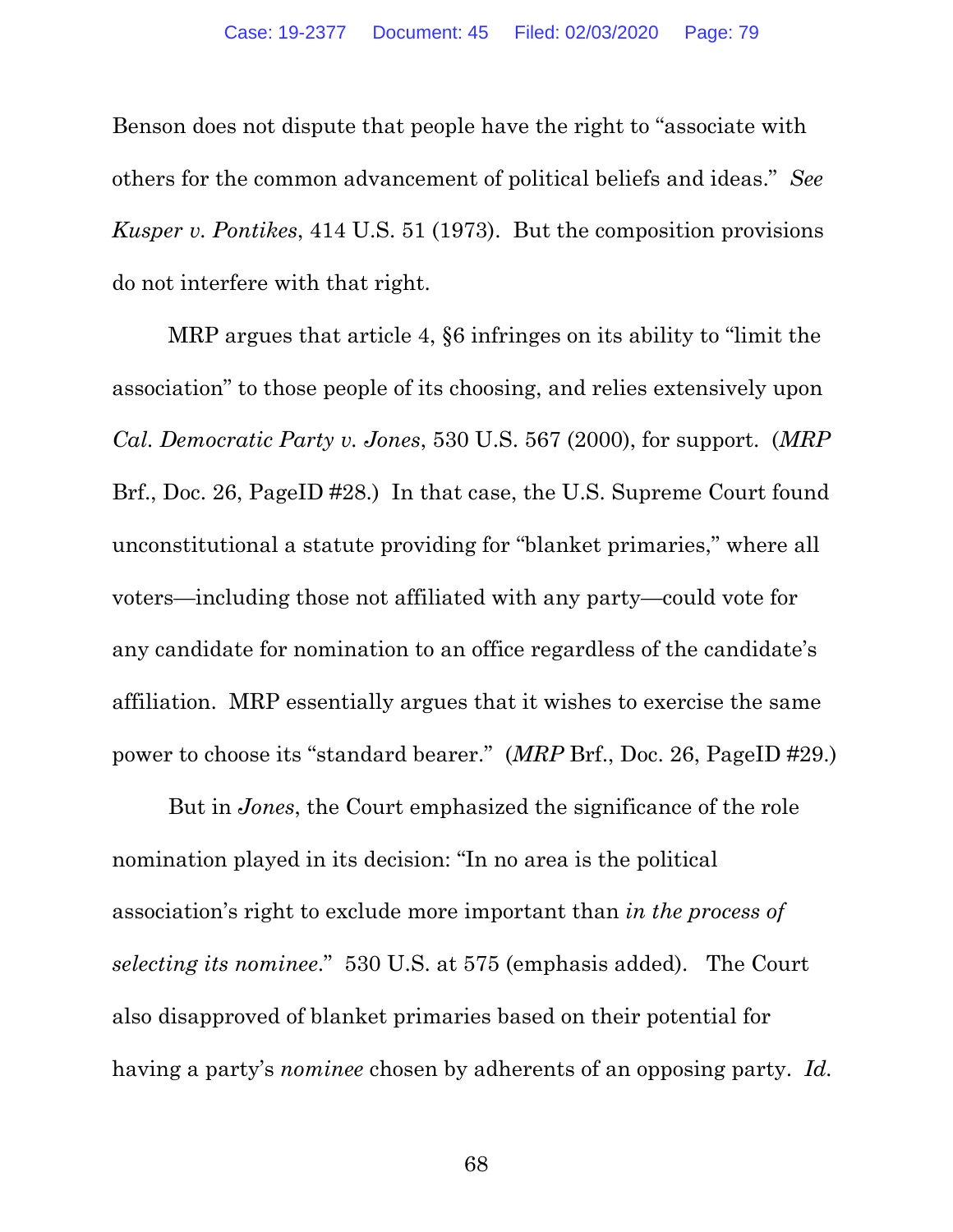Benson does not dispute that people have the right to "associate with others for the common advancement of political beliefs and ideas." *See Kusper v. Pontikes*, 414 U.S. 51 (1973). But the composition provisions do not interfere with that right.

MRP argues that article 4, §6 infringes on its ability to "limit the association" to those people of its choosing, and relies extensively upon *Cal. Democratic Party v. Jones*, 530 U.S. 567 (2000), for support. (*MRP* Brf., Doc. 26, PageID #28.) In that case, the U.S. Supreme Court found unconstitutional a statute providing for "blanket primaries," where all voters—including those not affiliated with any party—could vote for any candidate for nomination to an office regardless of the candidate's affiliation. MRP essentially argues that it wishes to exercise the same power to choose its "standard bearer." (*MRP* Brf., Doc. 26, PageID #29.)

But in *Jones*, the Court emphasized the significance of the role nomination played in its decision: "In no area is the political association's right to exclude more important than *in the process of selecting its nominee*." 530 U.S. at 575 (emphasis added). The Court also disapproved of blanket primaries based on their potential for having a party's *nominee* chosen by adherents of an opposing party. *Id.*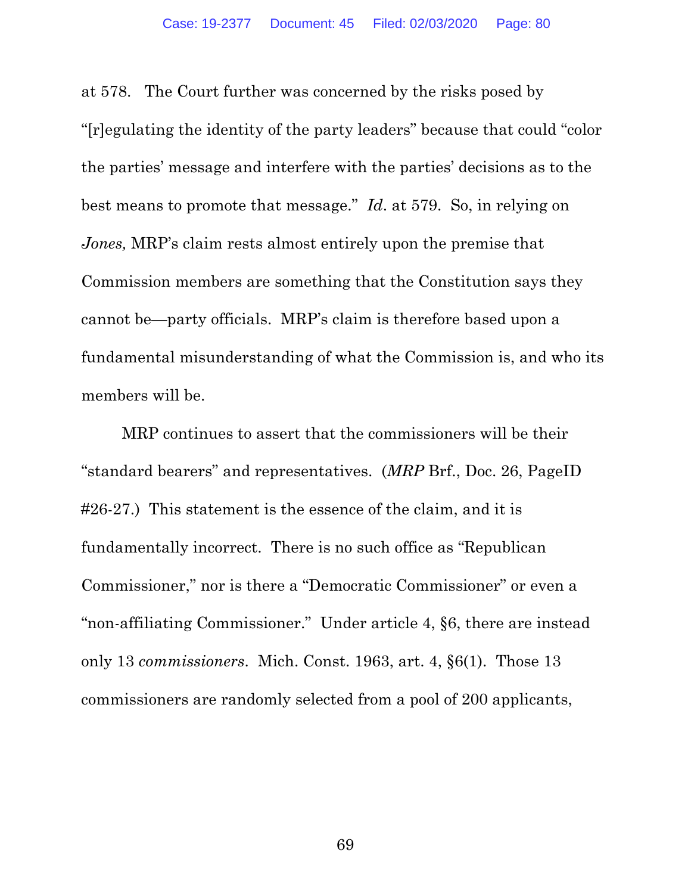at 578. The Court further was concerned by the risks posed by "[r]egulating the identity of the party leaders" because that could "color the parties' message and interfere with the parties' decisions as to the best means to promote that message." *Id*. at 579. So, in relying on *Jones,* MRP's claim rests almost entirely upon the premise that Commission members are something that the Constitution says they cannot be—party officials. MRP's claim is therefore based upon a fundamental misunderstanding of what the Commission is, and who its members will be.

MRP continues to assert that the commissioners will be their "standard bearers" and representatives. (*MRP* Brf., Doc. 26, PageID #26-27.) This statement is the essence of the claim, and it is fundamentally incorrect. There is no such office as "Republican Commissioner," nor is there a "Democratic Commissioner" or even a "non-affiliating Commissioner." Under article 4, §6, there are instead only 13 *commissioners*. Mich. Const. 1963, art. 4, §6(1). Those 13 commissioners are randomly selected from a pool of 200 applicants,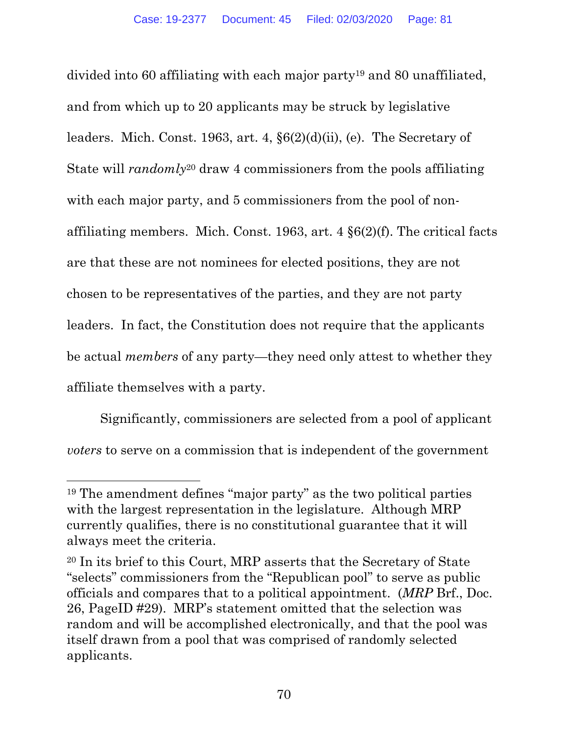divided into 60 affiliating with each major party[19] and 80 unaffiliated, and from which up to 20 applicants may be struck by legislative leaders. Mich. Const. 1963, art. 4, §6(2)(d)(ii), (e). The Secretary of State will *randomly*[20] draw 4 commissioners from the pools affiliating with each major party, and 5 commissioners from the pool of non-affiliating members. Mich. Const. 1963, art. 4 §6(2)(f). The critical facts are that these are not nominees for elected positions, they are not chosen to be representatives of the parties, and they are not party leaders. In fact, the Constitution does not require that the applicants be actual *members* of any party—they need only attest to whether they affiliate themselves with a party.

Significantly, commissioners are selected from a pool of applicant *voters* to serve on a commission that is independent of the government

---

[19] The amendment defines "major party" as the two political parties with the largest representation in the legislature. Although MRP currently qualifies, there is no constitutional guarantee that it will always meet the criteria.

[20] In its brief to this Court, MRP asserts that the Secretary of State "selects" commissioners from the "Republican pool" to serve as public officials and compares that to a political appointment. (*MRP* Brf., Doc. 26, PageID #29). MRP's statement omitted that the selection was random and will be accomplished electronically, and that the pool was itself drawn from a pool that was comprised of randomly selected applicants.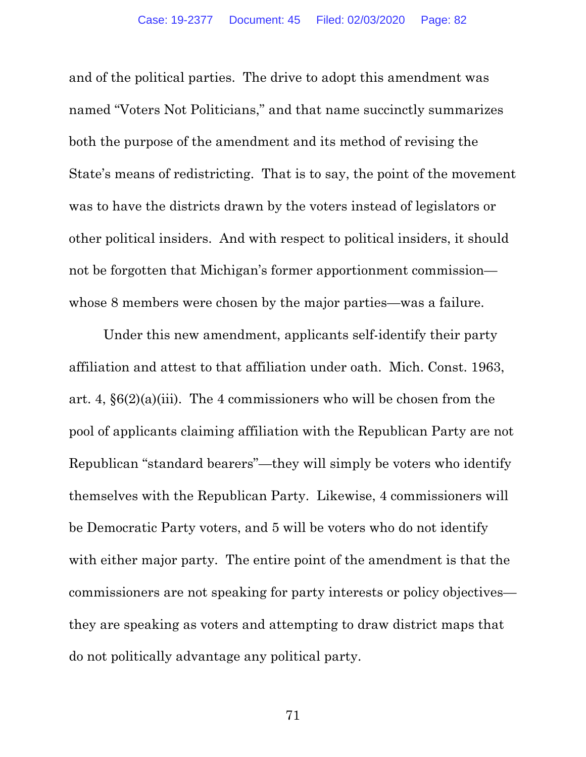and of the political parties. The drive to adopt this amendment was named "Voters Not Politicians," and that name succinctly summarizes both the purpose of the amendment and its method of revising the State's means of redistricting. That is to say, the point of the movement was to have the districts drawn by the voters instead of legislators or other political insiders. And with respect to political insiders, it should not be forgotten that Michigan's former apportionment commission—whose 8 members were chosen by the major parties—was a failure.

Under this new amendment, applicants self-identify their party affiliation and attest to that affiliation under oath. Mich. Const. 1963, art. 4, §6(2)(a)(iii). The 4 commissioners who will be chosen from the pool of applicants claiming affiliation with the Republican Party are not Republican "standard bearers"—they will simply be voters who identify themselves with the Republican Party. Likewise, 4 commissioners will be Democratic Party voters, and 5 will be voters who do not identify with either major party. The entire point of the amendment is that the commissioners are not speaking for party interests or policy objectives—they are speaking as voters and attempting to draw district maps that do not politically advantage any political party.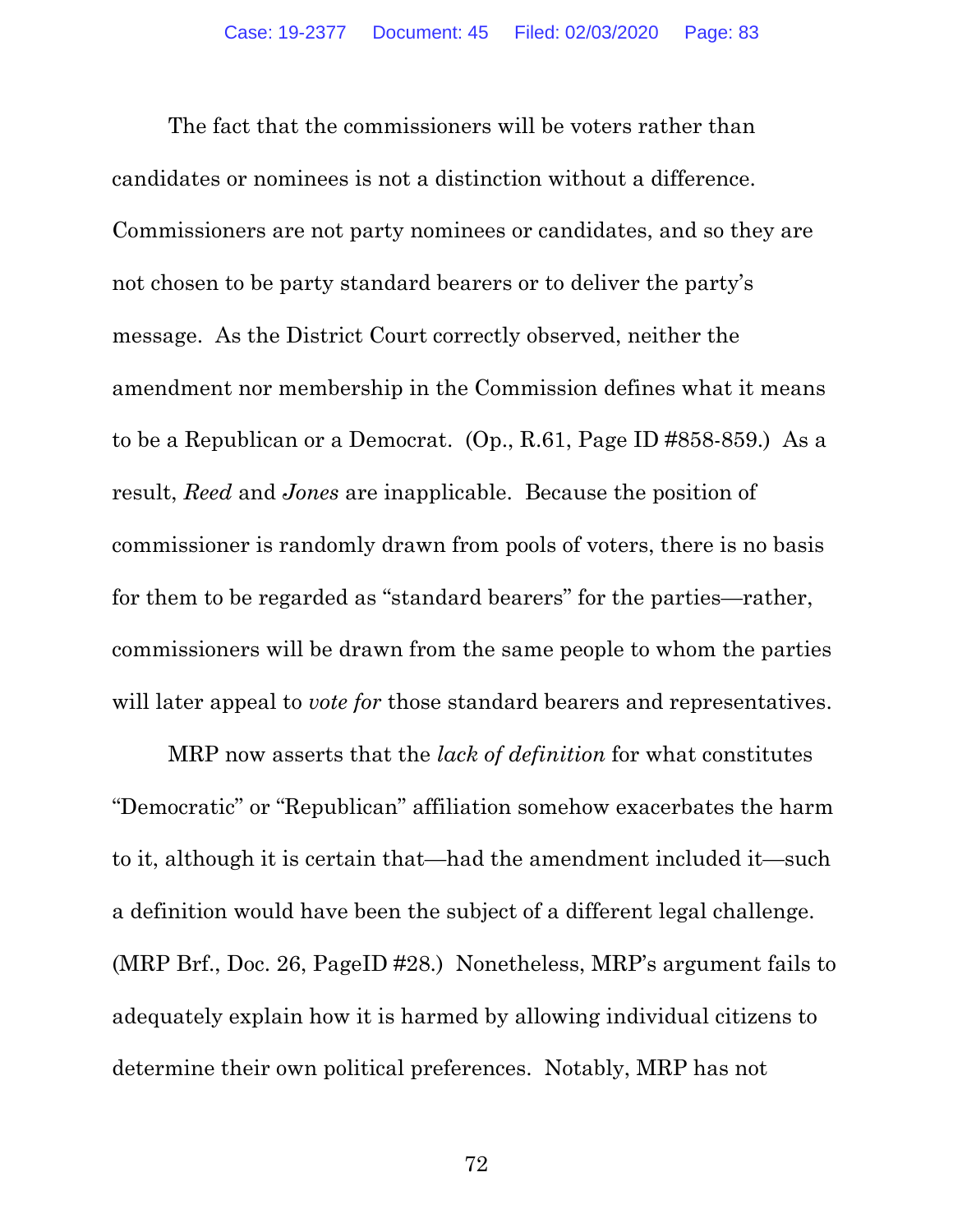The fact that the commissioners will be voters rather than candidates or nominees is not a distinction without a difference. Commissioners are not party nominees or candidates, and so they are not chosen to be party standard bearers or to deliver the party's message. As the District Court correctly observed, neither the amendment nor membership in the Commission defines what it means to be a Republican or a Democrat. (Op., R.61, Page ID #858-859.) As a result, *Reed* and *Jones* are inapplicable. Because the position of commissioner is randomly drawn from pools of voters, there is no basis for them to be regarded as "standard bearers" for the parties—rather, commissioners will be drawn from the same people to whom the parties will later appeal to *vote for* those standard bearers and representatives.

MRP now asserts that the *lack of definition* for what constitutes "Democratic" or "Republican" affiliation somehow exacerbates the harm to it, although it is certain that—had the amendment included it—such a definition would have been the subject of a different legal challenge. (MRP Brf., Doc. 26, PageID #28.) Nonetheless, MRP's argument fails to adequately explain how it is harmed by allowing individual citizens to determine their own political preferences. Notably, MRP has not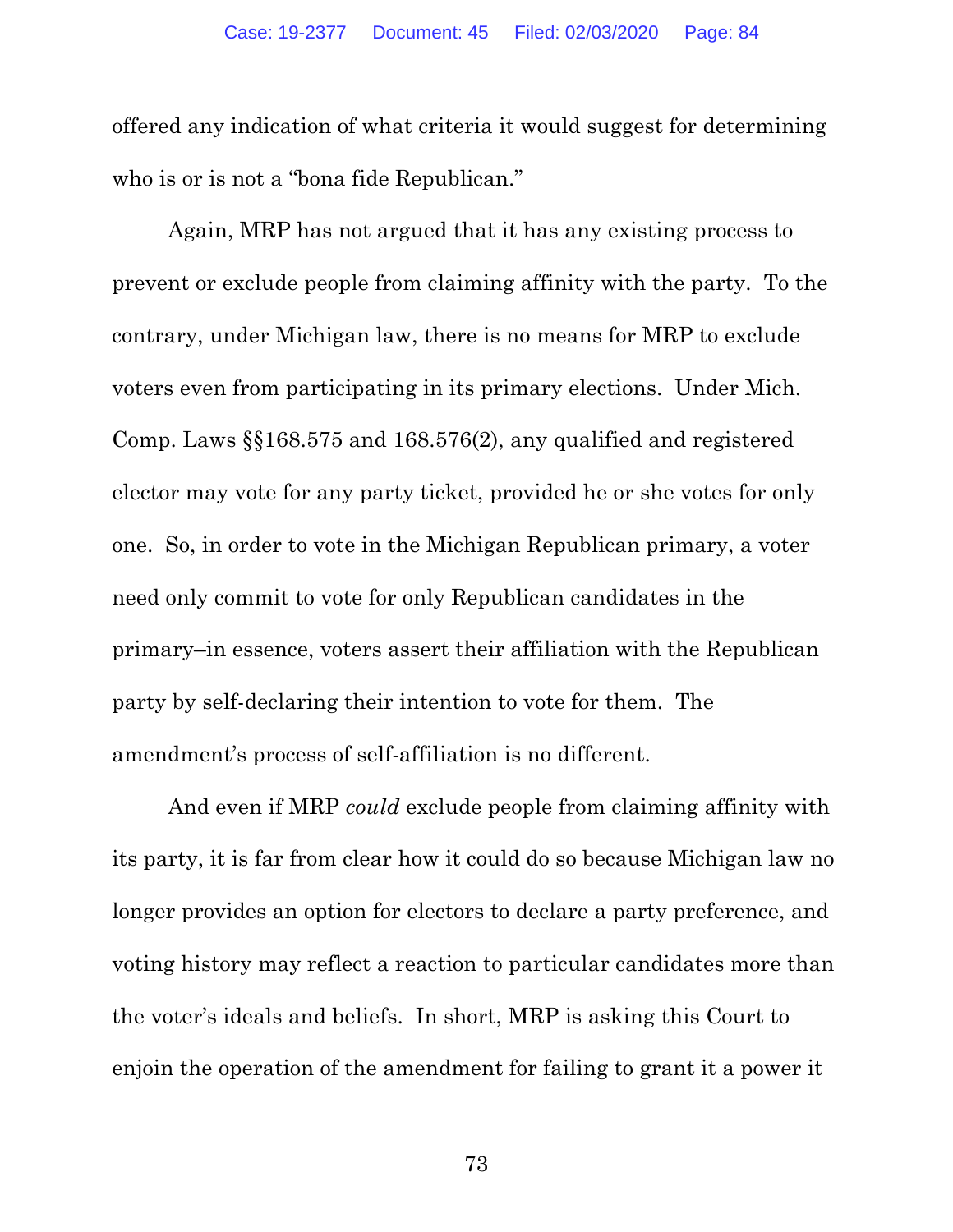offered any indication of what criteria it would suggest for determining who is or is not a "bona fide Republican."

Again, MRP has not argued that it has any existing process to prevent or exclude people from claiming affinity with the party. To the contrary, under Michigan law, there is no means for MRP to exclude voters even from participating in its primary elections. Under Mich. Comp. Laws §§168.575 and 168.576(2), any qualified and registered elector may vote for any party ticket, provided he or she votes for only one. So, in order to vote in the Michigan Republican primary, a voter need only commit to vote for only Republican candidates in the primary–in essence, voters assert their affiliation with the Republican party by self-declaring their intention to vote for them. The amendment's process of self-affiliation is no different.

And even if MRP *could* exclude people from claiming affinity with its party, it is far from clear how it could do so because Michigan law no longer provides an option for electors to declare a party preference, and voting history may reflect a reaction to particular candidates more than the voter's ideals and beliefs. In short, MRP is asking this Court to enjoin the operation of the amendment for failing to grant it a power it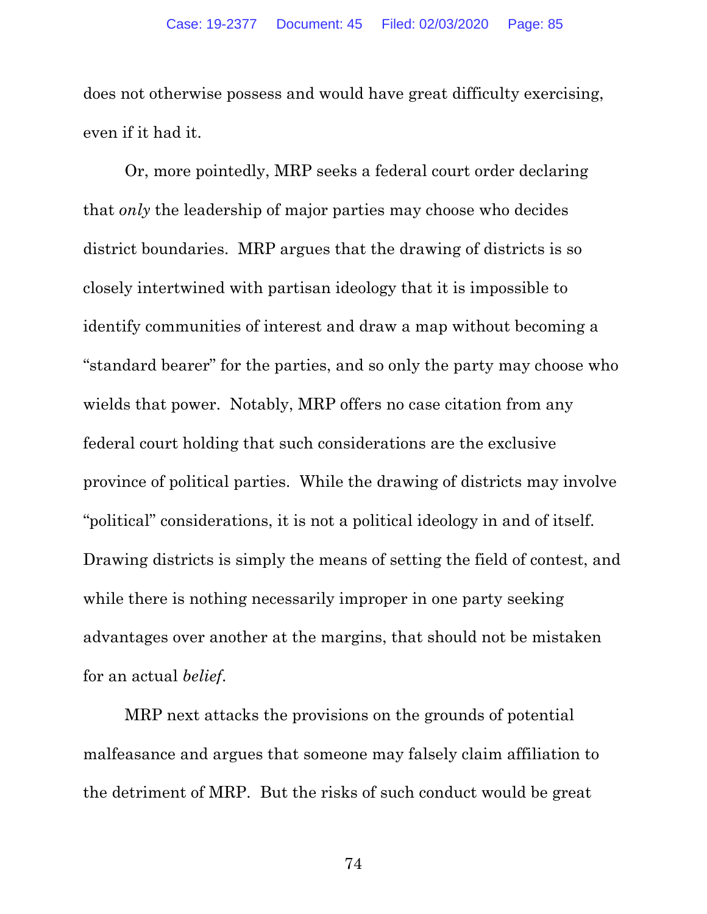does not otherwise possess and would have great difficulty exercising, even if it had it.

Or, more pointedly, MRP seeks a federal court order declaring that *only* the leadership of major parties may choose who decides district boundaries. MRP argues that the drawing of districts is so closely intertwined with partisan ideology that it is impossible to identify communities of interest and draw a map without becoming a "standard bearer" for the parties, and so only the party may choose who wields that power. Notably, MRP offers no case citation from any federal court holding that such considerations are the exclusive province of political parties. While the drawing of districts may involve "political" considerations, it is not a political ideology in and of itself. Drawing districts is simply the means of setting the field of contest, and while there is nothing necessarily improper in one party seeking advantages over another at the margins, that should not be mistaken for an actual *belief*.

MRP next attacks the provisions on the grounds of potential malfeasance and argues that someone may falsely claim affiliation to the detriment of MRP. But the risks of such conduct would be great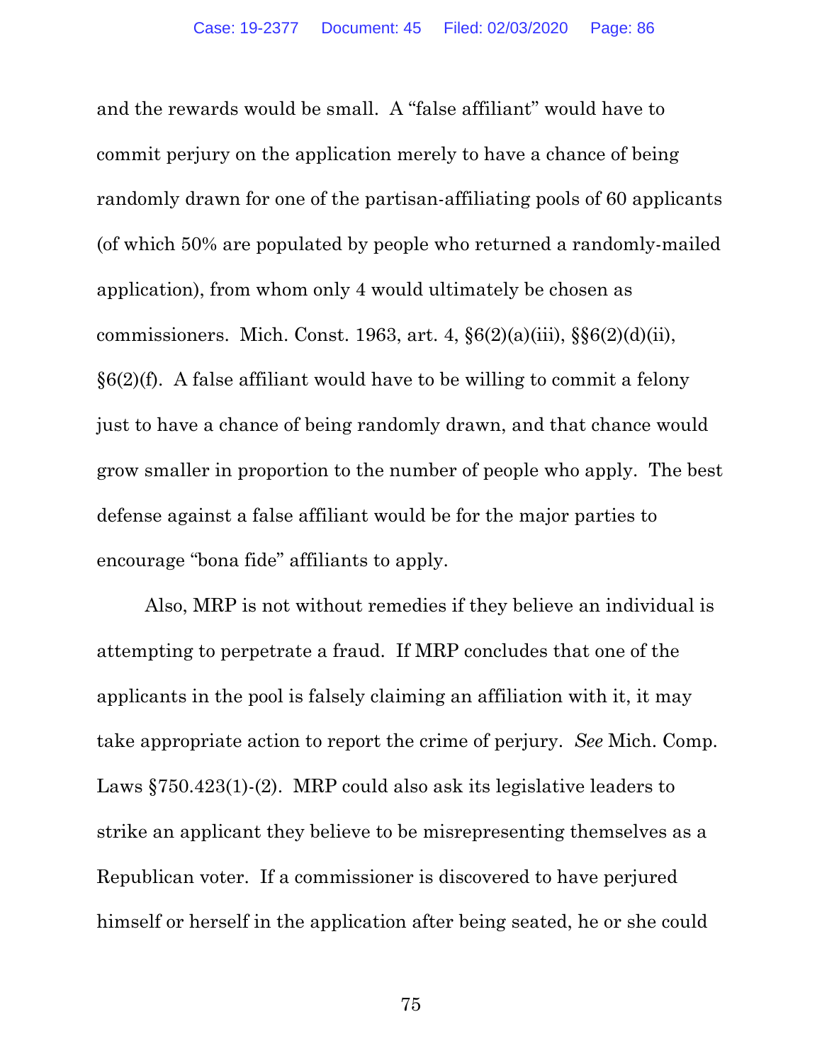and the rewards would be small. A "false affiliant" would have to commit perjury on the application merely to have a chance of being randomly drawn for one of the partisan-affiliating pools of 60 applicants (of which 50% are populated by people who returned a randomly-mailed application), from whom only 4 would ultimately be chosen as commissioners. Mich. Const. 1963, art. 4, §6(2)(a)(iii), §§6(2)(d)(ii), §6(2)(f). A false affiliant would have to be willing to commit a felony just to have a chance of being randomly drawn, and that chance would grow smaller in proportion to the number of people who apply. The best defense against a false affiliant would be for the major parties to encourage "bona fide" affiliants to apply.

Also, MRP is not without remedies if they believe an individual is attempting to perpetrate a fraud. If MRP concludes that one of the applicants in the pool is falsely claiming an affiliation with it, it may take appropriate action to report the crime of perjury. *See* Mich. Comp. Laws §750.423(1)-(2). MRP could also ask its legislative leaders to strike an applicant they believe to be misrepresenting themselves as a Republican voter. If a commissioner is discovered to have perjured himself or herself in the application after being seated, he or she could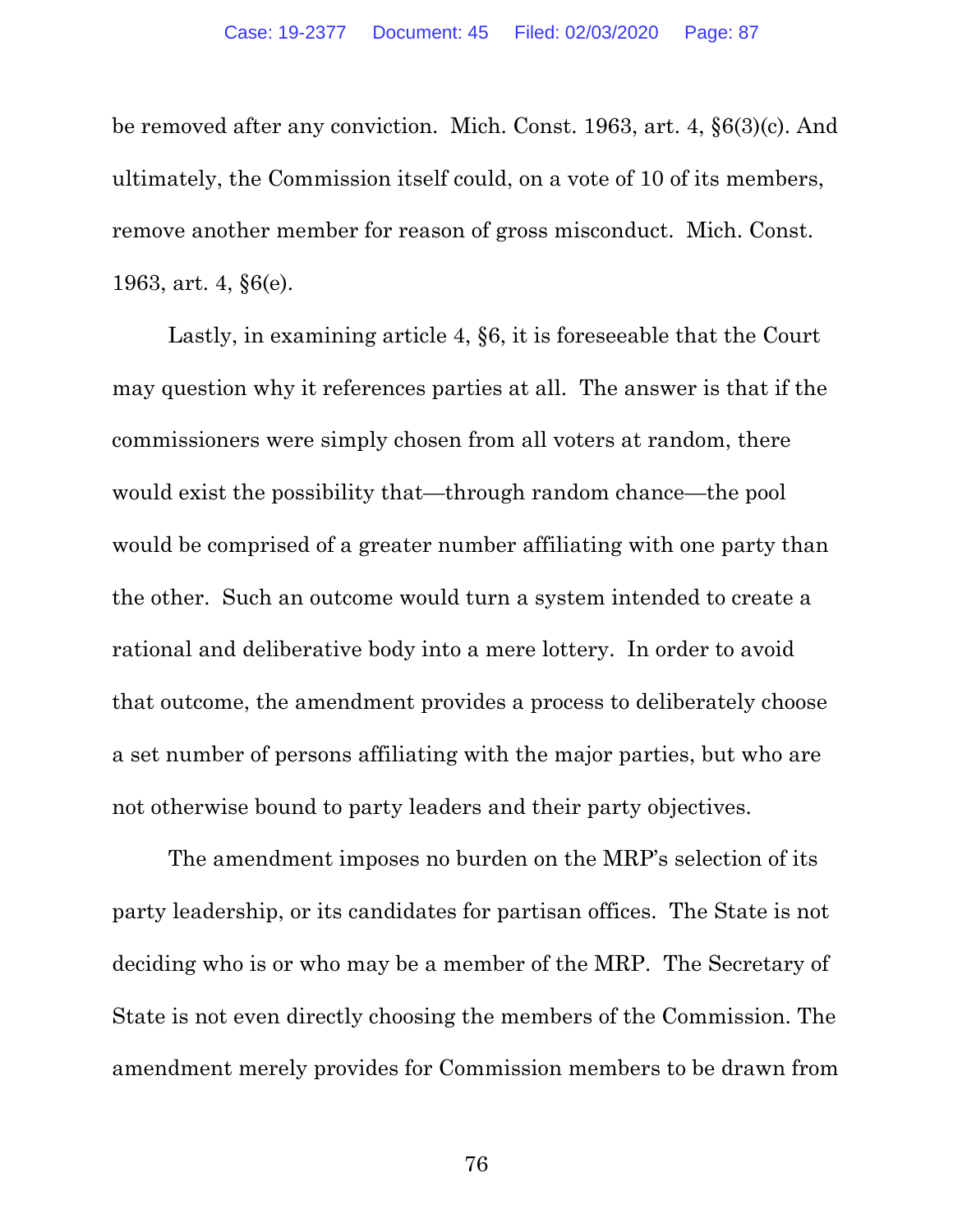be removed after any conviction. Mich. Const. 1963, art. 4, §6(3)(c). And ultimately, the Commission itself could, on a vote of 10 of its members, remove another member for reason of gross misconduct. Mich. Const. 1963, art. 4, §6(e).

Lastly, in examining article 4, §6, it is foreseeable that the Court may question why it references parties at all. The answer is that if the commissioners were simply chosen from all voters at random, there would exist the possibility that—through random chance—the pool would be comprised of a greater number affiliating with one party than the other. Such an outcome would turn a system intended to create a rational and deliberative body into a mere lottery. In order to avoid that outcome, the amendment provides a process to deliberately choose a set number of persons affiliating with the major parties, but who are not otherwise bound to party leaders and their party objectives.

The amendment imposes no burden on the MRP's selection of its party leadership, or its candidates for partisan offices. The State is not deciding who is or who may be a member of the MRP. The Secretary of State is not even directly choosing the members of the Commission. The amendment merely provides for Commission members to be drawn from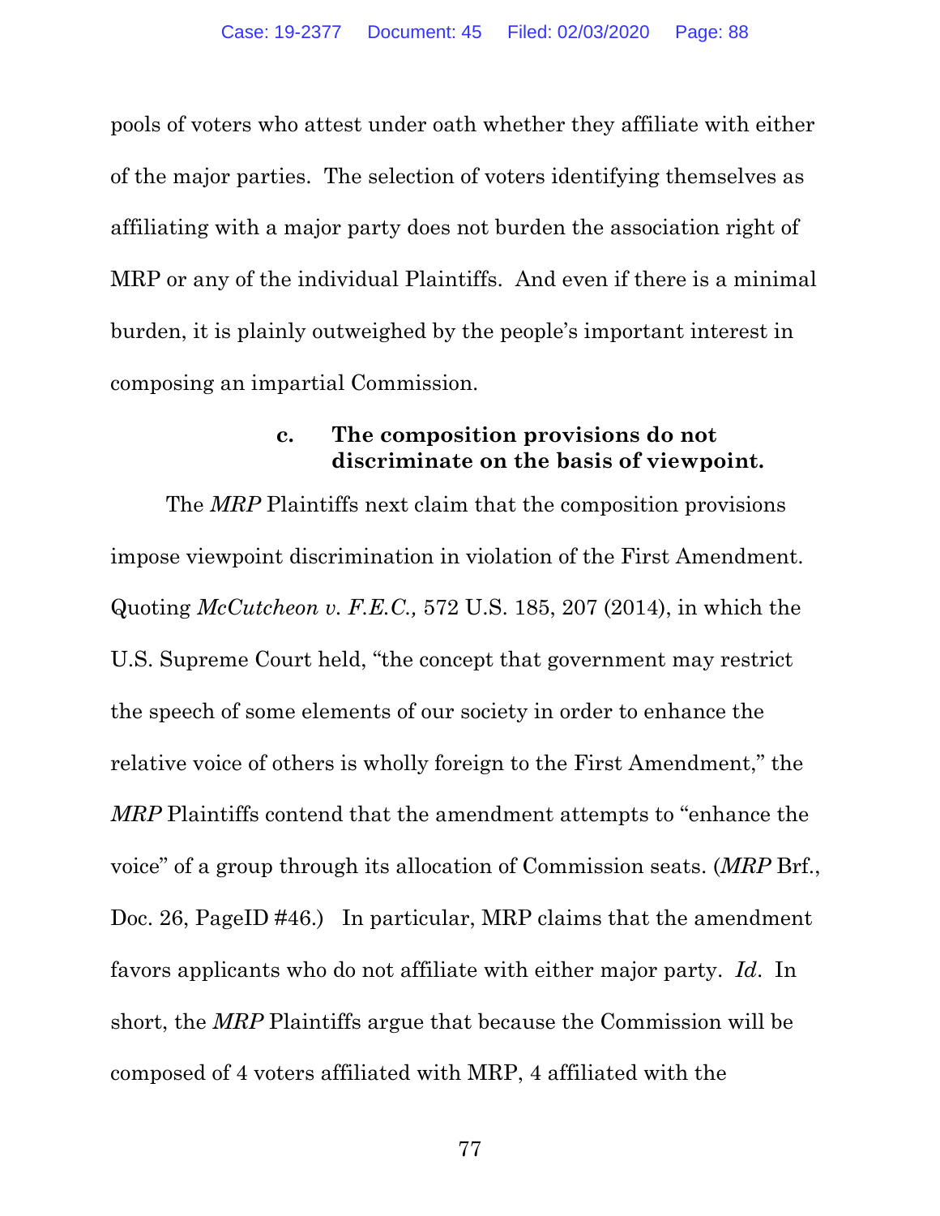pools of voters who attest under oath whether they affiliate with either of the major parties. The selection of voters identifying themselves as affiliating with a major party does not burden the association right of MRP or any of the individual Plaintiffs. And even if there is a minimal burden, it is plainly outweighed by the people's important interest in composing an impartial Commission.

#### c. The composition provisions do not discriminate on the basis of viewpoint.

The *MRP* Plaintiffs next claim that the composition provisions impose viewpoint discrimination in violation of the First Amendment. Quoting *McCutcheon v. F.E.C.,* 572 U.S. 185, 207 (2014), in which the U.S. Supreme Court held, "the concept that government may restrict the speech of some elements of our society in order to enhance the relative voice of others is wholly foreign to the First Amendment," the *MRP* Plaintiffs contend that the amendment attempts to "enhance the voice" of a group through its allocation of Commission seats. (*MRP* Brf., Doc. 26, PageID #46.) In particular, MRP claims that the amendment favors applicants who do not affiliate with either major party. *Id*. In short, the *MRP* Plaintiffs argue that because the Commission will be composed of 4 voters affiliated with MRP, 4 affiliated with the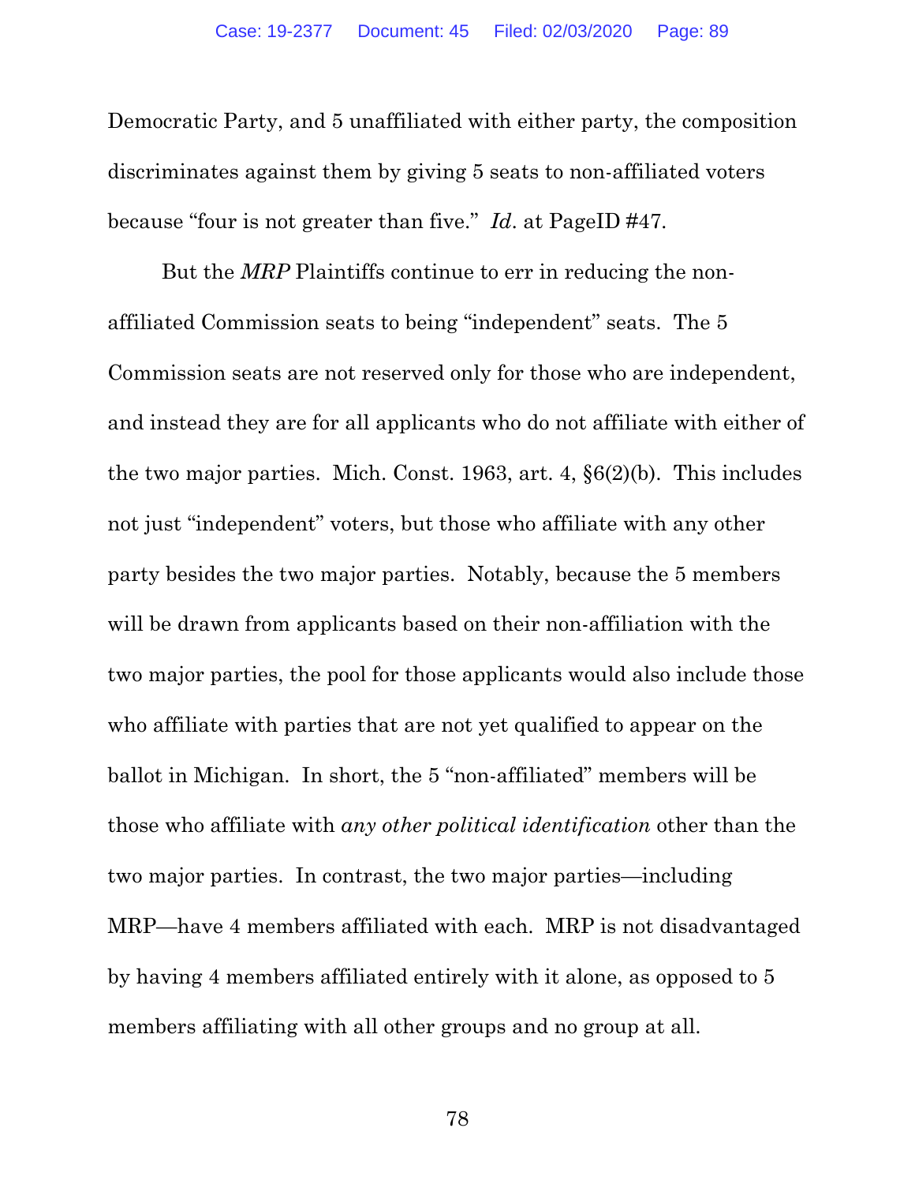Democratic Party, and 5 unaffiliated with either party, the composition discriminates against them by giving 5 seats to non-affiliated voters because "four is not greater than five." *Id*. at PageID #47.

But the *MRP* Plaintiffs continue to err in reducing the non-affiliated Commission seats to being "independent" seats. The 5 Commission seats are not reserved only for those who are independent, and instead they are for all applicants who do not affiliate with either of the two major parties. Mich. Const. 1963, art. 4, §6(2)(b). This includes not just "independent" voters, but those who affiliate with any other party besides the two major parties. Notably, because the 5 members will be drawn from applicants based on their non-affiliation with the two major parties, the pool for those applicants would also include those who affiliate with parties that are not yet qualified to appear on the ballot in Michigan. In short, the 5 "non-affiliated" members will be those who affiliate with *any other political identification* other than the two major parties. In contrast, the two major parties—including MRP—have 4 members affiliated with each. MRP is not disadvantaged by having 4 members affiliated entirely with it alone, as opposed to 5 members affiliating with all other groups and no group at all.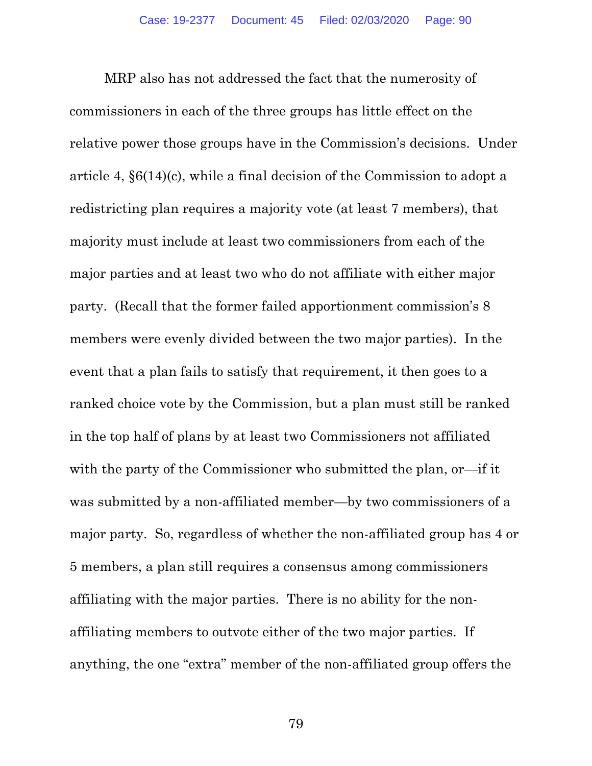MRP also has not addressed the fact that the numerosity of commissioners in each of the three groups has little effect on the relative power those groups have in the Commission's decisions. Under article 4, §6(14)(c), while a final decision of the Commission to adopt a redistricting plan requires a majority vote (at least 7 members), that majority must include at least two commissioners from each of the major parties and at least two who do not affiliate with either major party. (Recall that the former failed apportionment commission's 8 members were evenly divided between the two major parties). In the event that a plan fails to satisfy that requirement, it then goes to a ranked choice vote by the Commission, but a plan must still be ranked in the top half of plans by at least two Commissioners not affiliated with the party of the Commissioner who submitted the plan, or—if it was submitted by a non-affiliated member—by two commissioners of a major party. So, regardless of whether the non-affiliated group has 4 or 5 members, a plan still requires a consensus among commissioners affiliating with the major parties. There is no ability for the non-affiliating members to outvote either of the two major parties. If anything, the one "extra" member of the non-affiliated group offers the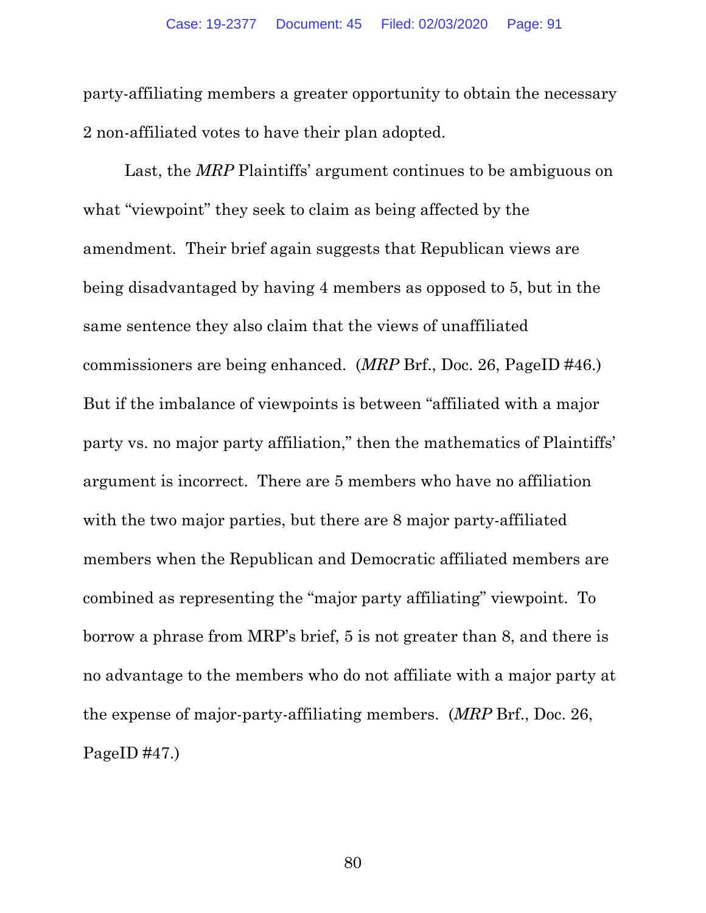party-affiliating members a greater opportunity to obtain the necessary 2 non-affiliated votes to have their plan adopted.

Last, the *MRP* Plaintiffs' argument continues to be ambiguous on what "viewpoint" they seek to claim as being affected by the amendment. Their brief again suggests that Republican views are being disadvantaged by having 4 members as opposed to 5, but in the same sentence they also claim that the views of unaffiliated commissioners are being enhanced. (*MRP* Brf., Doc. 26, PageID #46.) But if the imbalance of viewpoints is between "affiliated with a major party vs. no major party affiliation," then the mathematics of Plaintiffs' argument is incorrect. There are 5 members who have no affiliation with the two major parties, but there are 8 major party-affiliated members when the Republican and Democratic affiliated members are combined as representing the "major party affiliating" viewpoint. To borrow a phrase from MRP's brief, 5 is not greater than 8, and there is no advantage to the members who do not affiliate with a major party at the expense of major-party-affiliating members. (*MRP* Brf., Doc. 26, PageID #47.)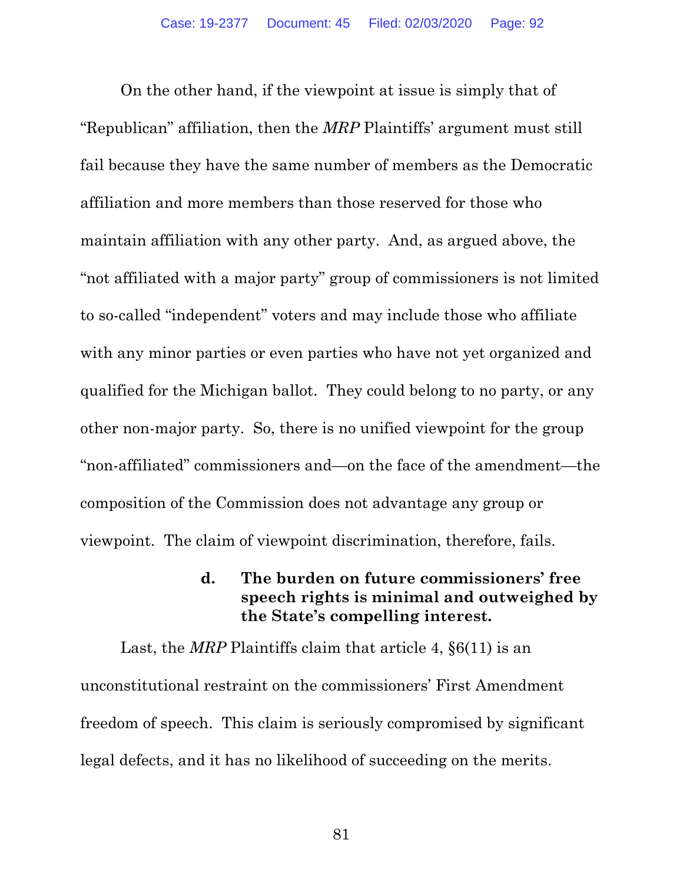On the other hand, if the viewpoint at issue is simply that of "Republican" affiliation, then the *MRP* Plaintiffs' argument must still fail because they have the same number of members as the Democratic affiliation and more members than those reserved for those who maintain affiliation with any other party. And, as argued above, the "not affiliated with a major party" group of commissioners is not limited to so-called "independent" voters and may include those who affiliate with any minor parties or even parties who have not yet organized and qualified for the Michigan ballot. They could belong to no party, or any other non-major party. So, there is no unified viewpoint for the group "non-affiliated" commissioners and—on the face of the amendment—the composition of the Commission does not advantage any group or viewpoint. The claim of viewpoint discrimination, therefore, fails.

#### d. The burden on future commissioners' free speech rights is minimal and outweighed by the State's compelling interest.

Last, the *MRP* Plaintiffs claim that article 4, §6(11) is an unconstitutional restraint on the commissioners' First Amendment freedom of speech. This claim is seriously compromised by significant legal defects, and it has no likelihood of succeeding on the merits.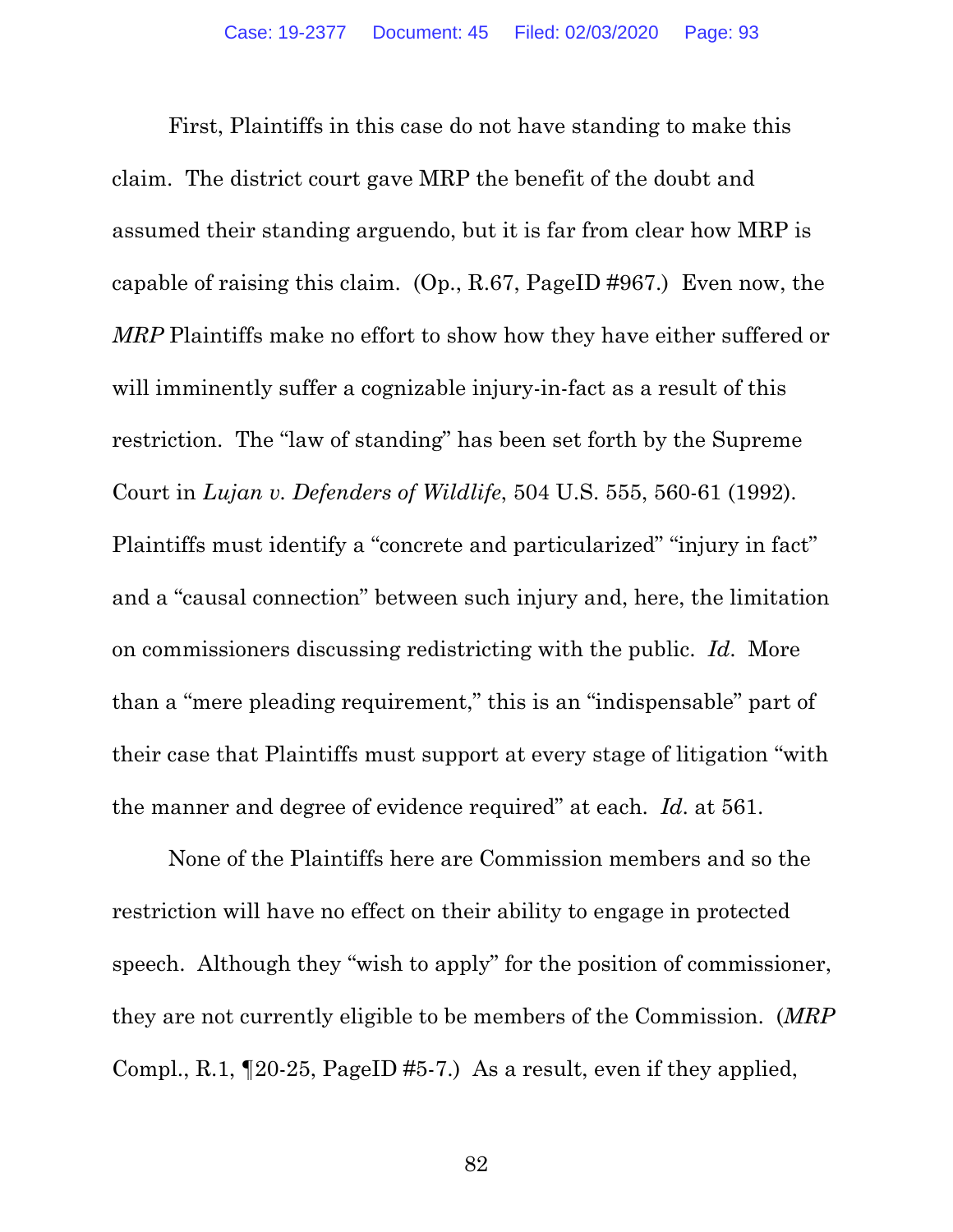First, Plaintiffs in this case do not have standing to make this claim. The district court gave MRP the benefit of the doubt and assumed their standing arguendo, but it is far from clear how MRP is capable of raising this claim. (Op., R.67, PageID #967.) Even now, the *MRP* Plaintiffs make no effort to show how they have either suffered or will imminently suffer a cognizable injury-in-fact as a result of this restriction. The "law of standing" has been set forth by the Supreme Court in *Lujan v. Defenders of Wildlife*, 504 U.S. 555, 560-61 (1992). Plaintiffs must identify a "concrete and particularized" "injury in fact" and a "causal connection" between such injury and, here, the limitation on commissioners discussing redistricting with the public. *Id*. More than a "mere pleading requirement," this is an "indispensable" part of their case that Plaintiffs must support at every stage of litigation "with the manner and degree of evidence required" at each. *Id*. at 561.

None of the Plaintiffs here are Commission members and so the restriction will have no effect on their ability to engage in protected speech. Although they "wish to apply" for the position of commissioner, they are not currently eligible to be members of the Commission. (*MRP* Compl., R.1, ¶20-25, PageID #5-7.) As a result, even if they applied,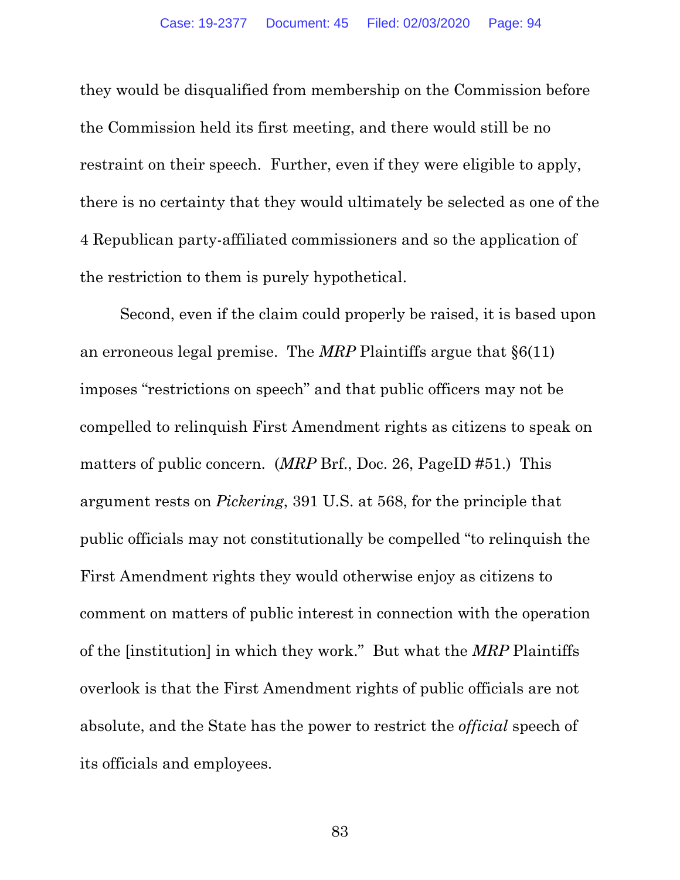they would be disqualified from membership on the Commission before the Commission held its first meeting, and there would still be no restraint on their speech. Further, even if they were eligible to apply, there is no certainty that they would ultimately be selected as one of the 4 Republican party-affiliated commissioners and so the application of the restriction to them is purely hypothetical.

Second, even if the claim could properly be raised, it is based upon an erroneous legal premise. The *MRP* Plaintiffs argue that §6(11) imposes "restrictions on speech" and that public officers may not be compelled to relinquish First Amendment rights as citizens to speak on matters of public concern. (*MRP* Brf., Doc. 26, PageID #51.) This argument rests on *Pickering*, 391 U.S. at 568, for the principle that public officials may not constitutionally be compelled "to relinquish the First Amendment rights they would otherwise enjoy as citizens to comment on matters of public interest in connection with the operation of the [institution] in which they work." But what the *MRP* Plaintiffs overlook is that the First Amendment rights of public officials are not absolute, and the State has the power to restrict the *official* speech of its officials and employees.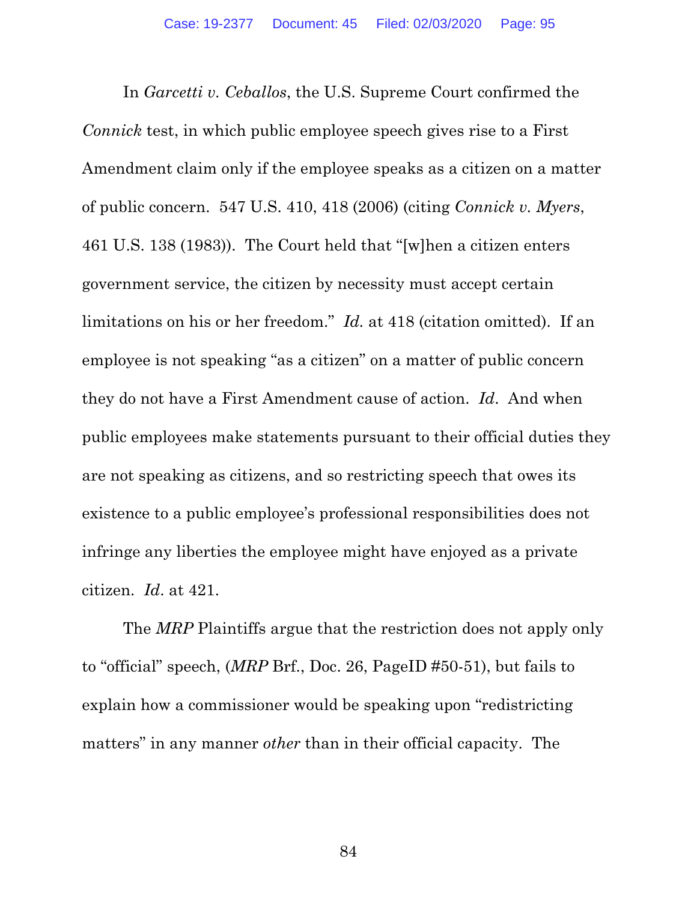In *Garcetti v. Ceballos*, the U.S. Supreme Court confirmed the *Connick* test, in which public employee speech gives rise to a First Amendment claim only if the employee speaks as a citizen on a matter of public concern. 547 U.S. 410, 418 (2006) (citing *Connick v. Myers*, 461 U.S. 138 (1983)). The Court held that "[w]hen a citizen enters government service, the citizen by necessity must accept certain limitations on his or her freedom." *Id.* at 418 (citation omitted). If an employee is not speaking "as a citizen" on a matter of public concern they do not have a First Amendment cause of action. *Id*. And when public employees make statements pursuant to their official duties they are not speaking as citizens, and so restricting speech that owes its existence to a public employee's professional responsibilities does not infringe any liberties the employee might have enjoyed as a private citizen. *Id*. at 421.

The *MRP* Plaintiffs argue that the restriction does not apply only to "official" speech, (*MRP* Brf., Doc. 26, PageID #50-51), but fails to explain how a commissioner would be speaking upon "redistricting matters" in any manner *other* than in their official capacity. The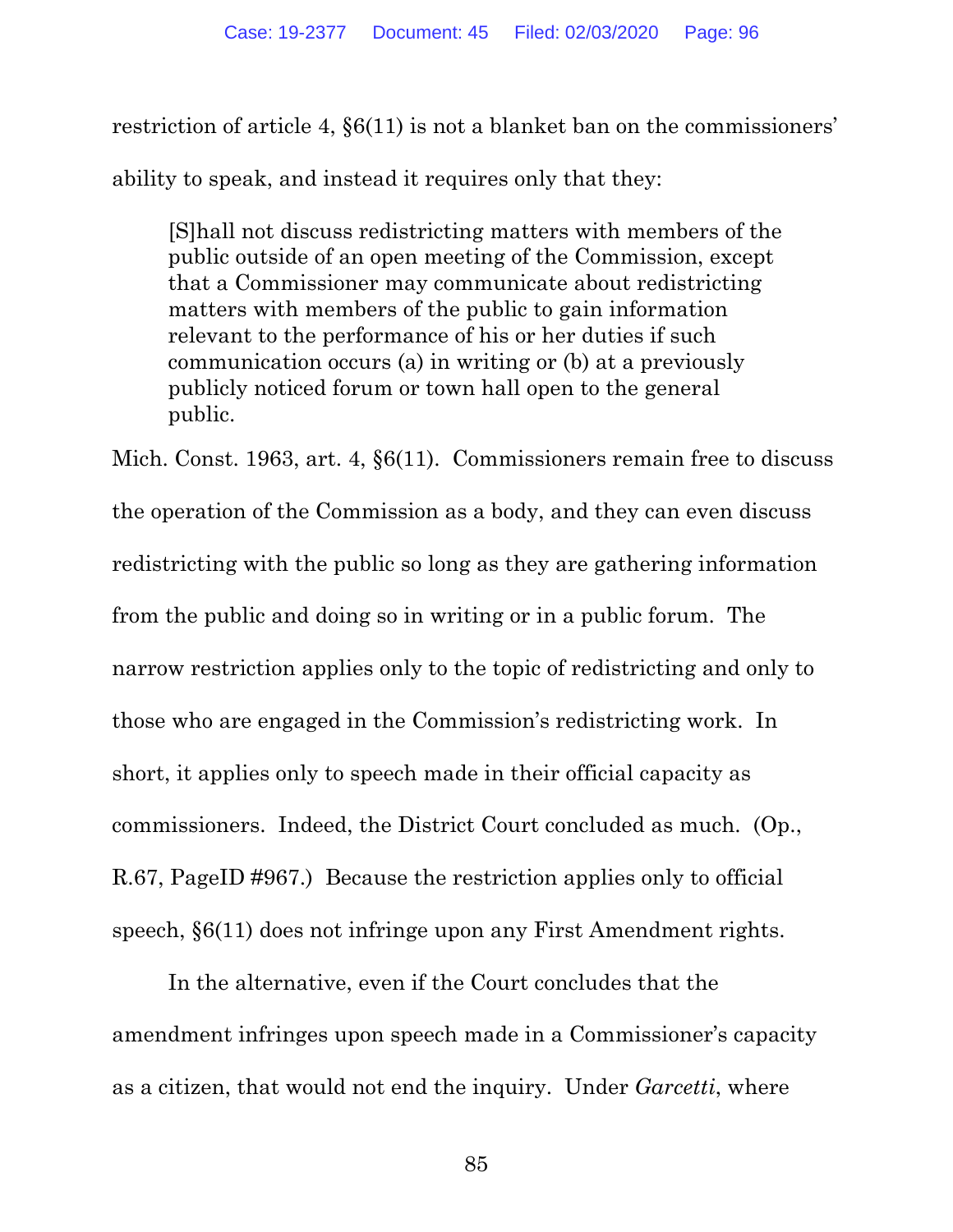restriction of article 4, §6(11) is not a blanket ban on the commissioners' ability to speak, and instead it requires only that they:

> [S]hall not discuss redistricting matters with members of the public outside of an open meeting of the Commission, except that a Commissioner may communicate about redistricting matters with members of the public to gain information relevant to the performance of his or her duties if such communication occurs (a) in writing or (b) at a previously publicly noticed forum or town hall open to the general public.

Mich. Const. 1963, art. 4, §6(11). Commissioners remain free to discuss the operation of the Commission as a body, and they can even discuss redistricting with the public so long as they are gathering information from the public and doing so in writing or in a public forum. The narrow restriction applies only to the topic of redistricting and only to those who are engaged in the Commission's redistricting work. In short, it applies only to speech made in their official capacity as commissioners. Indeed, the District Court concluded as much. (Op., R.67, PageID #967.) Because the restriction applies only to official speech, §6(11) does not infringe upon any First Amendment rights.

In the alternative, even if the Court concludes that the amendment infringes upon speech made in a Commissioner's capacity as a citizen, that would not end the inquiry. Under *Garcetti*, where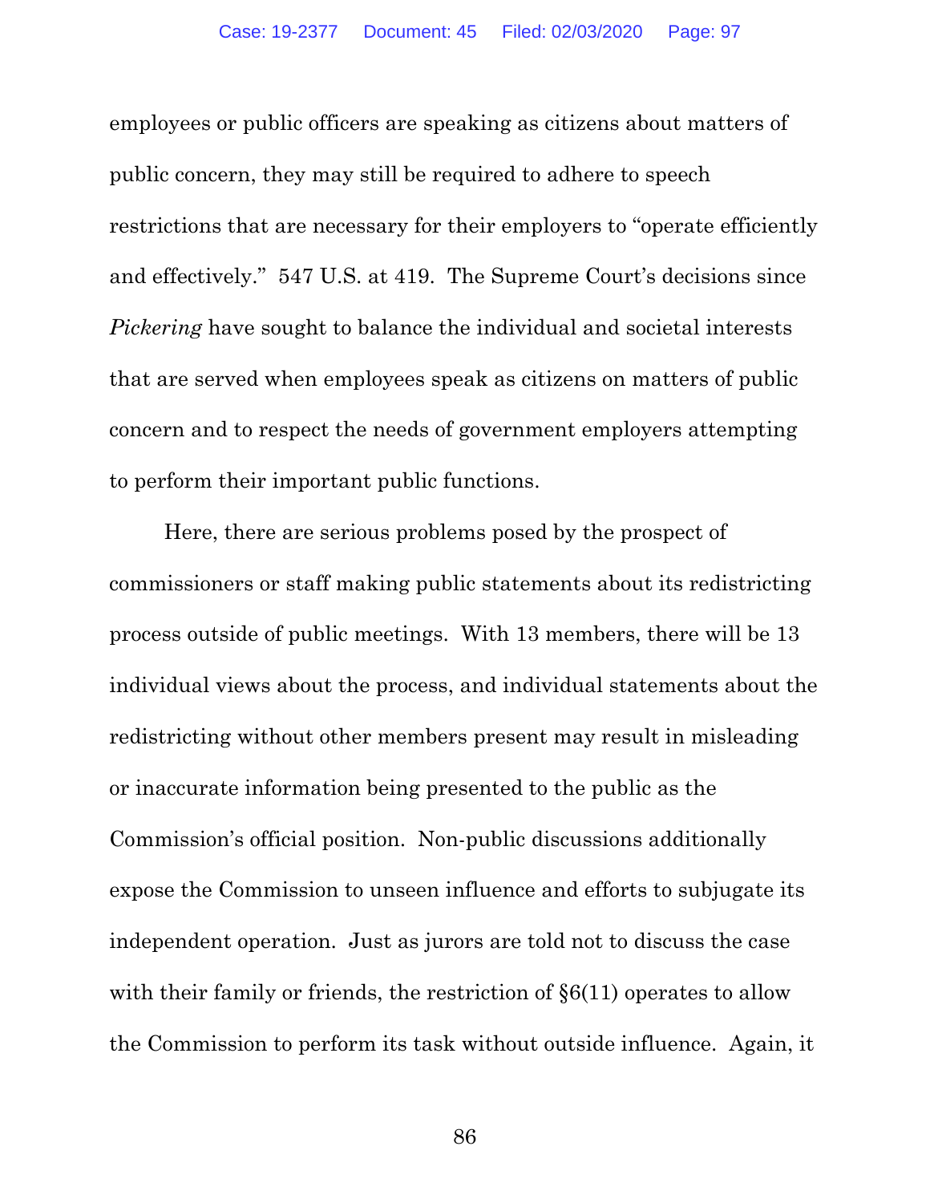employees or public officers are speaking as citizens about matters of public concern, they may still be required to adhere to speech restrictions that are necessary for their employers to "operate efficiently and effectively." 547 U.S. at 419. The Supreme Court's decisions since *Pickering* have sought to balance the individual and societal interests that are served when employees speak as citizens on matters of public concern and to respect the needs of government employers attempting to perform their important public functions.

Here, there are serious problems posed by the prospect of commissioners or staff making public statements about its redistricting process outside of public meetings. With 13 members, there will be 13 individual views about the process, and individual statements about the redistricting without other members present may result in misleading or inaccurate information being presented to the public as the Commission's official position. Non-public discussions additionally expose the Commission to unseen influence and efforts to subjugate its independent operation. Just as jurors are told not to discuss the case with their family or friends, the restriction of §6(11) operates to allow the Commission to perform its task without outside influence. Again, it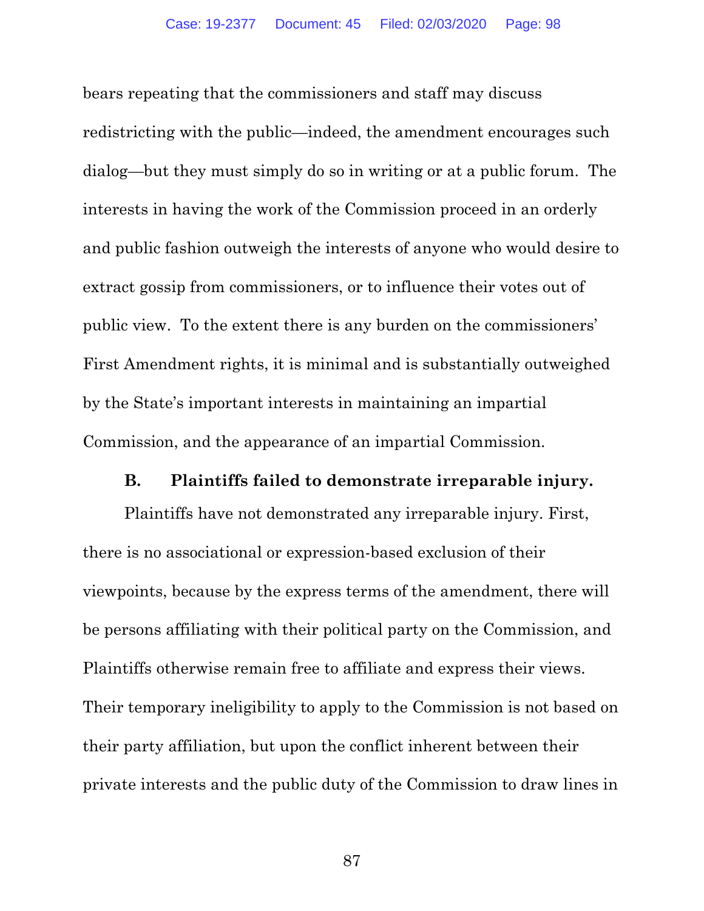bears repeating that the commissioners and staff may discuss redistricting with the public—indeed, the amendment encourages such dialog—but they must simply do so in writing or at a public forum. The interests in having the work of the Commission proceed in an orderly and public fashion outweigh the interests of anyone who would desire to extract gossip from commissioners, or to influence their votes out of public view. To the extent there is any burden on the commissioners' First Amendment rights, it is minimal and is substantially outweighed by the State's important interests in maintaining an impartial Commission, and the appearance of an impartial Commission.

### B. Plaintiffs failed to demonstrate irreparable injury.

Plaintiffs have not demonstrated any irreparable injury. First, there is no associational or expression-based exclusion of their viewpoints, because by the express terms of the amendment, there will be persons affiliating with their political party on the Commission, and Plaintiffs otherwise remain free to affiliate and express their views. Their temporary ineligibility to apply to the Commission is not based on their party affiliation, but upon the conflict inherent between their private interests and the public duty of the Commission to draw lines in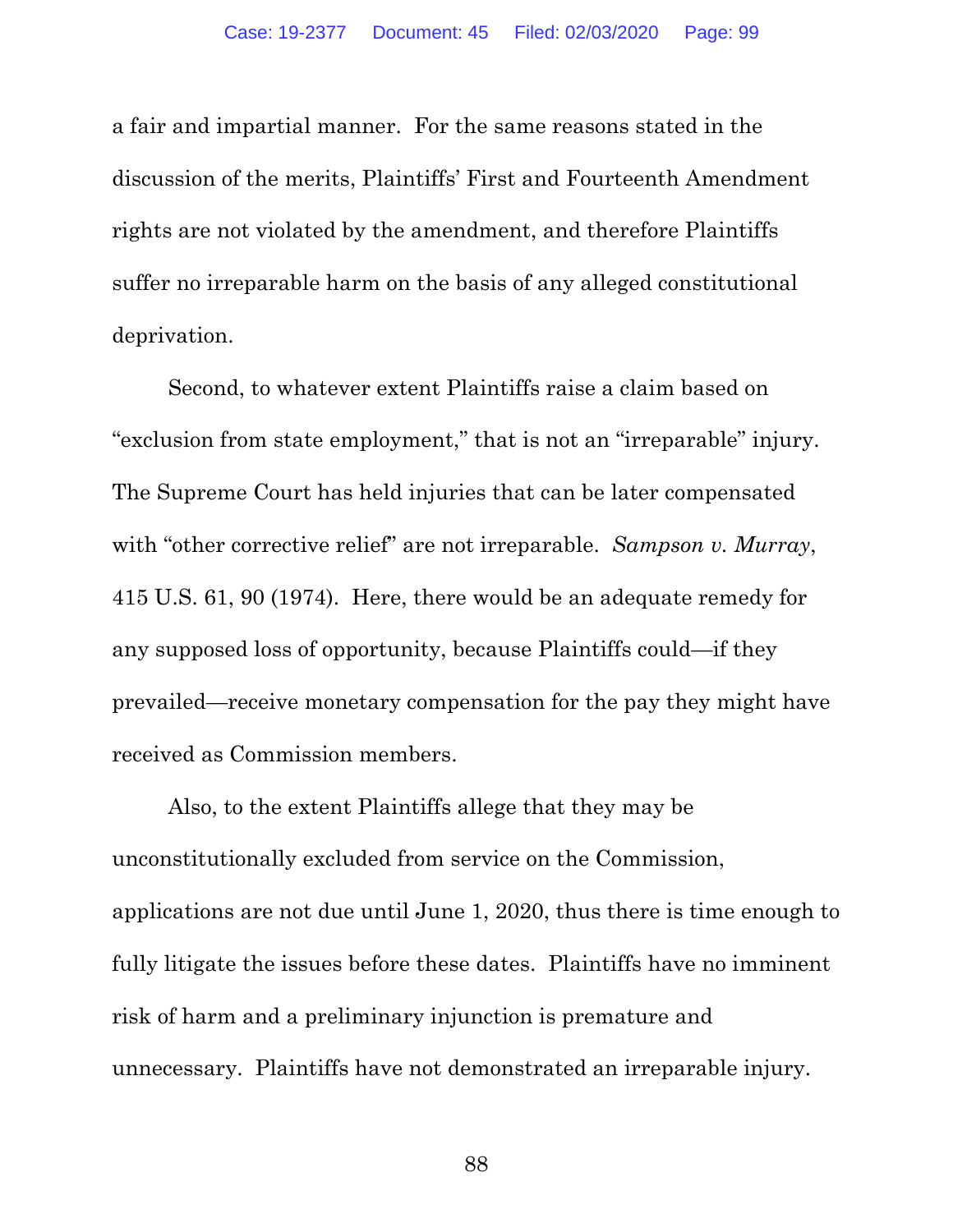a fair and impartial manner. For the same reasons stated in the discussion of the merits, Plaintiffs' First and Fourteenth Amendment rights are not violated by the amendment, and therefore Plaintiffs suffer no irreparable harm on the basis of any alleged constitutional deprivation.

Second, to whatever extent Plaintiffs raise a claim based on "exclusion from state employment," that is not an "irreparable" injury. The Supreme Court has held injuries that can be later compensated with "other corrective relief" are not irreparable. *Sampson v. Murray*, 415 U.S. 61, 90 (1974). Here, there would be an adequate remedy for any supposed loss of opportunity, because Plaintiffs could—if they prevailed—receive monetary compensation for the pay they might have received as Commission members.

Also, to the extent Plaintiffs allege that they may be unconstitutionally excluded from service on the Commission, applications are not due until June 1, 2020, thus there is time enough to fully litigate the issues before these dates. Plaintiffs have no imminent risk of harm and a preliminary injunction is premature and unnecessary. Plaintiffs have not demonstrated an irreparable injury.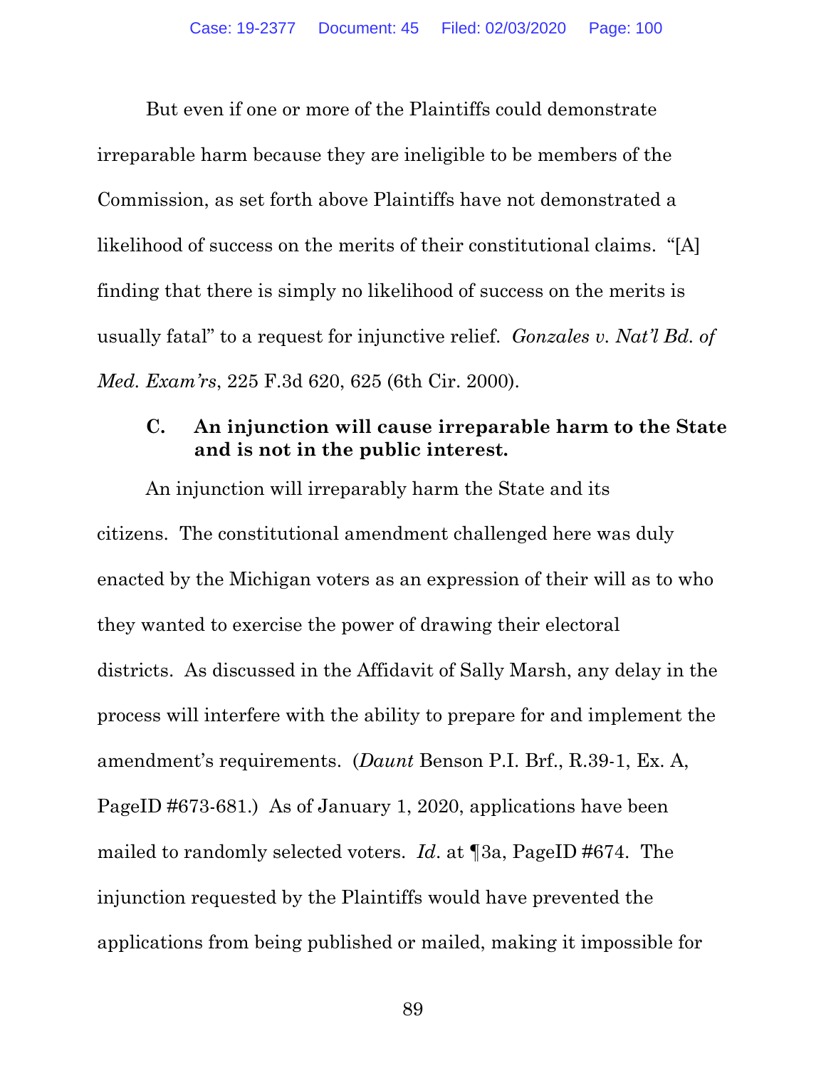But even if one or more of the Plaintiffs could demonstrate irreparable harm because they are ineligible to be members of the Commission, as set forth above Plaintiffs have not demonstrated a likelihood of success on the merits of their constitutional claims. "[A] finding that there is simply no likelihood of success on the merits is usually fatal" to a request for injunctive relief. *Gonzales v. Nat'l Bd. of Med. Exam'rs*, 225 F.3d 620, 625 (6th Cir. 2000).

### C. An injunction will cause irreparable harm to the State and is not in the public interest.

An injunction will irreparably harm the State and its citizens. The constitutional amendment challenged here was duly enacted by the Michigan voters as an expression of their will as to who they wanted to exercise the power of drawing their electoral districts. As discussed in the Affidavit of Sally Marsh, any delay in the process will interfere with the ability to prepare for and implement the amendment's requirements. (*Daunt* Benson P.I. Brf., R.39-1, Ex. A, PageID #673-681.) As of January 1, 2020, applications have been mailed to randomly selected voters. *Id*. at ¶3a, PageID #674. The injunction requested by the Plaintiffs would have prevented the applications from being published or mailed, making it impossible for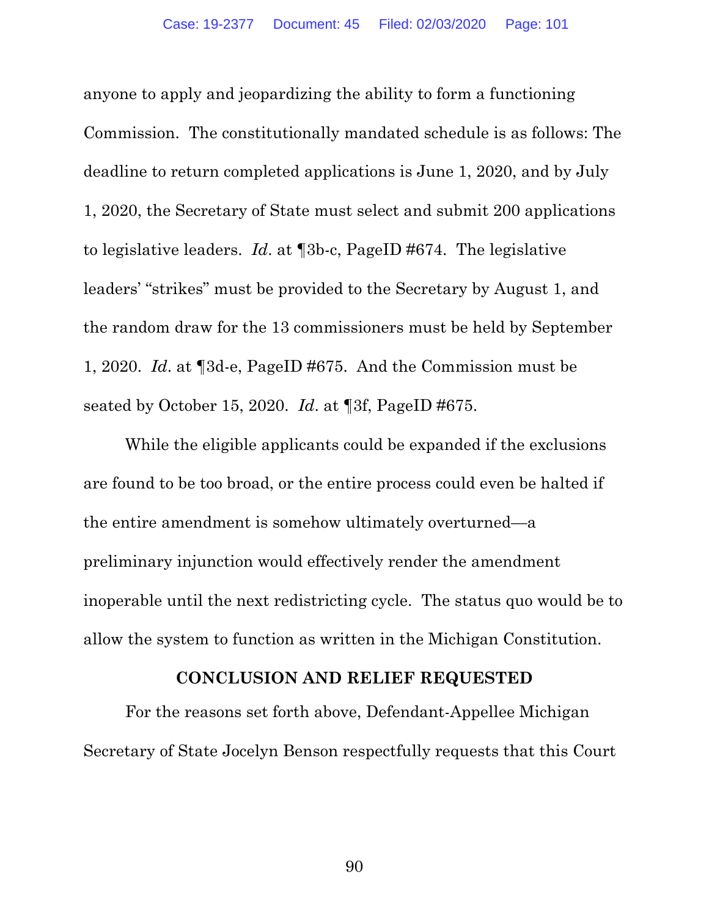anyone to apply and jeopardizing the ability to form a functioning Commission. The constitutionally mandated schedule is as follows: The deadline to return completed applications is June 1, 2020, and by July 1, 2020, the Secretary of State must select and submit 200 applications to legislative leaders. *Id*. at ¶3b-c, PageID #674. The legislative leaders' "strikes" must be provided to the Secretary by August 1, and the random draw for the 13 commissioners must be held by September 1, 2020. *Id*. at ¶3d-e, PageID #675. And the Commission must be seated by October 15, 2020. *Id*. at ¶3f, PageID #675.

While the eligible applicants could be expanded if the exclusions are found to be too broad, or the entire process could even be halted if the entire amendment is somehow ultimately overturned—a preliminary injunction would effectively render the amendment inoperable until the next redistricting cycle. The status quo would be to allow the system to function as written in the Michigan Constitution.

## CONCLUSION AND RELIEF REQUESTED

For the reasons set forth above, Defendant-Appellee Michigan Secretary of State Jocelyn Benson respectfully requests that this Court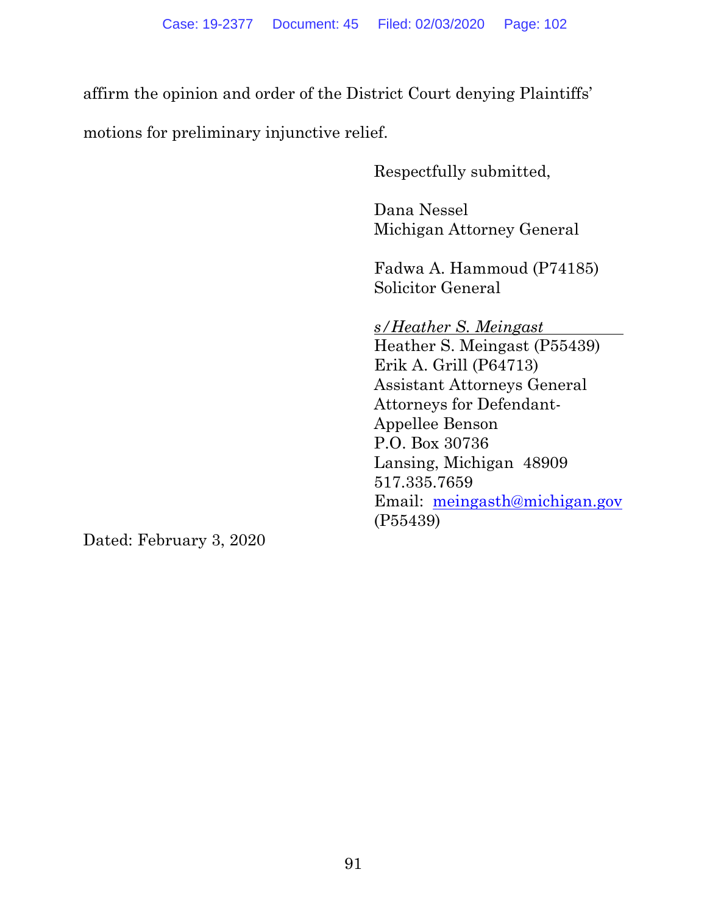affirm the opinion and order of the District Court denying Plaintiffs' motions for preliminary injunctive relief.

Respectfully submitted,

Dana Nessel
Michigan Attorney General

Fadwa A. Hammoud (P74185)
Solicitor General

*s/Heather S. Meingast*
Heather S. Meingast (P55439)
Erik A. Grill (P64713)
Assistant Attorneys General
Attorneys for Defendant-
Appellee Benson
P.O. Box 30736
Lansing, Michigan 48909
517.335.7659
Email: meingasth@michigan.gov
(P55439)

Dated: February 3, 2020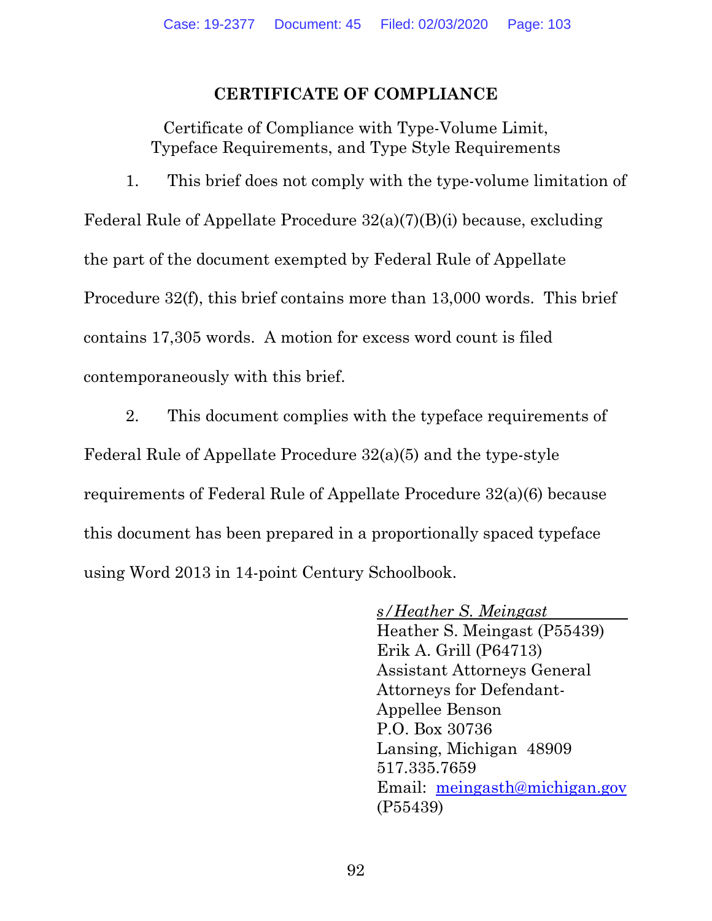# CERTIFICATE OF COMPLIANCE

Certificate of Compliance with Type-Volume Limit, Typeface Requirements, and Type Style Requirements

1. This brief does not comply with the type-volume limitation of Federal Rule of Appellate Procedure 32(a)(7)(B)(i) because, excluding the part of the document exempted by Federal Rule of Appellate Procedure 32(f), this brief contains more than 13,000 words. This brief contains 17,305 words. A motion for excess word count is filed contemporaneously with this brief.

2. This document complies with the typeface requirements of Federal Rule of Appellate Procedure 32(a)(5) and the type-style requirements of Federal Rule of Appellate Procedure 32(a)(6) because this document has been prepared in a proportionally spaced typeface using Word 2013 in 14-point Century Schoolbook.

*s/Heather S. Meingast*
Heather S. Meingast (P55439)
Erik A. Grill (P64713)
Assistant Attorneys General
Attorneys for Defendant-Appellee Benson
P.O. Box 30736
Lansing, Michigan 48909
517.335.7659
Email: meingasth@michigan.gov
(P55439)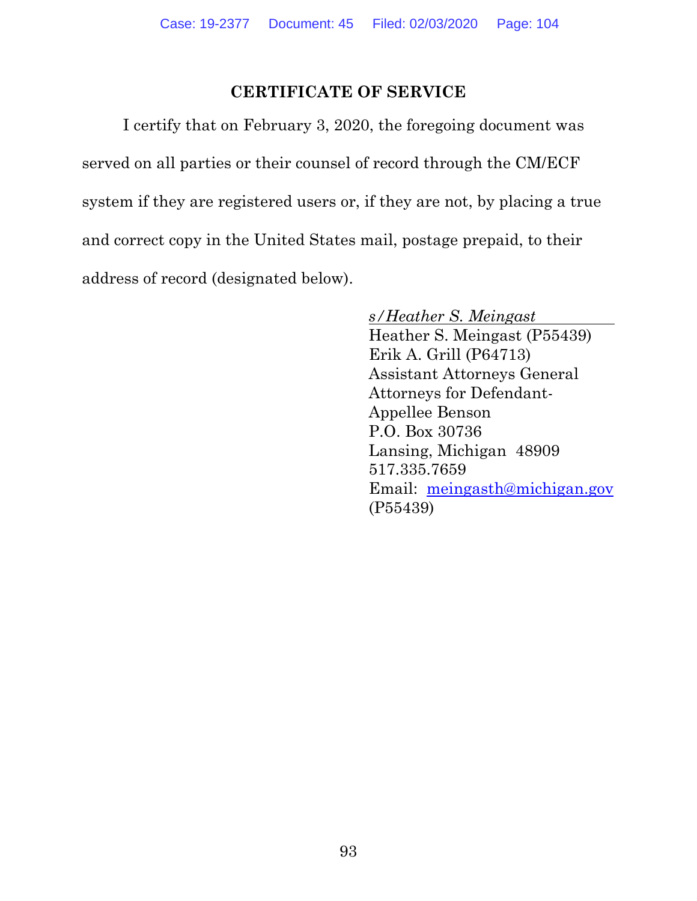## CERTIFICATE OF SERVICE

I certify that on February 3, 2020, the foregoing document was served on all parties or their counsel of record through the CM/ECF system if they are registered users or, if they are not, by placing a true and correct copy in the United States mail, postage prepaid, to their address of record (designated below).

*s/Heather S. Meingast*
Heather S. Meingast (P55439)
Erik A. Grill (P64713)
Assistant Attorneys General
Attorneys for Defendant-Appellee Benson
P.O. Box 30736
Lansing, Michigan 48909
517.335.7659
Email: meingasth@michigan.gov
(P55439)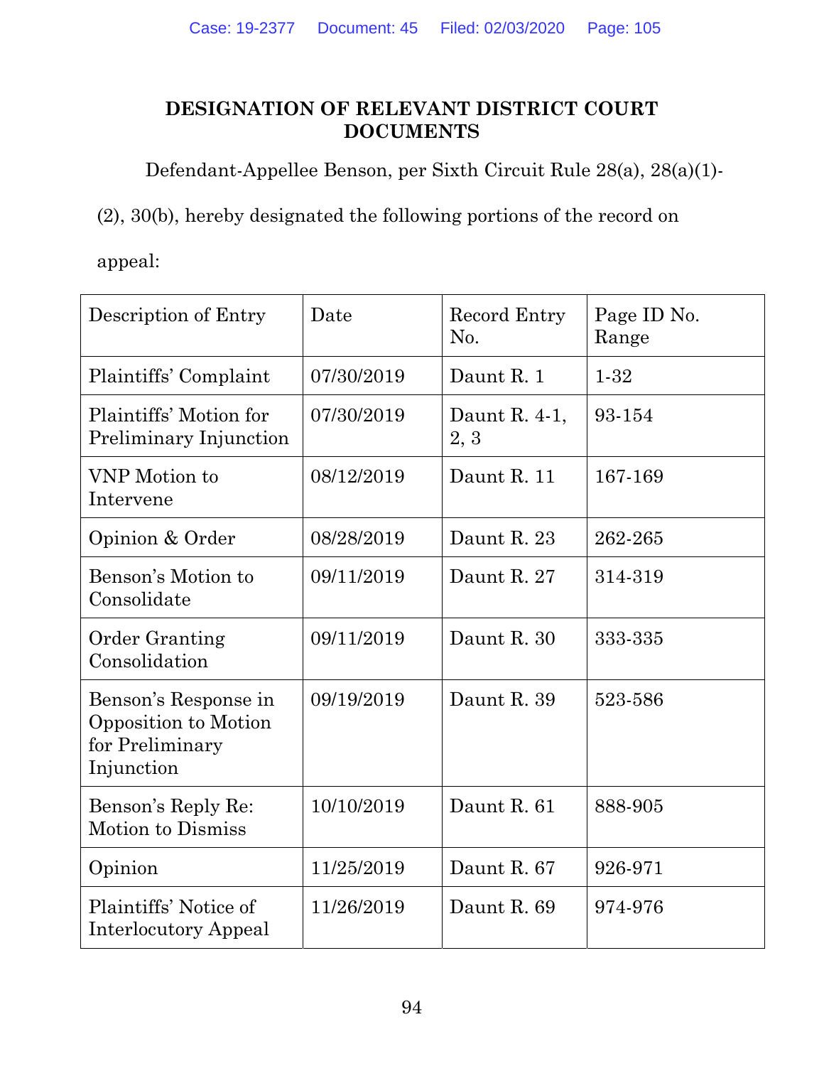## DESIGNATION OF RELEVANT DISTRICT COURT DOCUMENTS

Defendant-Appellee Benson, per Sixth Circuit Rule 28(a), 28(a)(1)-(2), 30(b), hereby designated the following portions of the record on appeal:

| Description of Entry | Date | Record Entry No. | Page ID No. Range |
|---|---|---|---|
| Plaintiffs' Complaint | 07/30/2019 | Daunt R. 1 | 1-32 |
| Plaintiffs' Motion for Preliminary Injunction | 07/30/2019 | Daunt R. 4-1, 2, 3 | 93-154 |
| VNP Motion to Intervene | 08/12/2019 | Daunt R. 11 | 167-169 |
| Opinion & Order | 08/28/2019 | Daunt R. 23 | 262-265 |
| Benson's Motion to Consolidate | 09/11/2019 | Daunt R. 27 | 314-319 |
| Order Granting Consolidation | 09/11/2019 | Daunt R. 30 | 333-335 |
| Benson's Response in Opposition to Motion for Preliminary Injunction | 09/19/2019 | Daunt R. 39 | 523-586 |
| Benson's Reply Re: Motion to Dismiss | 10/10/2019 | Daunt R. 61 | 888-905 |
| Opinion | 11/25/2019 | Daunt R. 67 | 926-971 |
| Plaintiffs' Notice of Interlocutory Appeal | 11/26/2019 | Daunt R. 69 | 974-976 |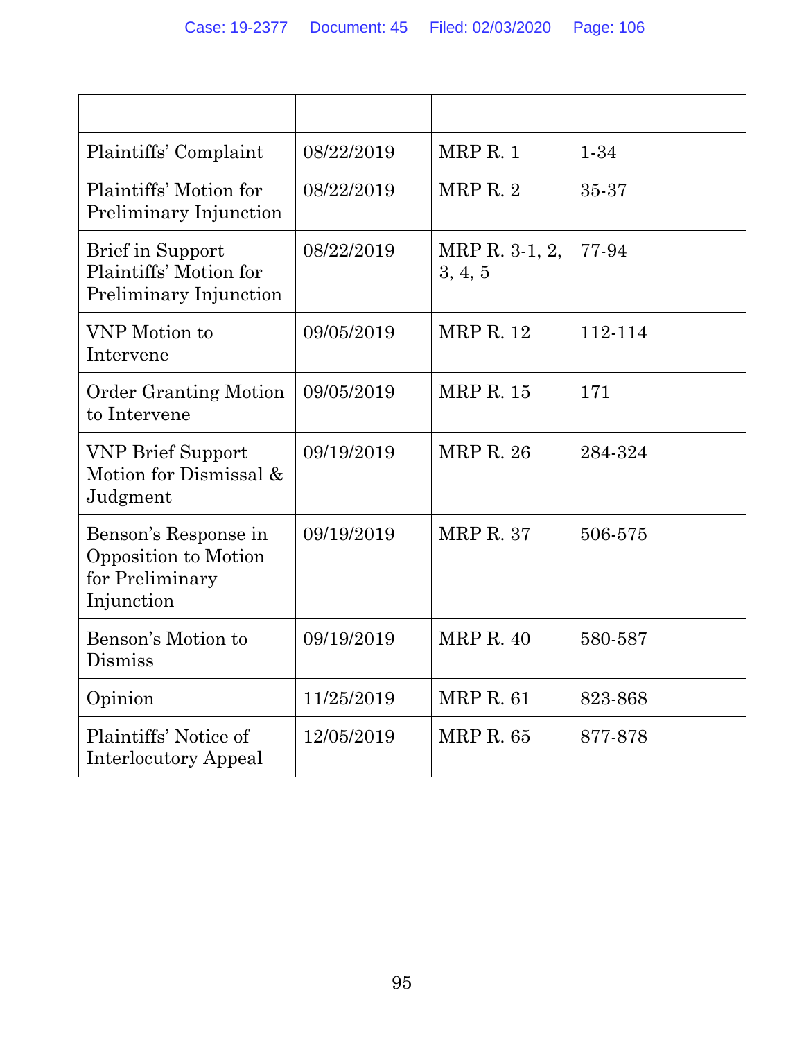| | | | |
|---|---|---|---|
| Plaintiffs' Complaint | 08/22/2019 | MRP R. 1 | 1-34 |
| Plaintiffs' Motion for Preliminary Injunction | 08/22/2019 | MRP R. 2 | 35-37 |
| Brief in Support Plaintiffs' Motion for Preliminary Injunction | 08/22/2019 | MRP R. 3-1, 2, 3, 4, 5 | 77-94 |
| VNP Motion to Intervene | 09/05/2019 | MRP R. 12 | 112-114 |
| Order Granting Motion to Intervene | 09/05/2019 | MRP R. 15 | 171 |
| VNP Brief Support Motion for Dismissal & Judgment | 09/19/2019 | MRP R. 26 | 284-324 |
| Benson's Response in Opposition to Motion for Preliminary Injunction | 09/19/2019 | MRP R. 37 | 506-575 |
| Benson's Motion to Dismiss | 09/19/2019 | MRP R. 40 | 580-587 |
| Opinion | 11/25/2019 | MRP R. 61 | 823-868 |
| Plaintiffs' Notice of Interlocutory Appeal | 12/05/2019 | MRP R. 65 | 877-878 |